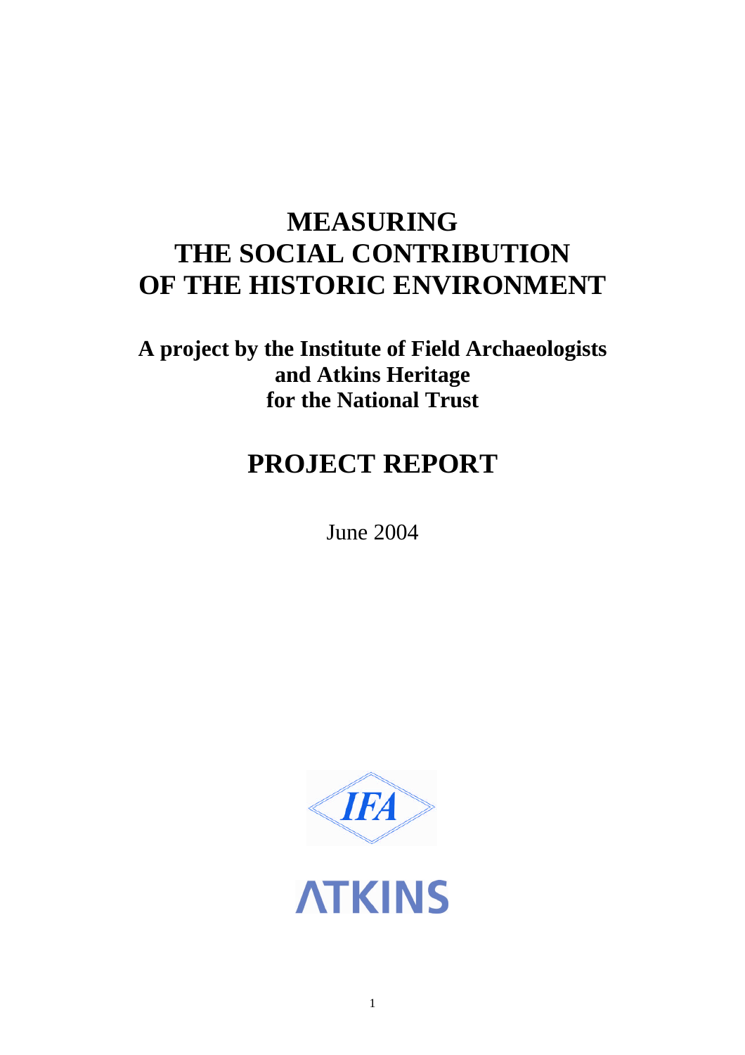# MEASURING THE SOCIAL CONTRIBUTION OF THE HISTORIC ENVIRONMENT

**A project by the Institute of Field Archaeologists and Atkins Heritage for the National Trust**

# PROJECT REPORT

June 2004

IFA

ATKINS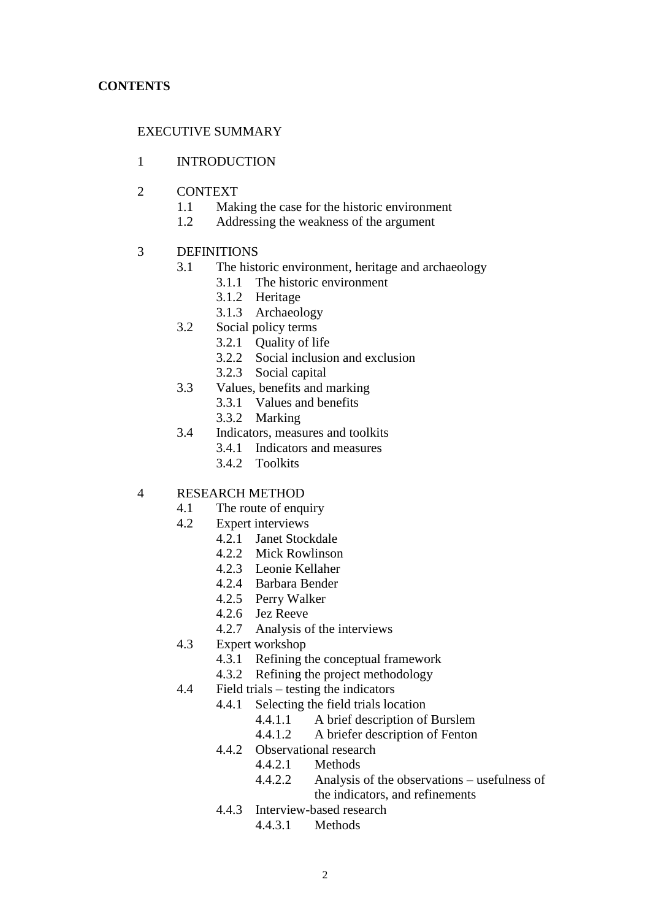**CONTENTS**

EXECUTIVE SUMMARY

1 INTRODUCTION

2 CONTEXT
- 1.1 Making the case for the historic environment
- 1.2 Addressing the weakness of the argument

3 DEFINITIONS
- 3.1 The historic environment, heritage and archaeology
  - 3.1.1 The historic environment
  - 3.1.2 Heritage
  - 3.1.3 Archaeology
- 3.2 Social policy terms
  - 3.2.1 Quality of life
  - 3.2.2 Social inclusion and exclusion
  - 3.2.3 Social capital
- 3.3 Values, benefits and marking
  - 3.3.1 Values and benefits
  - 3.3.2 Marking
- 3.4 Indicators, measures and toolkits
  - 3.4.1 Indicators and measures
  - 3.4.2 Toolkits

4 RESEARCH METHOD
- 4.1 The route of enquiry
- 4.2 Expert interviews
  - 4.2.1 Janet Stockdale
  - 4.2.2 Mick Rowlinson
  - 4.2.3 Leonie Kellaher
  - 4.2.4 Barbara Bender
  - 4.2.5 Perry Walker
  - 4.2.6 Jez Reeve
  - 4.2.7 Analysis of the interviews
- 4.3 Expert workshop
  - 4.3.1 Refining the conceptual framework
  - 4.3.2 Refining the project methodology
- 4.4 Field trials – testing the indicators
  - 4.4.1 Selecting the field trials location
    - 4.4.1.1 A brief description of Burslem
    - 4.4.1.2 A briefer description of Fenton
  - 4.4.2 Observational research
    - 4.4.2.1 Methods
    - 4.4.2.2 Analysis of the observations – usefulness of the indicators, and refinements
  - 4.4.3 Interview-based research
    - 4.4.3.1 Methods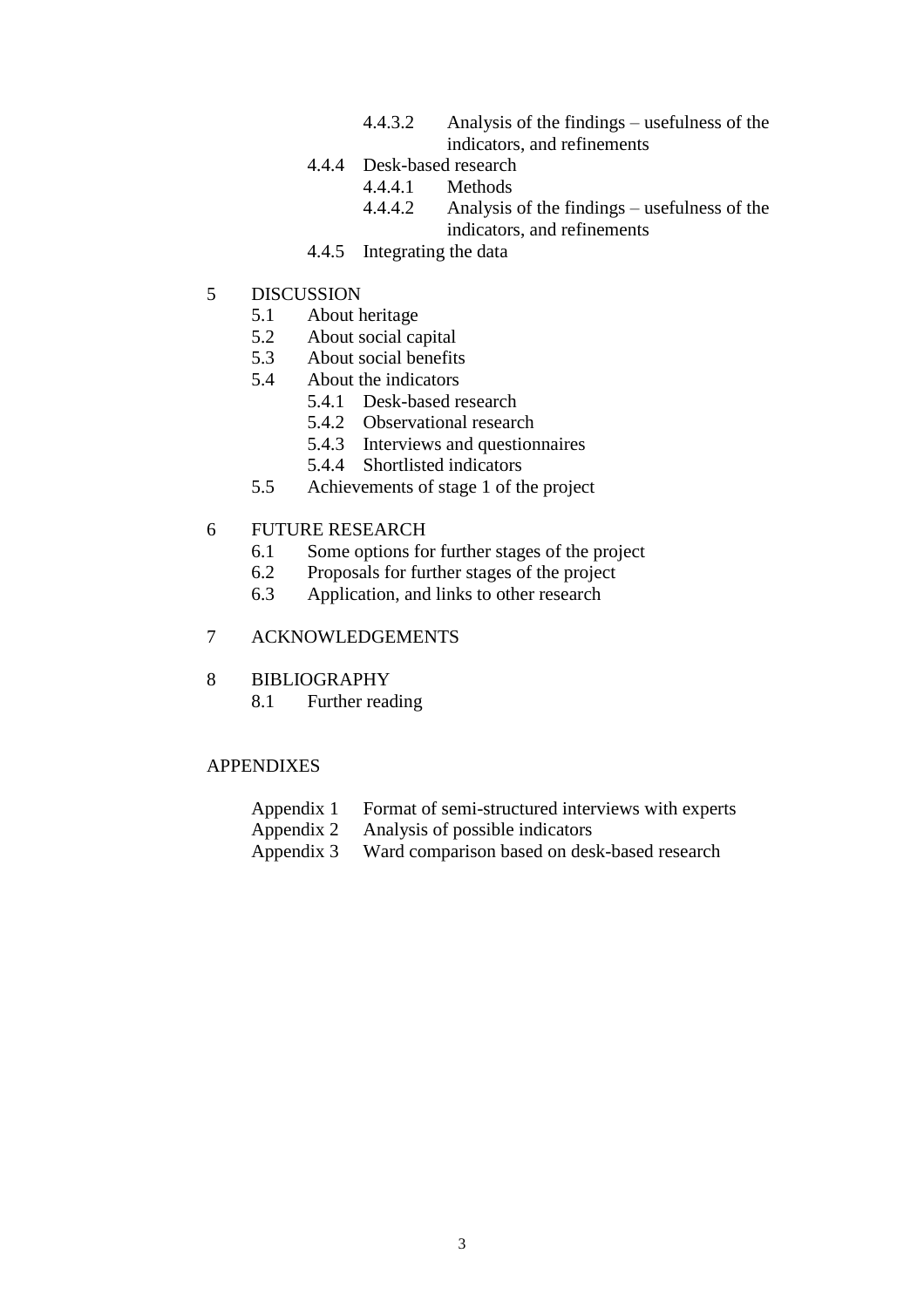- 4.4.3.2 Analysis of the findings – usefulness of the indicators, and refinements
- 4.4.4 Desk-based research
  - 4.4.4.1 Methods
  - 4.4.4.2 Analysis of the findings – usefulness of the indicators, and refinements
- 4.4.5 Integrating the data

5 DISCUSSION
- 5.1 About heritage
- 5.2 About social capital
- 5.3 About social benefits
- 5.4 About the indicators
  - 5.4.1 Desk-based research
  - 5.4.2 Observational research
  - 5.4.3 Interviews and questionnaires
  - 5.4.4 Shortlisted indicators
- 5.5 Achievements of stage 1 of the project

6 FUTURE RESEARCH
- 6.1 Some options for further stages of the project
- 6.2 Proposals for further stages of the project
- 6.3 Application, and links to other research

7 ACKNOWLEDGEMENTS

8 BIBLIOGRAPHY
- 8.1 Further reading

APPENDIXES

- Appendix 1 Format of semi-structured interviews with experts
- Appendix 2 Analysis of possible indicators
- Appendix 3 Ward comparison based on desk-based research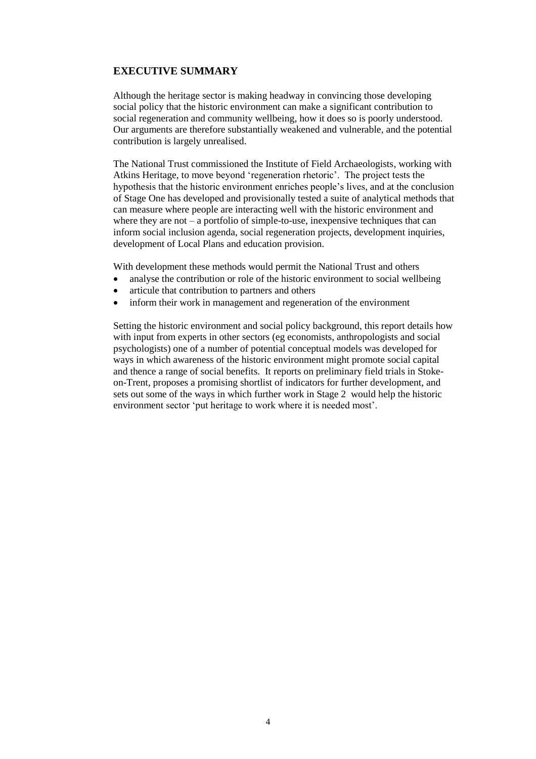## EXECUTIVE SUMMARY

Although the heritage sector is making headway in convincing those developing social policy that the historic environment can make a significant contribution to social regeneration and community wellbeing, how it does so is poorly understood. Our arguments are therefore substantially weakened and vulnerable, and the potential contribution is largely unrealised.

The National Trust commissioned the Institute of Field Archaeologists, working with Atkins Heritage, to move beyond 'regeneration rhetoric'. The project tests the hypothesis that the historic environment enriches people's lives, and at the conclusion of Stage One has developed and provisionally tested a suite of analytical methods that can measure where people are interacting well with the historic environment and where they are not – a portfolio of simple-to-use, inexpensive techniques that can inform social inclusion agenda, social regeneration projects, development inquiries, development of Local Plans and education provision.

With development these methods would permit the National Trust and others

- analyse the contribution or role of the historic environment to social wellbeing
- articule that contribution to partners and others
- inform their work in management and regeneration of the environment

Setting the historic environment and social policy background, this report details how with input from experts in other sectors (eg economists, anthropologists and social psychologists) one of a number of potential conceptual models was developed for ways in which awareness of the historic environment might promote social capital and thence a range of social benefits. It reports on preliminary field trials in Stoke-on-Trent, proposes a promising shortlist of indicators for further development, and sets out some of the ways in which further work in Stage 2 would help the historic environment sector 'put heritage to work where it is needed most'.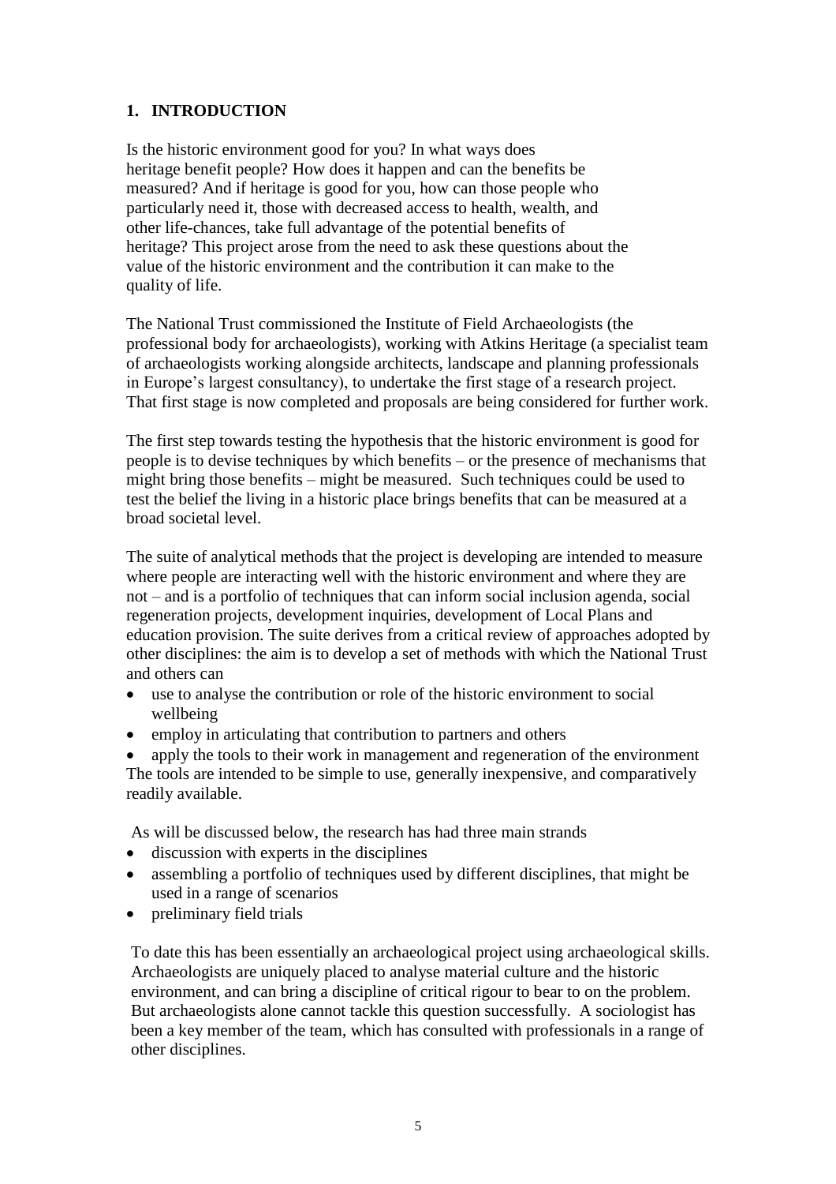## 1. INTRODUCTION

Is the historic environment good for you? In what ways does heritage benefit people? How does it happen and can the benefits be measured? And if heritage is good for you, how can those people who particularly need it, those with decreased access to health, wealth, and other life-chances, take full advantage of the potential benefits of heritage? This project arose from the need to ask these questions about the value of the historic environment and the contribution it can make to the quality of life.

The National Trust commissioned the Institute of Field Archaeologists (the professional body for archaeologists), working with Atkins Heritage (a specialist team of archaeologists working alongside architects, landscape and planning professionals in Europe's largest consultancy), to undertake the first stage of a research project. That first stage is now completed and proposals are being considered for further work.

The first step towards testing the hypothesis that the historic environment is good for people is to devise techniques by which benefits – or the presence of mechanisms that might bring those benefits – might be measured. Such techniques could be used to test the belief the living in a historic place brings benefits that can be measured at a broad societal level.

The suite of analytical methods that the project is developing are intended to measure where people are interacting well with the historic environment and where they are not – and is a portfolio of techniques that can inform social inclusion agenda, social regeneration projects, development inquiries, development of Local Plans and education provision. The suite derives from a critical review of approaches adopted by other disciplines: the aim is to develop a set of methods with which the National Trust and others can

- use to analyse the contribution or role of the historic environment to social wellbeing
- employ in articulating that contribution to partners and others
- apply the tools to their work in management and regeneration of the environment

The tools are intended to be simple to use, generally inexpensive, and comparatively readily available.

As will be discussed below, the research has had three main strands

- discussion with experts in the disciplines
- assembling a portfolio of techniques used by different disciplines, that might be used in a range of scenarios
- preliminary field trials

To date this has been essentially an archaeological project using archaeological skills. Archaeologists are uniquely placed to analyse material culture and the historic environment, and can bring a discipline of critical rigour to bear to on the problem. But archaeologists alone cannot tackle this question successfully. A sociologist has been a key member of the team, which has consulted with professionals in a range of other disciplines.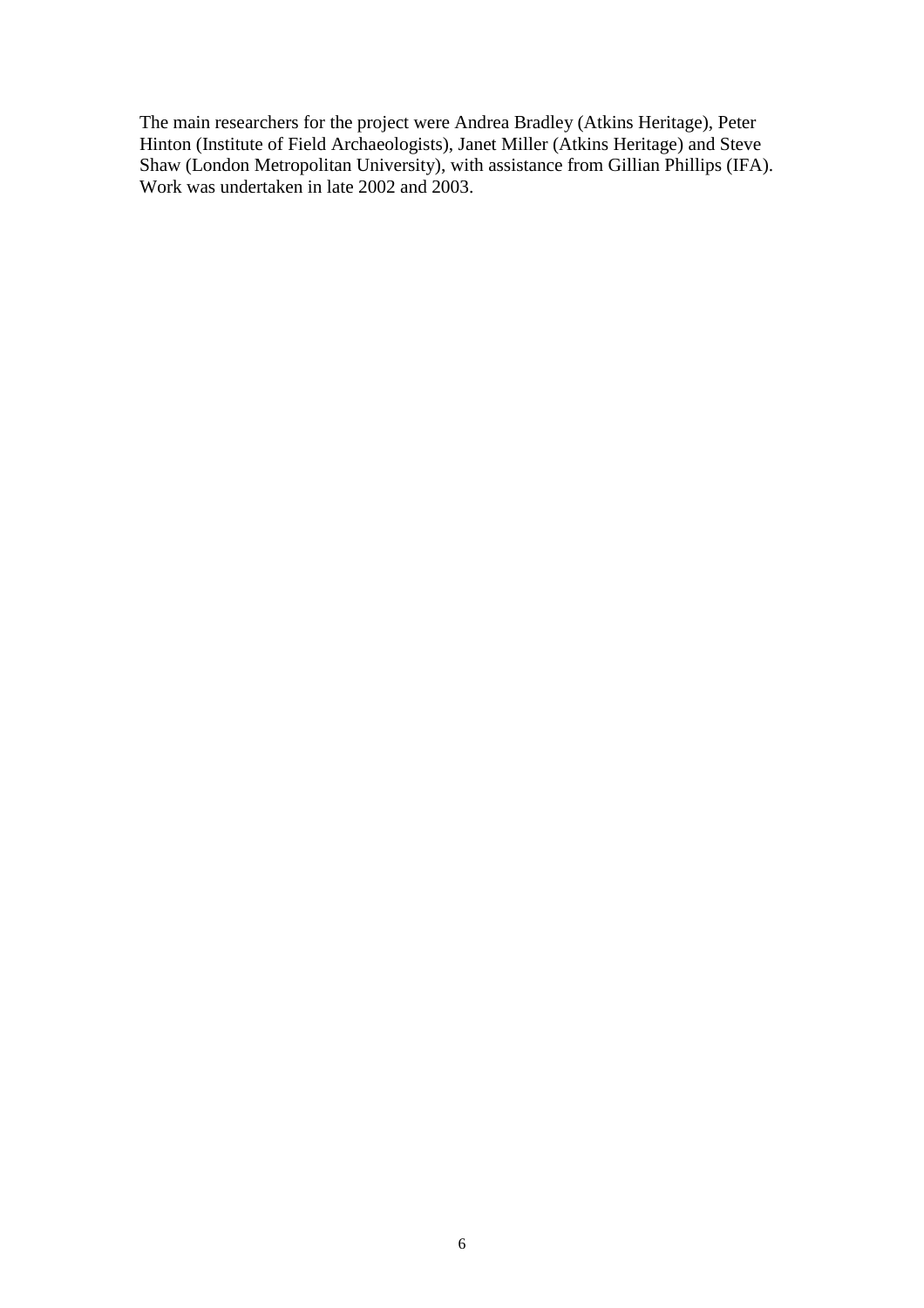The main researchers for the project were Andrea Bradley (Atkins Heritage), Peter Hinton (Institute of Field Archaeologists), Janet Miller (Atkins Heritage) and Steve Shaw (London Metropolitan University), with assistance from Gillian Phillips (IFA). Work was undertaken in late 2002 and 2003.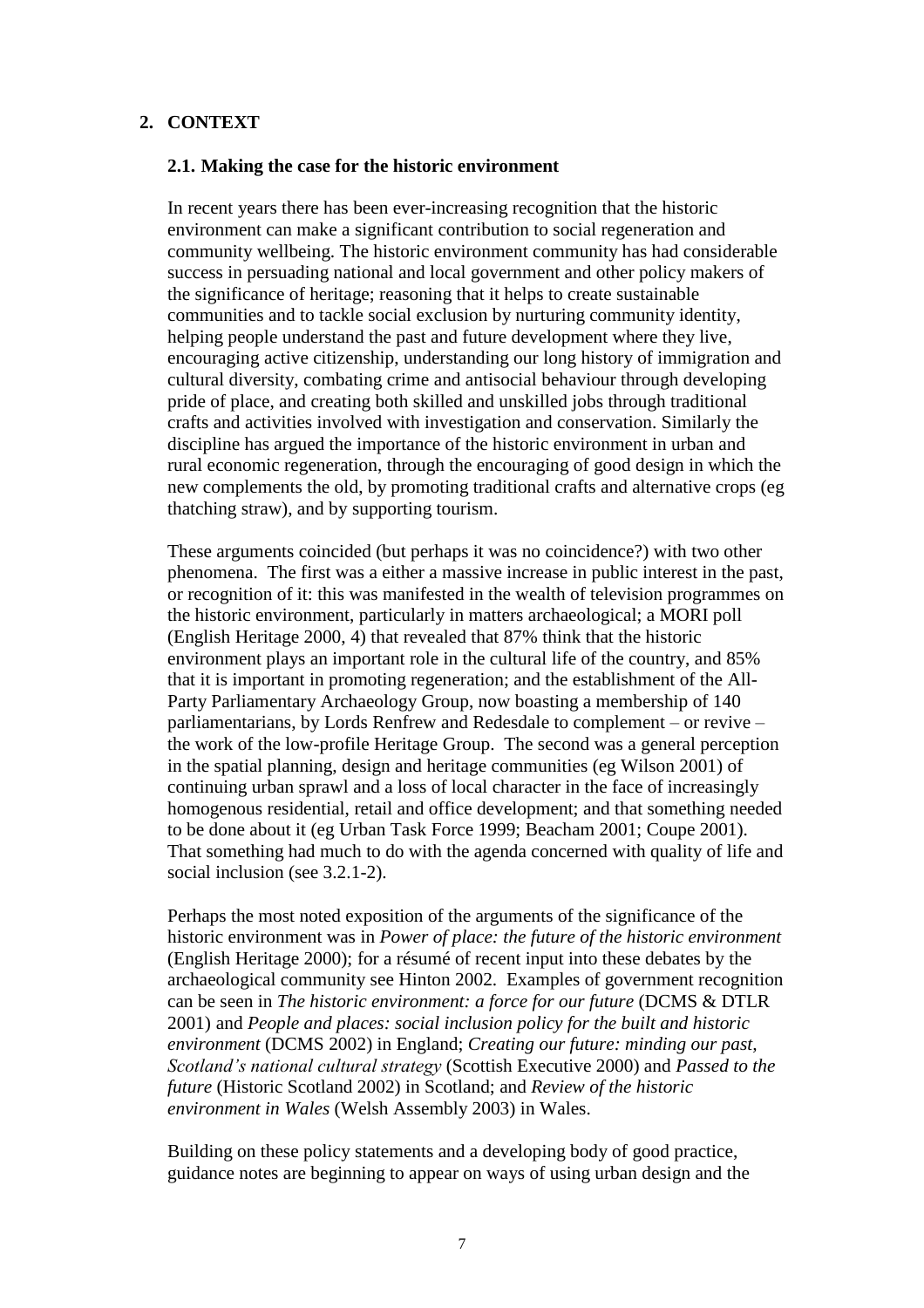## 2. CONTEXT

### 2.1. Making the case for the historic environment

In recent years there has been ever-increasing recognition that the historic environment can make a significant contribution to social regeneration and community wellbeing. The historic environment community has had considerable success in persuading national and local government and other policy makers of the significance of heritage; reasoning that it helps to create sustainable communities and to tackle social exclusion by nurturing community identity, helping people understand the past and future development where they live, encouraging active citizenship, understanding our long history of immigration and cultural diversity, combating crime and antisocial behaviour through developing pride of place, and creating both skilled and unskilled jobs through traditional crafts and activities involved with investigation and conservation. Similarly the discipline has argued the importance of the historic environment in urban and rural economic regeneration, through the encouraging of good design in which the new complements the old, by promoting traditional crafts and alternative crops (eg thatching straw), and by supporting tourism.

These arguments coincided (but perhaps it was no coincidence?) with two other phenomena. The first was a either a massive increase in public interest in the past, or recognition of it: this was manifested in the wealth of television programmes on the historic environment, particularly in matters archaeological; a MORI poll (English Heritage 2000, 4) that revealed that 87% think that the historic environment plays an important role in the cultural life of the country, and 85% that it is important in promoting regeneration; and the establishment of the All-Party Parliamentary Archaeology Group, now boasting a membership of 140 parliamentarians, by Lords Renfrew and Redesdale to complement – or revive – the work of the low-profile Heritage Group. The second was a general perception in the spatial planning, design and heritage communities (eg Wilson 2001) of continuing urban sprawl and a loss of local character in the face of increasingly homogenous residential, retail and office development; and that something needed to be done about it (eg Urban Task Force 1999; Beacham 2001; Coupe 2001). That something had much to do with the agenda concerned with quality of life and social inclusion (see 3.2.1-2).

Perhaps the most noted exposition of the arguments of the significance of the historic environment was in *Power of place: the future of the historic environment* (English Heritage 2000); for a résumé of recent input into these debates by the archaeological community see Hinton 2002. Examples of government recognition can be seen in *The historic environment: a force for our future* (DCMS & DTLR 2001) and *People and places: social inclusion policy for the built and historic environment* (DCMS 2002) in England; *Creating our future: minding our past, Scotland's national cultural strategy* (Scottish Executive 2000) and *Passed to the future* (Historic Scotland 2002) in Scotland; and *Review of the historic environment in Wales* (Welsh Assembly 2003) in Wales.

Building on these policy statements and a developing body of good practice, guidance notes are beginning to appear on ways of using urban design and the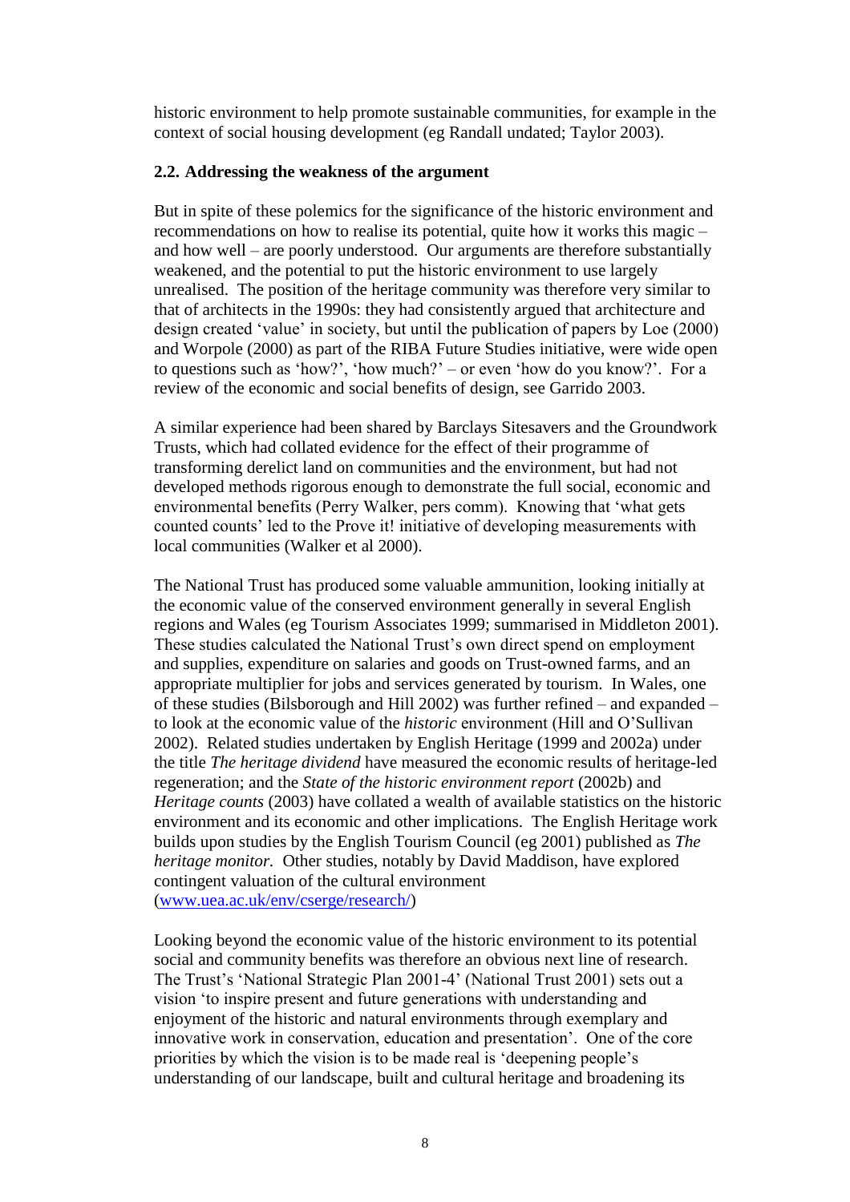historic environment to help promote sustainable communities, for example in the context of social housing development (eg Randall undated; Taylor 2003).

### 2.2. Addressing the weakness of the argument

But in spite of these polemics for the significance of the historic environment and recommendations on how to realise its potential, quite how it works this magic – and how well – are poorly understood. Our arguments are therefore substantially weakened, and the potential to put the historic environment to use largely unrealised. The position of the heritage community was therefore very similar to that of architects in the 1990s: they had consistently argued that architecture and design created 'value' in society, but until the publication of papers by Loe (2000) and Worpole (2000) as part of the RIBA Future Studies initiative, were wide open to questions such as 'how?', 'how much?' – or even 'how do you know?'. For a review of the economic and social benefits of design, see Garrido 2003.

A similar experience had been shared by Barclays Sitesavers and the Groundwork Trusts, which had collated evidence for the effect of their programme of transforming derelict land on communities and the environment, but had not developed methods rigorous enough to demonstrate the full social, economic and environmental benefits (Perry Walker, pers comm). Knowing that 'what gets counted counts' led to the Prove it! initiative of developing measurements with local communities (Walker et al 2000).

The National Trust has produced some valuable ammunition, looking initially at the economic value of the conserved environment generally in several English regions and Wales (eg Tourism Associates 1999; summarised in Middleton 2001). These studies calculated the National Trust's own direct spend on employment and supplies, expenditure on salaries and goods on Trust-owned farms, and an appropriate multiplier for jobs and services generated by tourism. In Wales, one of these studies (Bilsborough and Hill 2002) was further refined – and expanded – to look at the economic value of the *historic* environment (Hill and O'Sullivan 2002). Related studies undertaken by English Heritage (1999 and 2002a) under the title *The heritage dividend* have measured the economic results of heritage-led regeneration; and the *State of the historic environment report* (2002b) and *Heritage counts* (2003) have collated a wealth of available statistics on the historic environment and its economic and other implications. The English Heritage work builds upon studies by the English Tourism Council (eg 2001) published as *The heritage monitor.* Other studies, notably by David Maddison, have explored contingent valuation of the cultural environment (www.uea.ac.uk/env/cserge/research/)

Looking beyond the economic value of the historic environment to its potential social and community benefits was therefore an obvious next line of research. The Trust's 'National Strategic Plan 2001-4' (National Trust 2001) sets out a vision 'to inspire present and future generations with understanding and enjoyment of the historic and natural environments through exemplary and innovative work in conservation, education and presentation'. One of the core priorities by which the vision is to be made real is 'deepening people's understanding of our landscape, built and cultural heritage and broadening its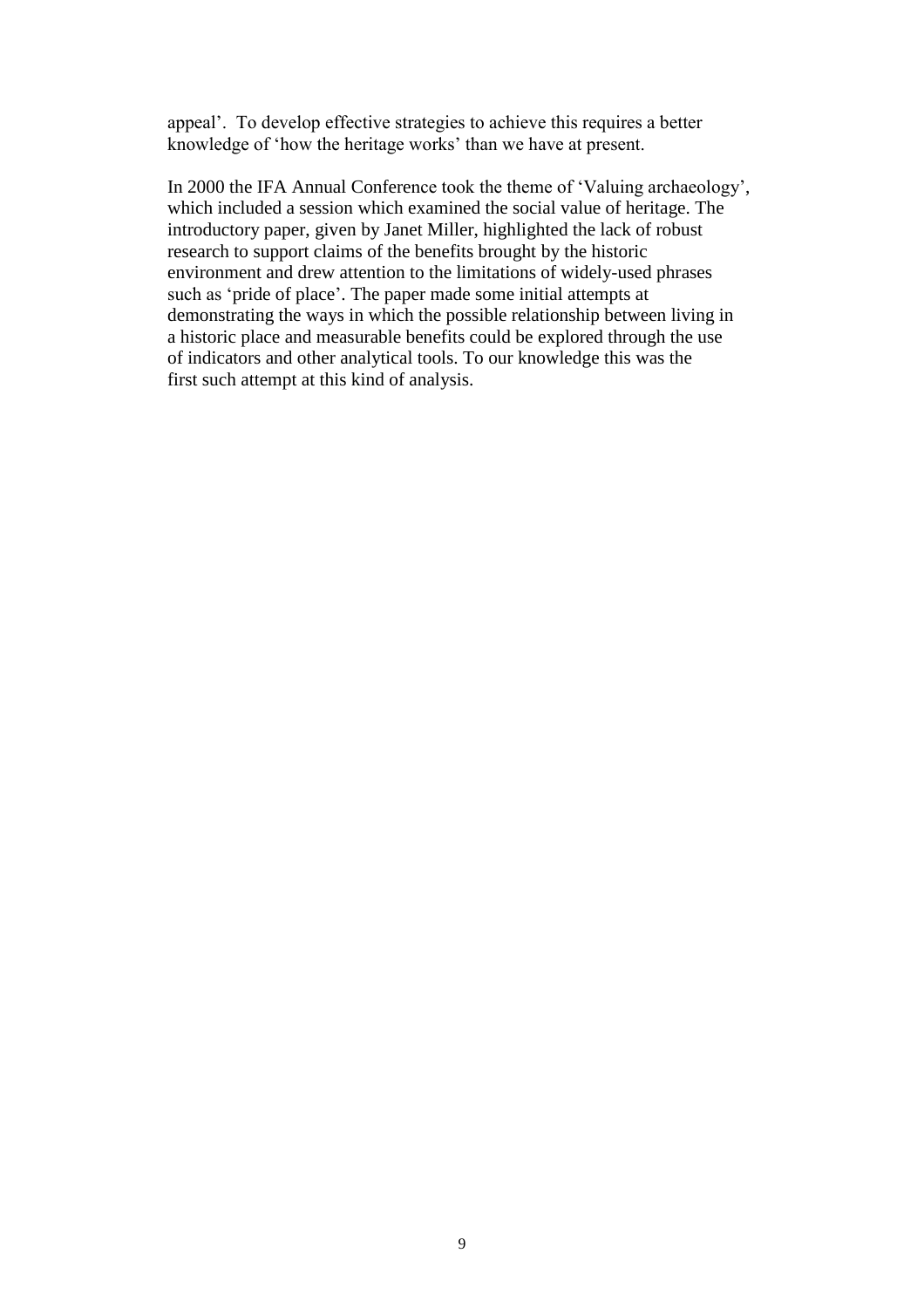appeal'. To develop effective strategies to achieve this requires a better knowledge of 'how the heritage works' than we have at present.

In 2000 the IFA Annual Conference took the theme of 'Valuing archaeology', which included a session which examined the social value of heritage. The introductory paper, given by Janet Miller, highlighted the lack of robust research to support claims of the benefits brought by the historic environment and drew attention to the limitations of widely-used phrases such as 'pride of place'. The paper made some initial attempts at demonstrating the ways in which the possible relationship between living in a historic place and measurable benefits could be explored through the use of indicators and other analytical tools. To our knowledge this was the first such attempt at this kind of analysis.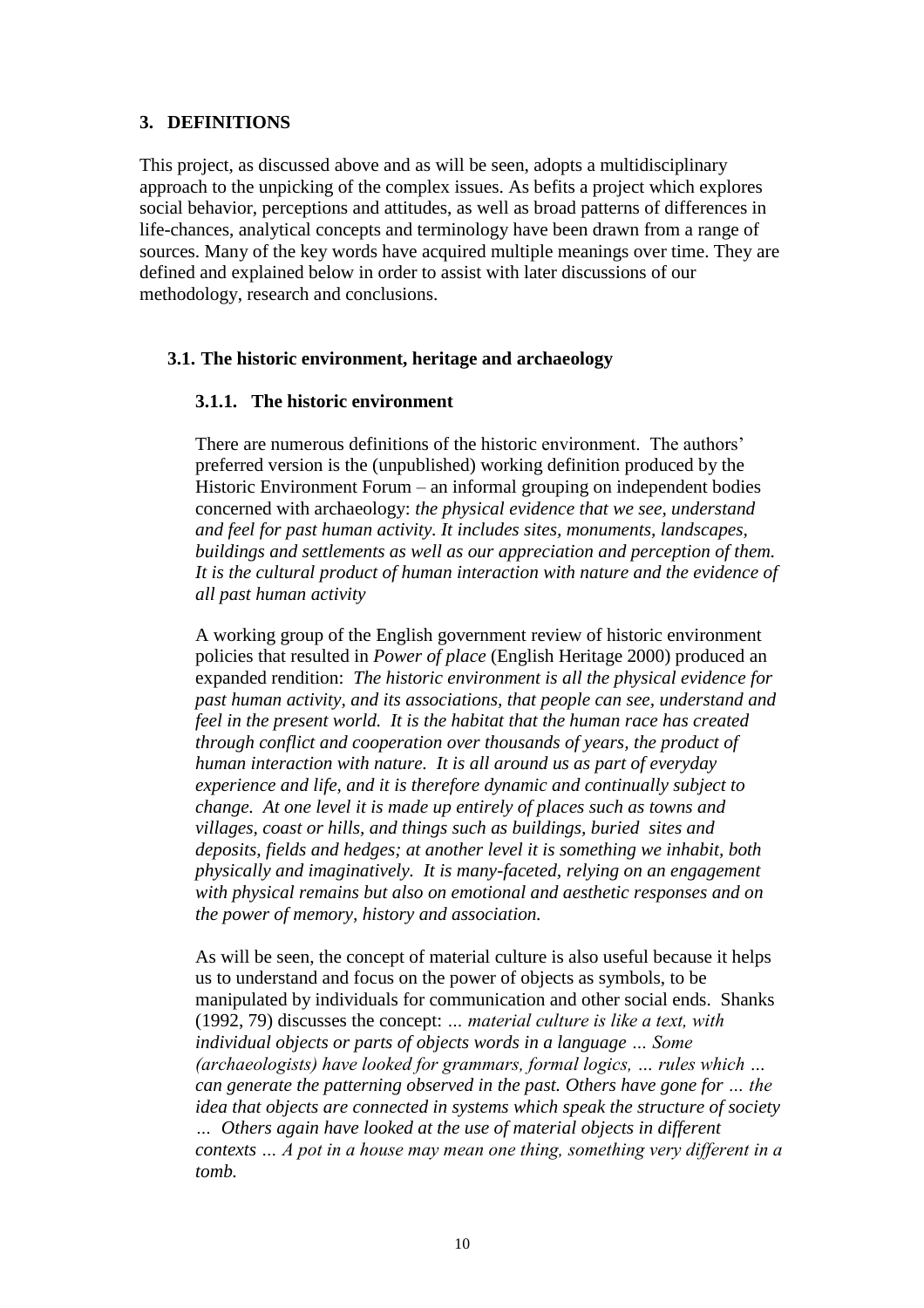## 3. DEFINITIONS

This project, as discussed above and as will be seen, adopts a multidisciplinary approach to the unpicking of the complex issues. As befits a project which explores social behavior, perceptions and attitudes, as well as broad patterns of differences in life-chances, analytical concepts and terminology have been drawn from a range of sources. Many of the key words have acquired multiple meanings over time. They are defined and explained below in order to assist with later discussions of our methodology, research and conclusions.

### 3.1. The historic environment, heritage and archaeology

#### 3.1.1. The historic environment

There are numerous definitions of the historic environment. The authors' preferred version is the (unpublished) working definition produced by the Historic Environment Forum – an informal grouping on independent bodies concerned with archaeology: *the physical evidence that we see, understand and feel for past human activity. It includes sites, monuments, landscapes, buildings and settlements as well as our appreciation and perception of them. It is the cultural product of human interaction with nature and the evidence of all past human activity*

A working group of the English government review of historic environment policies that resulted in *Power of place* (English Heritage 2000) produced an expanded rendition: *The historic environment is all the physical evidence for past human activity, and its associations, that people can see, understand and feel in the present world. It is the habitat that the human race has created through conflict and cooperation over thousands of years, the product of human interaction with nature. It is all around us as part of everyday experience and life, and it is therefore dynamic and continually subject to change. At one level it is made up entirely of places such as towns and villages, coast or hills, and things such as buildings, buried sites and deposits, fields and hedges; at another level it is something we inhabit, both physically and imaginatively. It is many-faceted, relying on an engagement with physical remains but also on emotional and aesthetic responses and on the power of memory, history and association.*

As will be seen, the concept of material culture is also useful because it helps us to understand and focus on the power of objects as symbols, to be manipulated by individuals for communication and other social ends. Shanks (1992, 79) discusses the concept: *… material culture is like a text, with individual objects or parts of objects words in a language … Some (archaeologists) have looked for grammars, formal logics, … rules which … can generate the patterning observed in the past. Others have gone for … the idea that objects are connected in systems which speak the structure of society … Others again have looked at the use of material objects in different contexts … A pot in a house may mean one thing, something very different in a tomb.*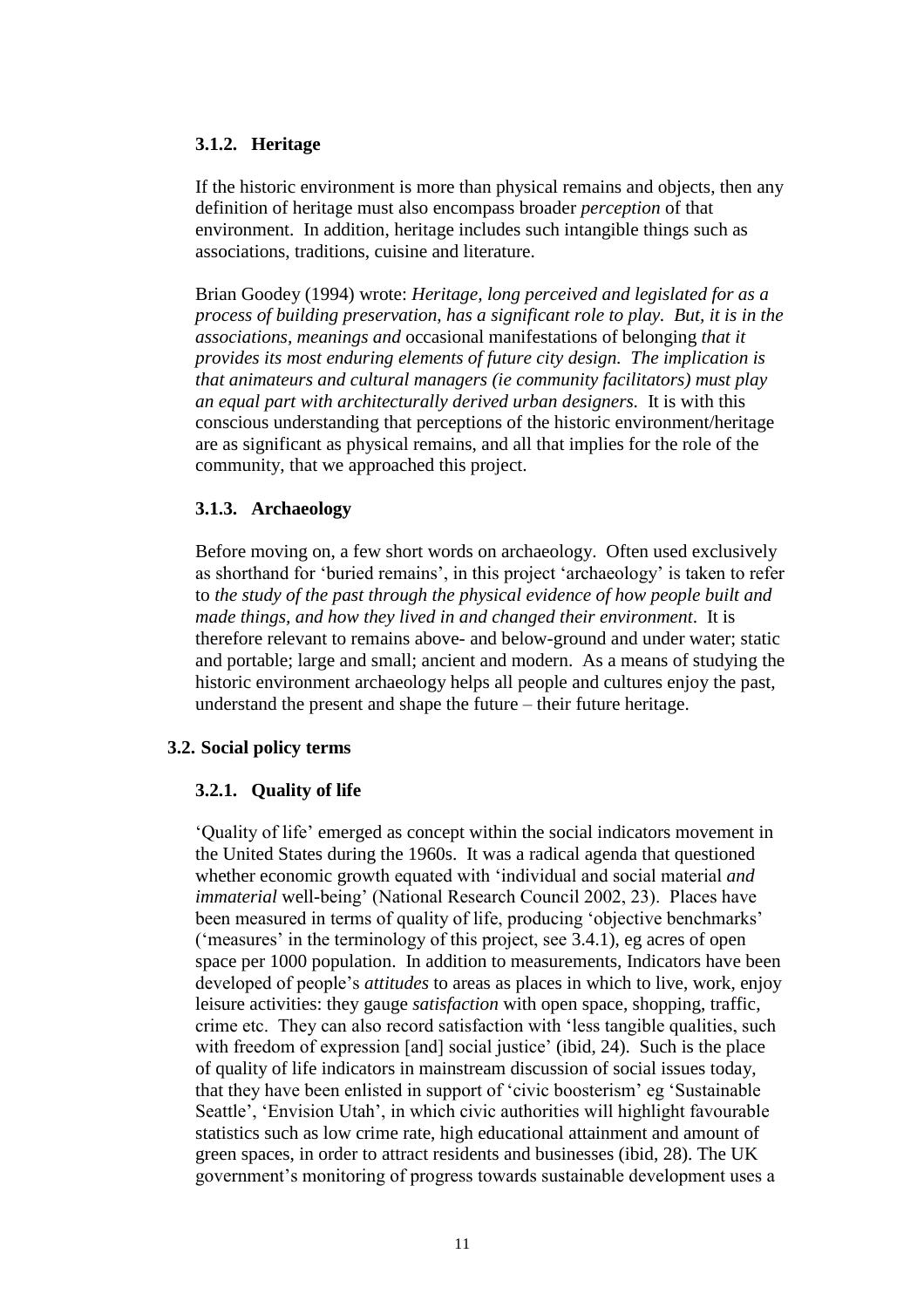### 3.1.2. Heritage

If the historic environment is more than physical remains and objects, then any definition of heritage must also encompass broader *perception* of that environment. In addition, heritage includes such intangible things such as associations, traditions, cuisine and literature.

Brian Goodey (1994) wrote: *Heritage, long perceived and legislated for as a process of building preservation, has a significant role to play. But, it is in the associations, meanings and* occasional manifestations of belonging *that it provides its most enduring elements of future city design. The implication is that animateurs and cultural managers (ie community facilitators) must play an equal part with architecturally derived urban designers.* It is with this conscious understanding that perceptions of the historic environment/heritage are as significant as physical remains, and all that implies for the role of the community, that we approached this project.

### 3.1.3. Archaeology

Before moving on, a few short words on archaeology. Often used exclusively as shorthand for 'buried remains', in this project 'archaeology' is taken to refer to *the study of the past through the physical evidence of how people built and made things, and how they lived in and changed their environment*. It is therefore relevant to remains above- and below-ground and under water; static and portable; large and small; ancient and modern. As a means of studying the historic environment archaeology helps all people and cultures enjoy the past, understand the present and shape the future – their future heritage.

## 3.2. Social policy terms

### 3.2.1. Quality of life

'Quality of life' emerged as concept within the social indicators movement in the United States during the 1960s. It was a radical agenda that questioned whether economic growth equated with 'individual and social material *and immaterial* well-being' (National Research Council 2002, 23). Places have been measured in terms of quality of life, producing 'objective benchmarks' ('measures' in the terminology of this project, see 3.4.1), eg acres of open space per 1000 population. In addition to measurements, Indicators have been developed of people's *attitudes* to areas as places in which to live, work, enjoy leisure activities: they gauge *satisfaction* with open space, shopping, traffic, crime etc. They can also record satisfaction with 'less tangible qualities, such with freedom of expression [and] social justice' (ibid, 24). Such is the place of quality of life indicators in mainstream discussion of social issues today, that they have been enlisted in support of 'civic boosterism' eg 'Sustainable Seattle', 'Envision Utah', in which civic authorities will highlight favourable statistics such as low crime rate, high educational attainment and amount of green spaces, in order to attract residents and businesses (ibid, 28). The UK government's monitoring of progress towards sustainable development uses a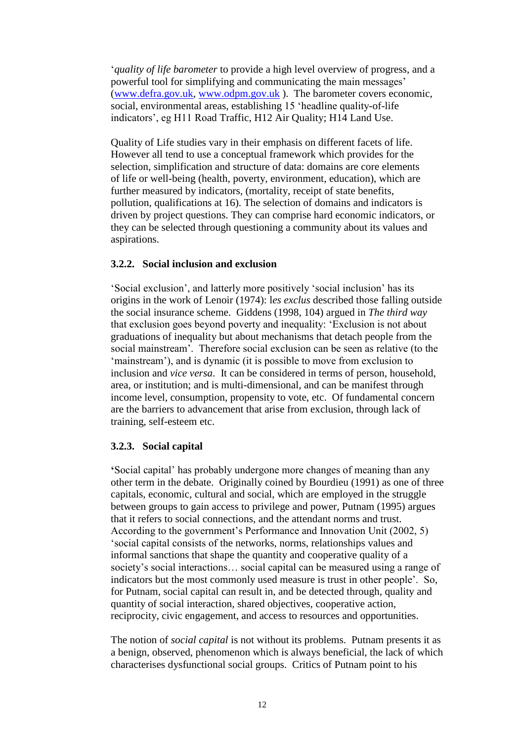'*quality of life barometer* to provide a high level overview of progress, and a powerful tool for simplifying and communicating the main messages' (www.defra.gov.uk, www.odpm.gov.uk ). The barometer covers economic, social, environmental areas, establishing 15 'headline quality-of-life indicators', eg H11 Road Traffic, H12 Air Quality; H14 Land Use.

Quality of Life studies vary in their emphasis on different facets of life. However all tend to use a conceptual framework which provides for the selection, simplification and structure of data: domains are core elements of life or well-being (health, poverty, environment, education), which are further measured by indicators, (mortality, receipt of state benefits, pollution, qualifications at 16). The selection of domains and indicators is driven by project questions. They can comprise hard economic indicators, or they can be selected through questioning a community about its values and aspirations.

### 3.2.2. Social inclusion and exclusion

'Social exclusion', and latterly more positively 'social inclusion' has its origins in the work of Lenoir (1974): l*es exclus* described those falling outside the social insurance scheme. Giddens (1998, 104) argued in *The third way* that exclusion goes beyond poverty and inequality: 'Exclusion is not about graduations of inequality but about mechanisms that detach people from the social mainstream'. Therefore social exclusion can be seen as relative (to the 'mainstream'), and is dynamic (it is possible to move from exclusion to inclusion and *vice versa*. It can be considered in terms of person, household, area, or institution; and is multi-dimensional, and can be manifest through income level, consumption, propensity to vote, etc. Of fundamental concern are the barriers to advancement that arise from exclusion, through lack of training, self-esteem etc.

### 3.2.3. Social capital

'Social capital' has probably undergone more changes of meaning than any other term in the debate. Originally coined by Bourdieu (1991) as one of three capitals, economic, cultural and social, which are employed in the struggle between groups to gain access to privilege and power, Putnam (1995) argues that it refers to social connections, and the attendant norms and trust. According to the government's Performance and Innovation Unit (2002, 5) 'social capital consists of the networks, norms, relationships values and informal sanctions that shape the quantity and cooperative quality of a society's social interactions… social capital can be measured using a range of indicators but the most commonly used measure is trust in other people'. So, for Putnam, social capital can result in, and be detected through, quality and quantity of social interaction, shared objectives, cooperative action, reciprocity, civic engagement, and access to resources and opportunities.

The notion of *social capital* is not without its problems. Putnam presents it as a benign, observed, phenomenon which is always beneficial, the lack of which characterises dysfunctional social groups. Critics of Putnam point to his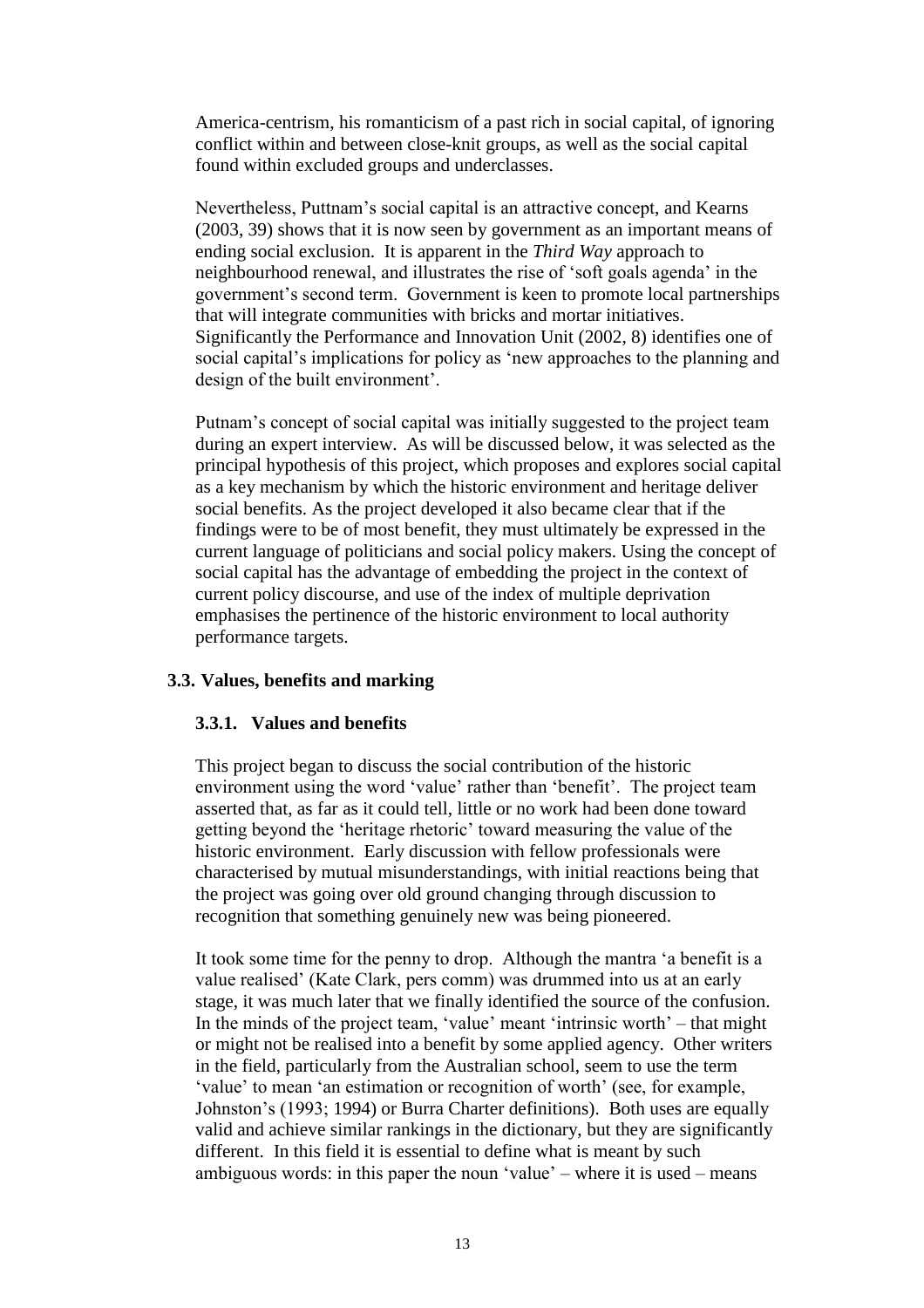America-centrism, his romanticism of a past rich in social capital, of ignoring conflict within and between close-knit groups, as well as the social capital found within excluded groups and underclasses.

Nevertheless, Puttnam's social capital is an attractive concept, and Kearns (2003, 39) shows that it is now seen by government as an important means of ending social exclusion. It is apparent in the *Third Way* approach to neighbourhood renewal, and illustrates the rise of 'soft goals agenda' in the government's second term. Government is keen to promote local partnerships that will integrate communities with bricks and mortar initiatives. Significantly the Performance and Innovation Unit (2002, 8) identifies one of social capital's implications for policy as 'new approaches to the planning and design of the built environment'.

Putnam's concept of social capital was initially suggested to the project team during an expert interview. As will be discussed below, it was selected as the principal hypothesis of this project, which proposes and explores social capital as a key mechanism by which the historic environment and heritage deliver social benefits. As the project developed it also became clear that if the findings were to be of most benefit, they must ultimately be expressed in the current language of politicians and social policy makers. Using the concept of social capital has the advantage of embedding the project in the context of current policy discourse, and use of the index of multiple deprivation emphasises the pertinence of the historic environment to local authority performance targets.

### 3.3. Values, benefits and marking

#### 3.3.1. Values and benefits

This project began to discuss the social contribution of the historic environment using the word 'value' rather than 'benefit'. The project team asserted that, as far as it could tell, little or no work had been done toward getting beyond the 'heritage rhetoric' toward measuring the value of the historic environment. Early discussion with fellow professionals were characterised by mutual misunderstandings, with initial reactions being that the project was going over old ground changing through discussion to recognition that something genuinely new was being pioneered.

It took some time for the penny to drop. Although the mantra 'a benefit is a value realised' (Kate Clark, pers comm) was drummed into us at an early stage, it was much later that we finally identified the source of the confusion. In the minds of the project team, 'value' meant 'intrinsic worth' – that might or might not be realised into a benefit by some applied agency. Other writers in the field, particularly from the Australian school, seem to use the term 'value' to mean 'an estimation or recognition of worth' (see, for example, Johnston's (1993; 1994) or Burra Charter definitions). Both uses are equally valid and achieve similar rankings in the dictionary, but they are significantly different. In this field it is essential to define what is meant by such ambiguous words: in this paper the noun 'value' – where it is used – means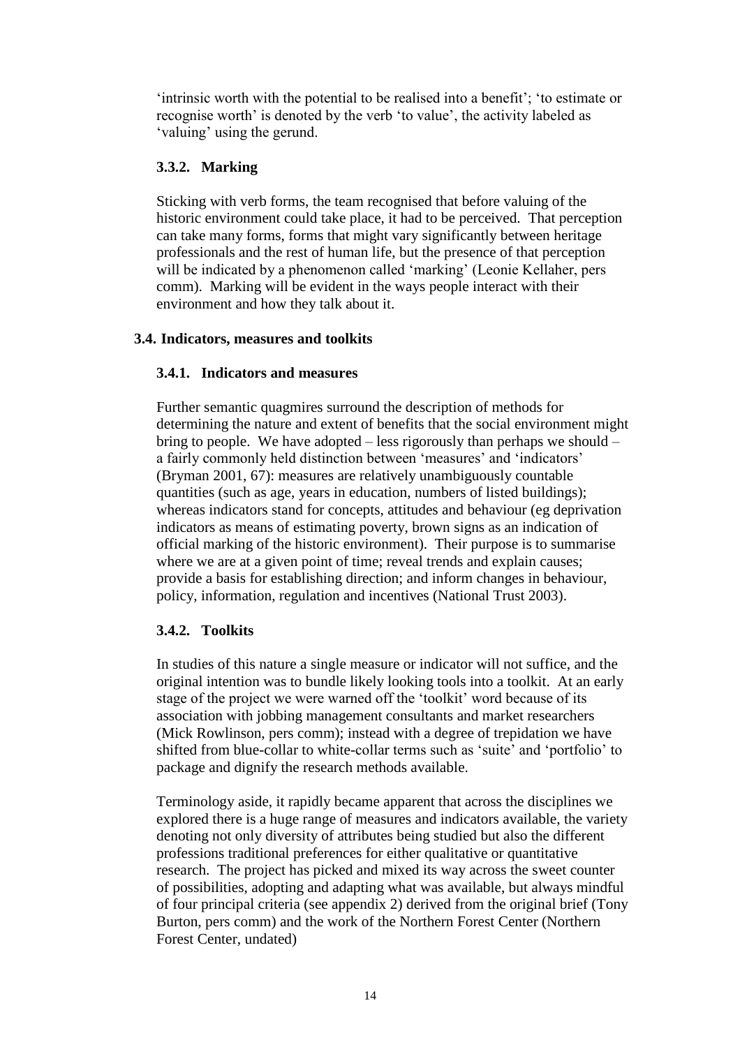'intrinsic worth with the potential to be realised into a benefit'; 'to estimate or recognise worth' is denoted by the verb 'to value', the activity labeled as 'valuing' using the gerund.

### 3.3.2. Marking

Sticking with verb forms, the team recognised that before valuing of the historic environment could take place, it had to be perceived. That perception can take many forms, forms that might vary significantly between heritage professionals and the rest of human life, but the presence of that perception will be indicated by a phenomenon called 'marking' (Leonie Kellaher, pers comm). Marking will be evident in the ways people interact with their environment and how they talk about it.

## 3.4. Indicators, measures and toolkits

### 3.4.1. Indicators and measures

Further semantic quagmires surround the description of methods for determining the nature and extent of benefits that the social environment might bring to people. We have adopted – less rigorously than perhaps we should – a fairly commonly held distinction between 'measures' and 'indicators' (Bryman 2001, 67): measures are relatively unambiguously countable quantities (such as age, years in education, numbers of listed buildings); whereas indicators stand for concepts, attitudes and behaviour (eg deprivation indicators as means of estimating poverty, brown signs as an indication of official marking of the historic environment). Their purpose is to summarise where we are at a given point of time; reveal trends and explain causes; provide a basis for establishing direction; and inform changes in behaviour, policy, information, regulation and incentives (National Trust 2003).

### 3.4.2. Toolkits

In studies of this nature a single measure or indicator will not suffice, and the original intention was to bundle likely looking tools into a toolkit. At an early stage of the project we were warned off the 'toolkit' word because of its association with jobbing management consultants and market researchers (Mick Rowlinson, pers comm); instead with a degree of trepidation we have shifted from blue-collar to white-collar terms such as 'suite' and 'portfolio' to package and dignify the research methods available.

Terminology aside, it rapidly became apparent that across the disciplines we explored there is a huge range of measures and indicators available, the variety denoting not only diversity of attributes being studied but also the different professions traditional preferences for either qualitative or quantitative research. The project has picked and mixed its way across the sweet counter of possibilities, adopting and adapting what was available, but always mindful of four principal criteria (see appendix 2) derived from the original brief (Tony Burton, pers comm) and the work of the Northern Forest Center (Northern Forest Center, undated)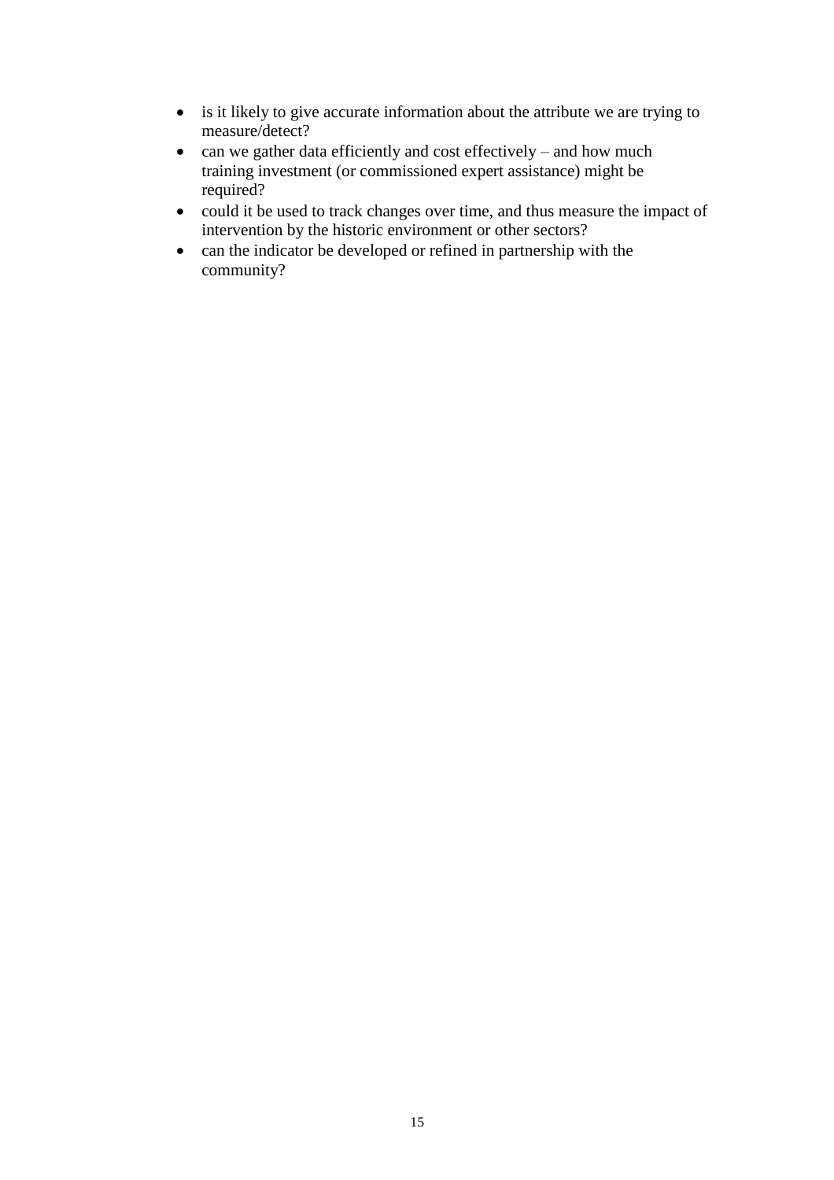- is it likely to give accurate information about the attribute we are trying to measure/detect?
- can we gather data efficiently and cost effectively – and how much training investment (or commissioned expert assistance) might be required?
- could it be used to track changes over time, and thus measure the impact of intervention by the historic environment or other sectors?
- can the indicator be developed or refined in partnership with the community?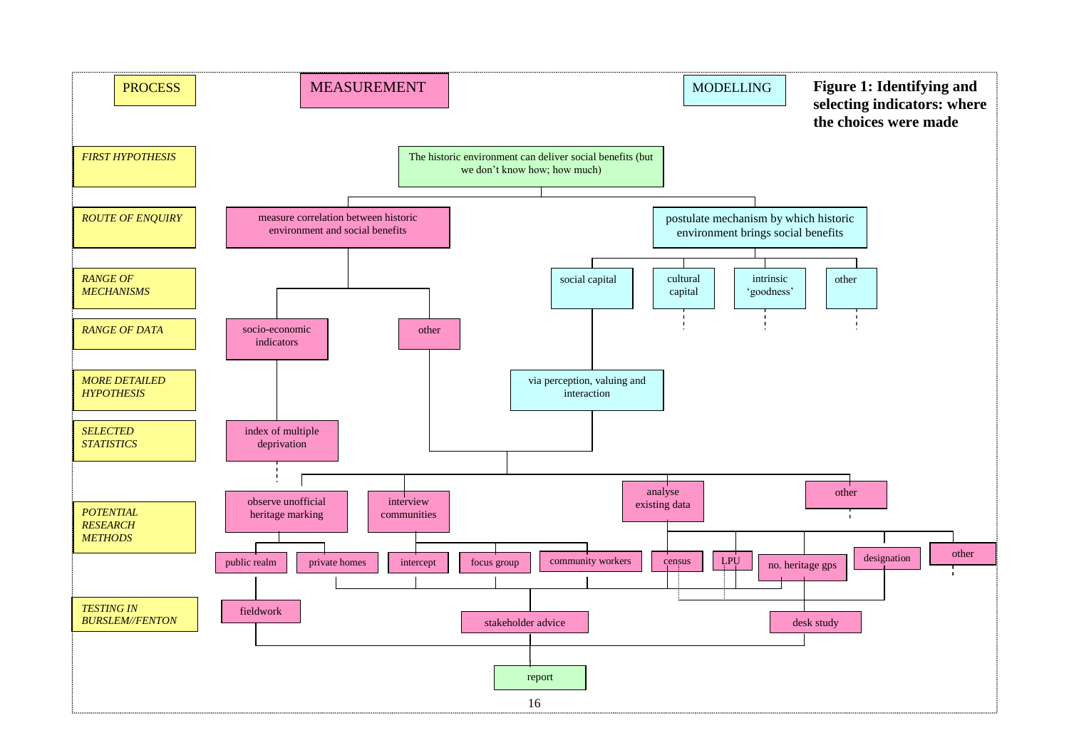**Figure 1: Identifying and selecting indicators: where the choices were made**

| PROCESS | MEASUREMENT | MODELLING |
|---|---|---|
| *FIRST HYPOTHESIS* | The historic environment can deliver social benefits (but we don't know how; how much) | |
| *ROUTE OF ENQUIRY* | measure correlation between historic environment and social benefits | postulate mechanism by which historic environment brings social benefits |
| *RANGE OF MECHANISMS* | | social capital; cultural capital; intrinsic 'goodness'; other |
| *RANGE OF DATA* | socio-economic indicators; other | |
| *MORE DETAILED HYPOTHESIS* | | via perception, valuing and interaction |
| *SELECTED STATISTICS* | index of multiple deprivation | |
| *POTENTIAL RESEARCH METHODS* | observe unofficial heritage marking (public realm; private homes); interview communities (intercept; focus group; community workers); analyse existing data (census; LPU; no. heritage gps; designation; other); other | |
| *TESTING IN BURSLEM//FENTON* | fieldwork; stakeholder advice; desk study | |
| | report | |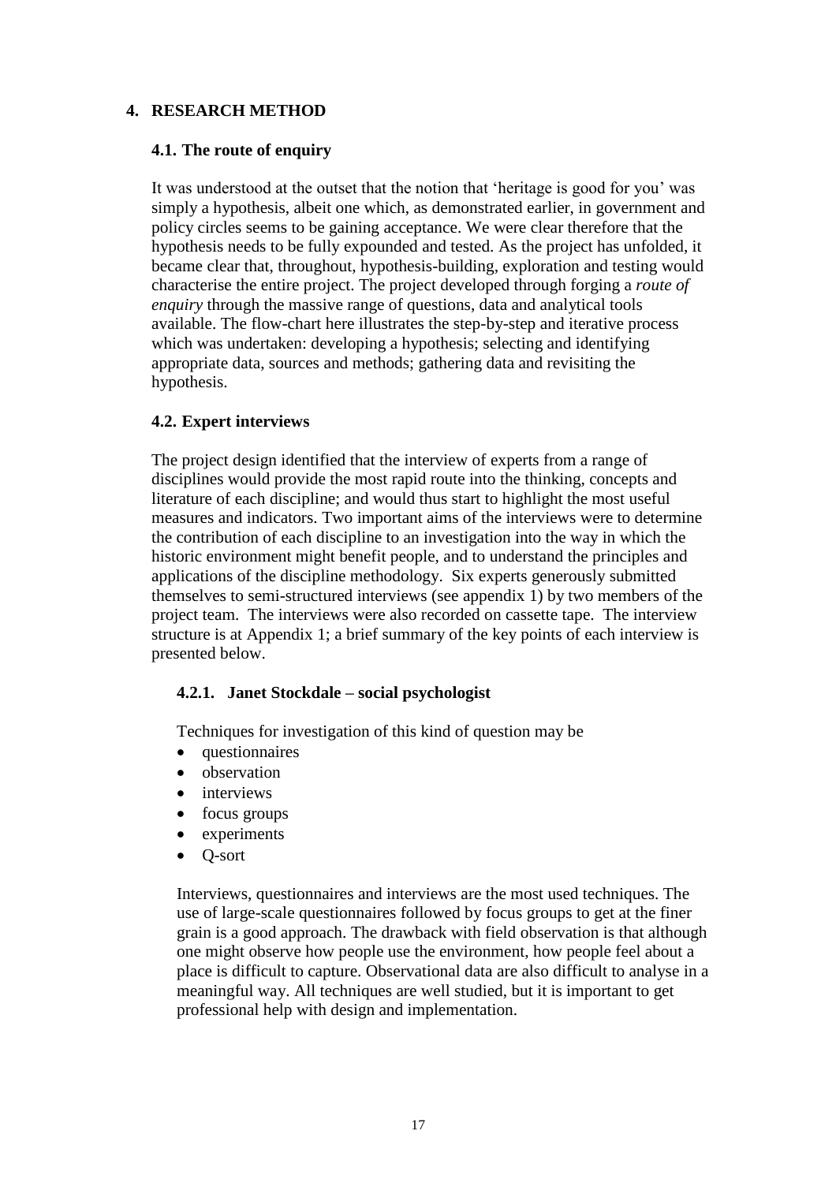# 4. RESEARCH METHOD

## 4.1. The route of enquiry

It was understood at the outset that the notion that 'heritage is good for you' was simply a hypothesis, albeit one which, as demonstrated earlier, in government and policy circles seems to be gaining acceptance. We were clear therefore that the hypothesis needs to be fully expounded and tested. As the project has unfolded, it became clear that, throughout, hypothesis-building, exploration and testing would characterise the entire project. The project developed through forging a *route of enquiry* through the massive range of questions, data and analytical tools available. The flow-chart here illustrates the step-by-step and iterative process which was undertaken: developing a hypothesis; selecting and identifying appropriate data, sources and methods; gathering data and revisiting the hypothesis.

## 4.2. Expert interviews

The project design identified that the interview of experts from a range of disciplines would provide the most rapid route into the thinking, concepts and literature of each discipline; and would thus start to highlight the most useful measures and indicators. Two important aims of the interviews were to determine the contribution of each discipline to an investigation into the way in which the historic environment might benefit people, and to understand the principles and applications of the discipline methodology. Six experts generously submitted themselves to semi-structured interviews (see appendix 1) by two members of the project team. The interviews were also recorded on cassette tape. The interview structure is at Appendix 1; a brief summary of the key points of each interview is presented below.

### 4.2.1. Janet Stockdale – social psychologist

Techniques for investigation of this kind of question may be

- questionnaires
- observation
- interviews
- focus groups
- experiments
- Q-sort

Interviews, questionnaires and interviews are the most used techniques. The use of large-scale questionnaires followed by focus groups to get at the finer grain is a good approach. The drawback with field observation is that although one might observe how people use the environment, how people feel about a place is difficult to capture. Observational data are also difficult to analyse in a meaningful way. All techniques are well studied, but it is important to get professional help with design and implementation.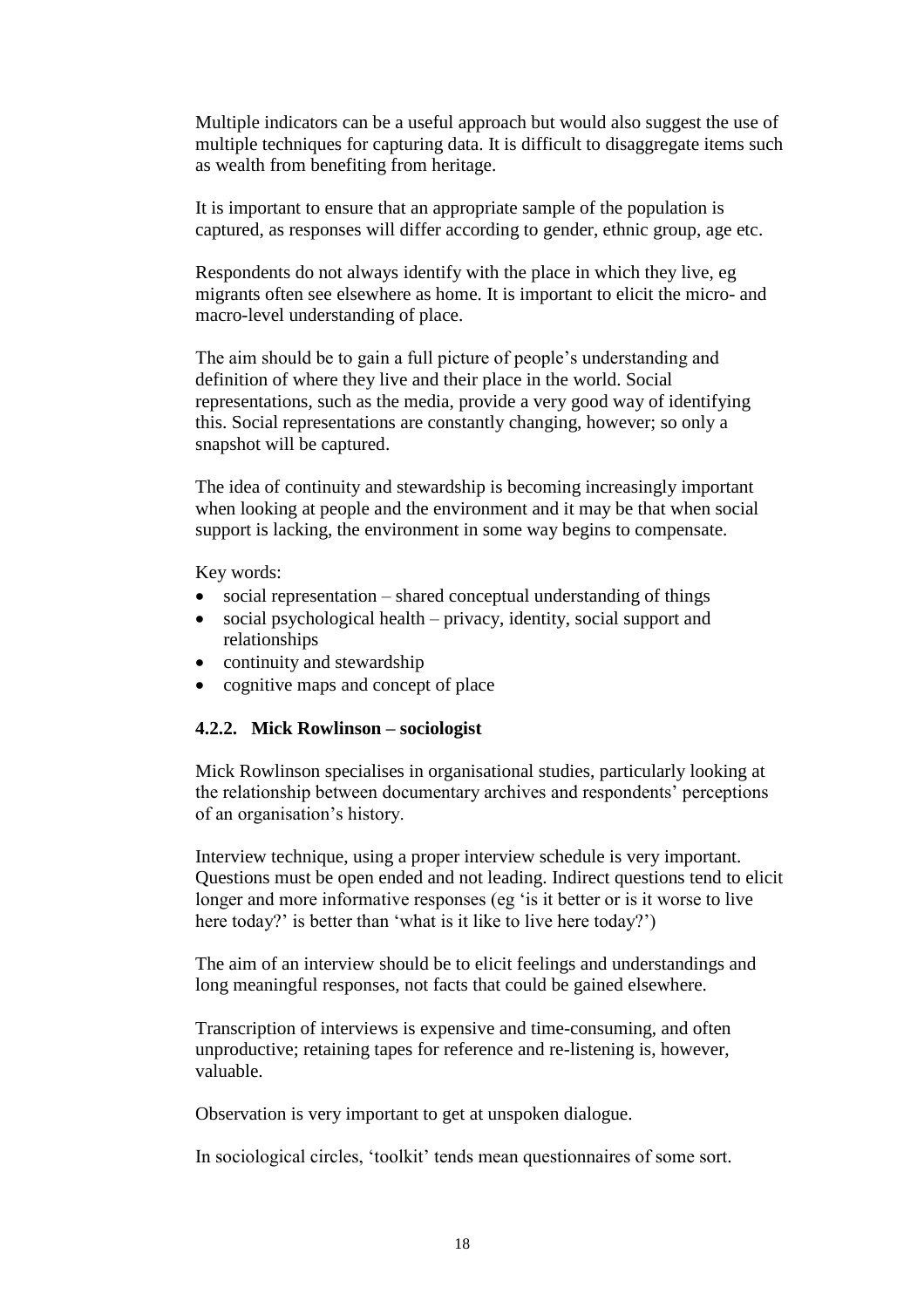Multiple indicators can be a useful approach but would also suggest the use of multiple techniques for capturing data. It is difficult to disaggregate items such as wealth from benefiting from heritage.

It is important to ensure that an appropriate sample of the population is captured, as responses will differ according to gender, ethnic group, age etc.

Respondents do not always identify with the place in which they live, eg migrants often see elsewhere as home. It is important to elicit the micro- and macro-level understanding of place.

The aim should be to gain a full picture of people's understanding and definition of where they live and their place in the world. Social representations, such as the media, provide a very good way of identifying this. Social representations are constantly changing, however; so only a snapshot will be captured.

The idea of continuity and stewardship is becoming increasingly important when looking at people and the environment and it may be that when social support is lacking, the environment in some way begins to compensate.

Key words:

- social representation – shared conceptual understanding of things
- social psychological health – privacy, identity, social support and relationships
- continuity and stewardship
- cognitive maps and concept of place

#### 4.2.2. Mick Rowlinson – sociologist

Mick Rowlinson specialises in organisational studies, particularly looking at the relationship between documentary archives and respondents' perceptions of an organisation's history.

Interview technique, using a proper interview schedule is very important. Questions must be open ended and not leading. Indirect questions tend to elicit longer and more informative responses (eg 'is it better or is it worse to live here today?' is better than 'what is it like to live here today?')

The aim of an interview should be to elicit feelings and understandings and long meaningful responses, not facts that could be gained elsewhere.

Transcription of interviews is expensive and time-consuming, and often unproductive; retaining tapes for reference and re-listening is, however, valuable.

Observation is very important to get at unspoken dialogue.

In sociological circles, 'toolkit' tends mean questionnaires of some sort.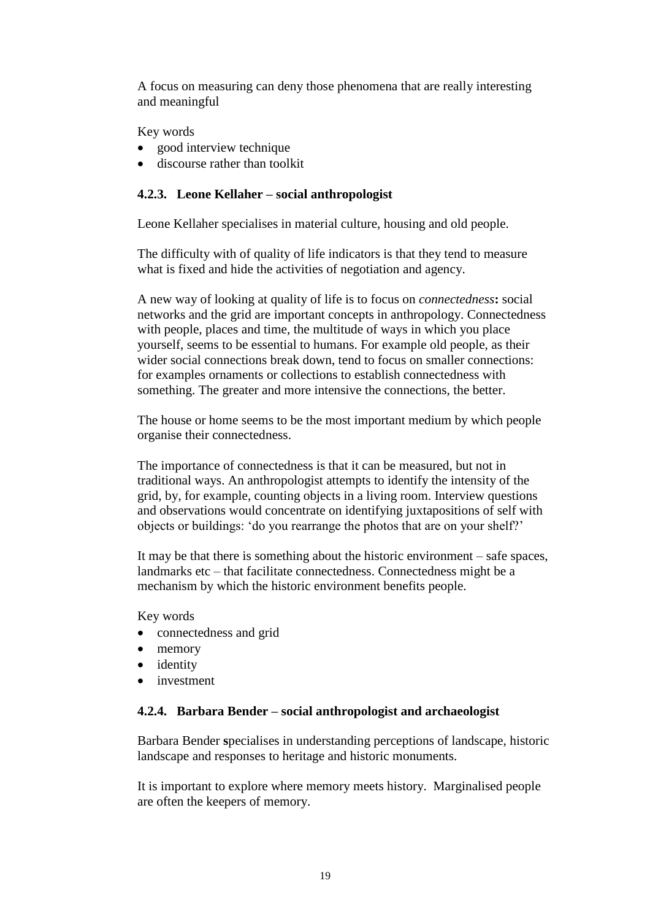A focus on measuring can deny those phenomena that are really interesting and meaningful

Key words

- good interview technique
- discourse rather than toolkit

### 4.2.3. Leone Kellaher – social anthropologist

Leone Kellaher specialises in material culture, housing and old people.

The difficulty with of quality of life indicators is that they tend to measure what is fixed and hide the activities of negotiation and agency.

A new way of looking at quality of life is to focus on *connectedness***:** social networks and the grid are important concepts in anthropology. Connectedness with people, places and time, the multitude of ways in which you place yourself, seems to be essential to humans. For example old people, as their wider social connections break down, tend to focus on smaller connections: for examples ornaments or collections to establish connectedness with something. The greater and more intensive the connections, the better.

The house or home seems to be the most important medium by which people organise their connectedness.

The importance of connectedness is that it can be measured, but not in traditional ways. An anthropologist attempts to identify the intensity of the grid, by, for example, counting objects in a living room. Interview questions and observations would concentrate on identifying juxtapositions of self with objects or buildings: 'do you rearrange the photos that are on your shelf?'

It may be that there is something about the historic environment – safe spaces, landmarks etc – that facilitate connectedness. Connectedness might be a mechanism by which the historic environment benefits people.

Key words

- connectedness and grid
- memory
- identity
- investment

### 4.2.4. Barbara Bender – social anthropologist and archaeologist

Barbara Bender **s**pecialises in understanding perceptions of landscape, historic landscape and responses to heritage and historic monuments.

It is important to explore where memory meets history. Marginalised people are often the keepers of memory.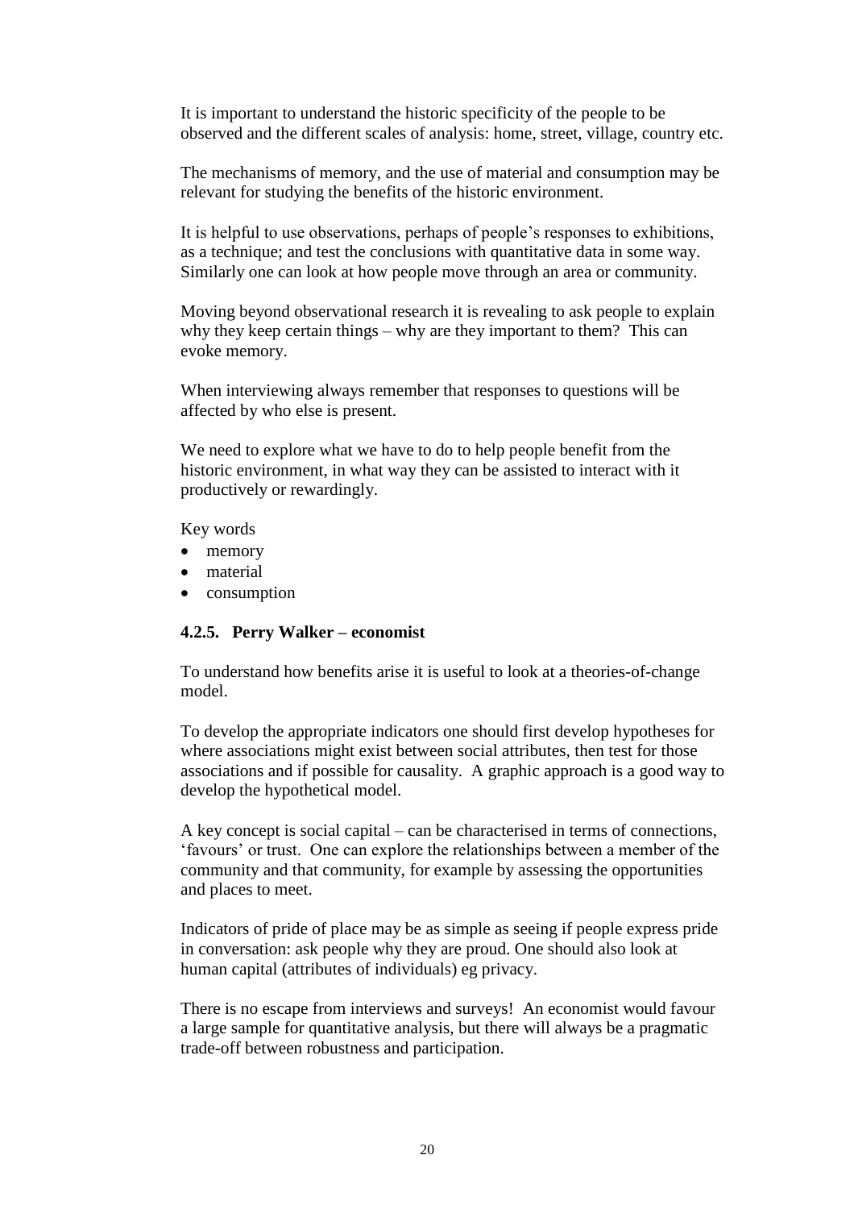It is important to understand the historic specificity of the people to be observed and the different scales of analysis: home, street, village, country etc.

The mechanisms of memory, and the use of material and consumption may be relevant for studying the benefits of the historic environment.

It is helpful to use observations, perhaps of people's responses to exhibitions, as a technique; and test the conclusions with quantitative data in some way. Similarly one can look at how people move through an area or community.

Moving beyond observational research it is revealing to ask people to explain why they keep certain things – why are they important to them? This can evoke memory.

When interviewing always remember that responses to questions will be affected by who else is present.

We need to explore what we have to do to help people benefit from the historic environment, in what way they can be assisted to interact with it productively or rewardingly.

Key words

- memory
- material
- consumption

### 4.2.5. Perry Walker – economist

To understand how benefits arise it is useful to look at a theories-of-change model.

To develop the appropriate indicators one should first develop hypotheses for where associations might exist between social attributes, then test for those associations and if possible for causality. A graphic approach is a good way to develop the hypothetical model.

A key concept is social capital – can be characterised in terms of connections, 'favours' or trust. One can explore the relationships between a member of the community and that community, for example by assessing the opportunities and places to meet.

Indicators of pride of place may be as simple as seeing if people express pride in conversation: ask people why they are proud. One should also look at human capital (attributes of individuals) eg privacy.

There is no escape from interviews and surveys! An economist would favour a large sample for quantitative analysis, but there will always be a pragmatic trade-off between robustness and participation.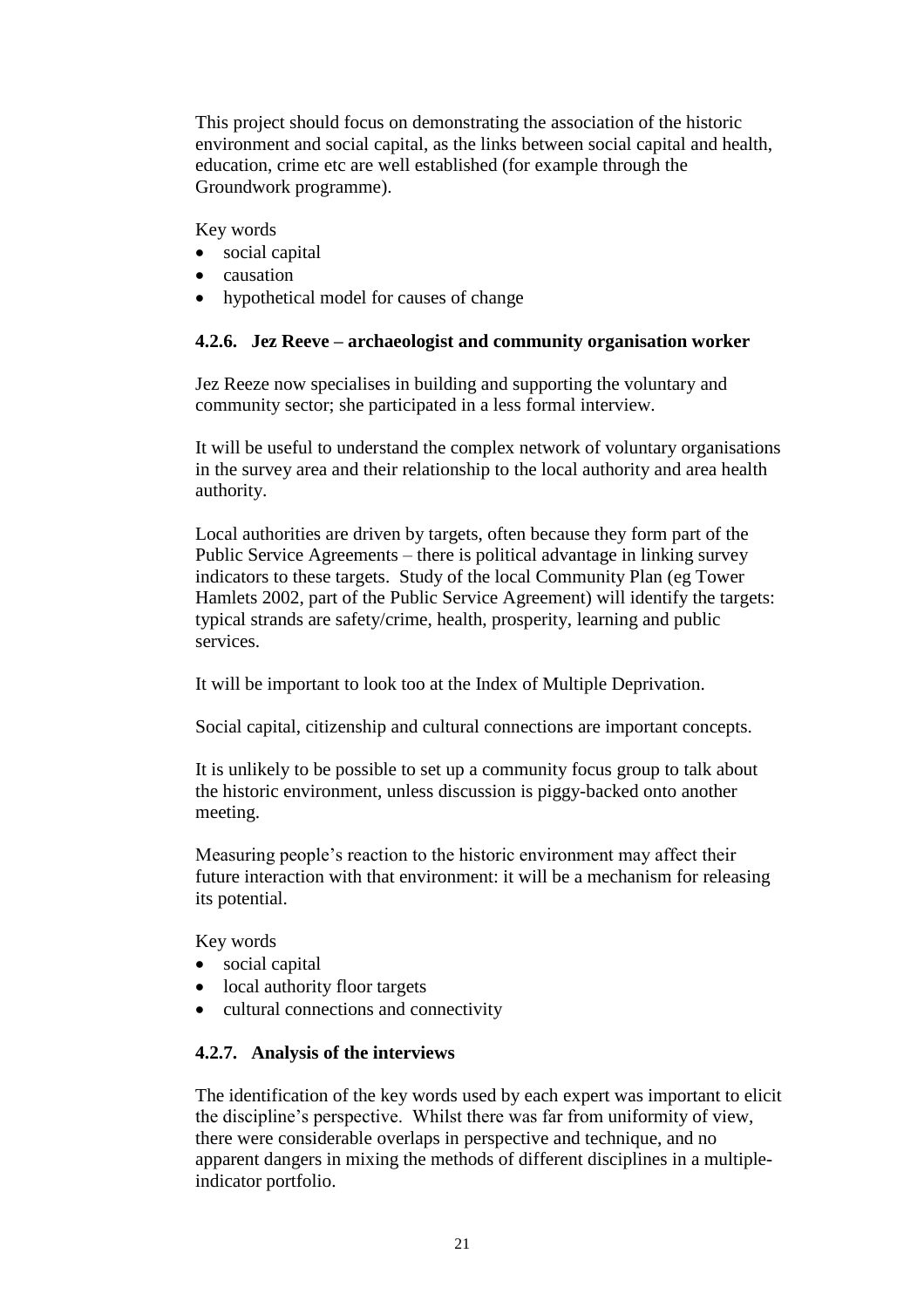This project should focus on demonstrating the association of the historic environment and social capital, as the links between social capital and health, education, crime etc are well established (for example through the Groundwork programme).

Key words

- social capital
- causation
- hypothetical model for causes of change

### 4.2.6. Jez Reeve – archaeologist and community organisation worker

Jez Reeze now specialises in building and supporting the voluntary and community sector; she participated in a less formal interview.

It will be useful to understand the complex network of voluntary organisations in the survey area and their relationship to the local authority and area health authority.

Local authorities are driven by targets, often because they form part of the Public Service Agreements – there is political advantage in linking survey indicators to these targets. Study of the local Community Plan (eg Tower Hamlets 2002, part of the Public Service Agreement) will identify the targets: typical strands are safety/crime, health, prosperity, learning and public services.

It will be important to look too at the Index of Multiple Deprivation.

Social capital, citizenship and cultural connections are important concepts.

It is unlikely to be possible to set up a community focus group to talk about the historic environment, unless discussion is piggy-backed onto another meeting.

Measuring people's reaction to the historic environment may affect their future interaction with that environment: it will be a mechanism for releasing its potential.

Key words

- social capital
- local authority floor targets
- cultural connections and connectivity

### 4.2.7. Analysis of the interviews

The identification of the key words used by each expert was important to elicit the discipline's perspective. Whilst there was far from uniformity of view, there were considerable overlaps in perspective and technique, and no apparent dangers in mixing the methods of different disciplines in a multiple-indicator portfolio.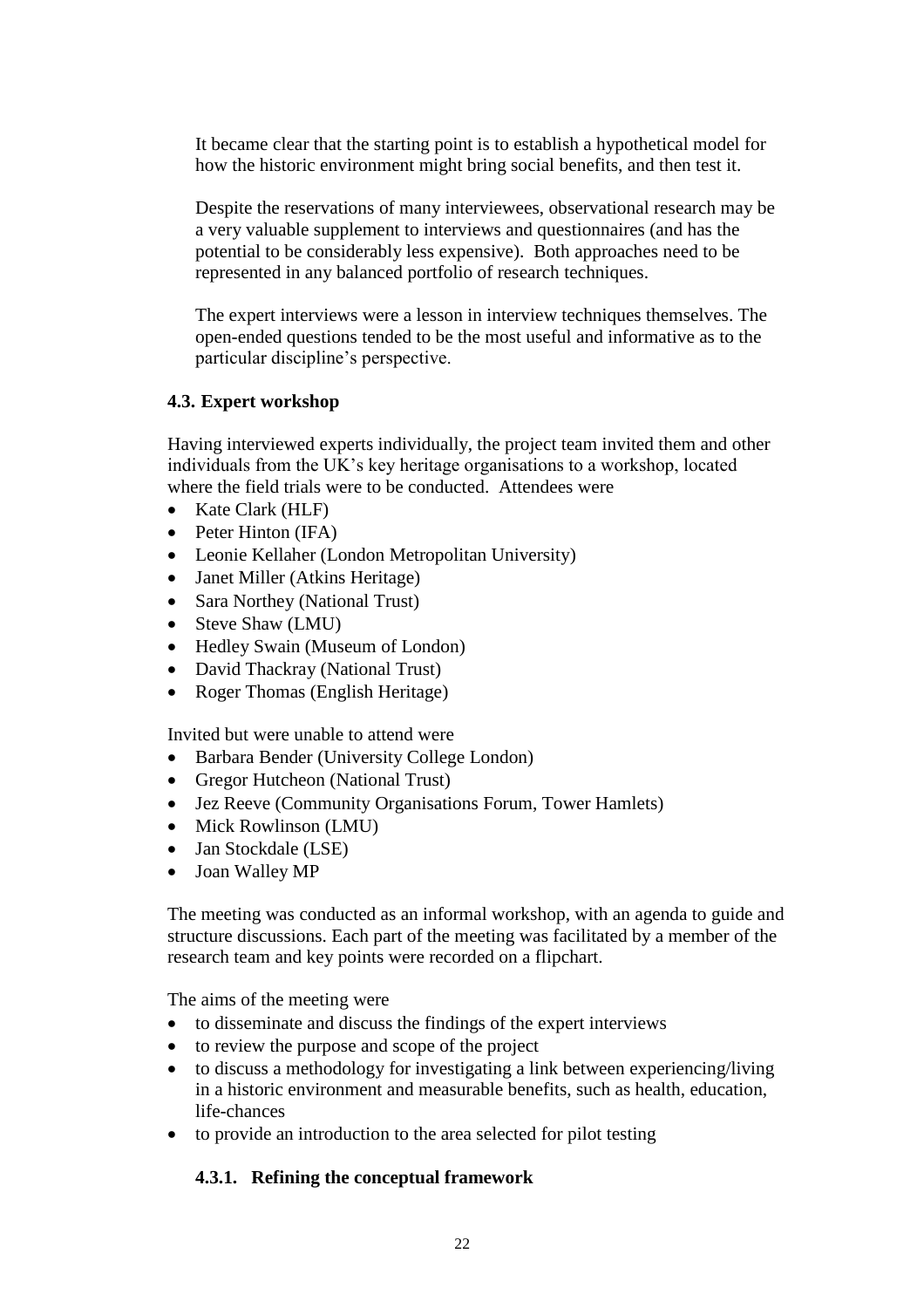It became clear that the starting point is to establish a hypothetical model for how the historic environment might bring social benefits, and then test it.

Despite the reservations of many interviewees, observational research may be a very valuable supplement to interviews and questionnaires (and has the potential to be considerably less expensive). Both approaches need to be represented in any balanced portfolio of research techniques.

The expert interviews were a lesson in interview techniques themselves. The open-ended questions tended to be the most useful and informative as to the particular discipline's perspective.

### 4.3. Expert workshop

Having interviewed experts individually, the project team invited them and other individuals from the UK's key heritage organisations to a workshop, located where the field trials were to be conducted. Attendees were

- Kate Clark (HLF)
- Peter Hinton (IFA)
- Leonie Kellaher (London Metropolitan University)
- Janet Miller (Atkins Heritage)
- Sara Northey (National Trust)
- Steve Shaw (LMU)
- Hedley Swain (Museum of London)
- David Thackray (National Trust)
- Roger Thomas (English Heritage)

Invited but were unable to attend were

- Barbara Bender (University College London)
- Gregor Hutcheon (National Trust)
- Jez Reeve (Community Organisations Forum, Tower Hamlets)
- Mick Rowlinson (LMU)
- Jan Stockdale (LSE)
- Joan Walley MP

The meeting was conducted as an informal workshop, with an agenda to guide and structure discussions. Each part of the meeting was facilitated by a member of the research team and key points were recorded on a flipchart.

The aims of the meeting were

- to disseminate and discuss the findings of the expert interviews
- to review the purpose and scope of the project
- to discuss a methodology for investigating a link between experiencing/living in a historic environment and measurable benefits, such as health, education, life-chances
- to provide an introduction to the area selected for pilot testing

#### 4.3.1. Refining the conceptual framework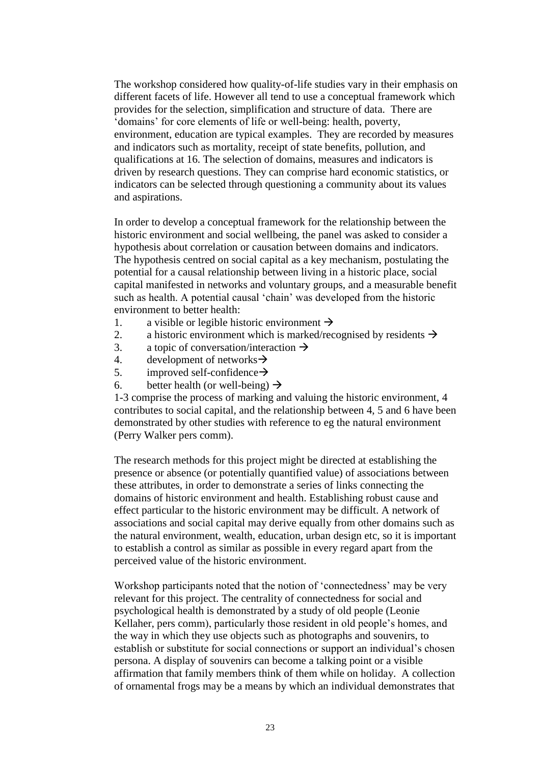The workshop considered how quality-of-life studies vary in their emphasis on different facets of life. However all tend to use a conceptual framework which provides for the selection, simplification and structure of data. There are 'domains' for core elements of life or well-being: health, poverty, environment, education are typical examples. They are recorded by measures and indicators such as mortality, receipt of state benefits, pollution, and qualifications at 16. The selection of domains, measures and indicators is driven by research questions. They can comprise hard economic statistics, or indicators can be selected through questioning a community about its values and aspirations.

In order to develop a conceptual framework for the relationship between the historic environment and social wellbeing, the panel was asked to consider a hypothesis about correlation or causation between domains and indicators. The hypothesis centred on social capital as a key mechanism, postulating the potential for a causal relationship between living in a historic place, social capital manifested in networks and voluntary groups, and a measurable benefit such as health. A potential causal 'chain' was developed from the historic environment to better health:

1. a visible or legible historic environment →
2. a historic environment which is marked/recognised by residents →
3. a topic of conversation/interaction →
4. development of networks→
5. improved self-confidence→
6. better health (or well-being) →

1-3 comprise the process of marking and valuing the historic environment, 4 contributes to social capital, and the relationship between 4, 5 and 6 have been demonstrated by other studies with reference to eg the natural environment (Perry Walker pers comm).

The research methods for this project might be directed at establishing the presence or absence (or potentially quantified value) of associations between these attributes, in order to demonstrate a series of links connecting the domains of historic environment and health. Establishing robust cause and effect particular to the historic environment may be difficult. A network of associations and social capital may derive equally from other domains such as the natural environment, wealth, education, urban design etc, so it is important to establish a control as similar as possible in every regard apart from the perceived value of the historic environment.

Workshop participants noted that the notion of 'connectedness' may be very relevant for this project. The centrality of connectedness for social and psychological health is demonstrated by a study of old people (Leonie Kellaher, pers comm), particularly those resident in old people's homes, and the way in which they use objects such as photographs and souvenirs, to establish or substitute for social connections or support an individual's chosen persona. A display of souvenirs can become a talking point or a visible affirmation that family members think of them while on holiday. A collection of ornamental frogs may be a means by which an individual demonstrates that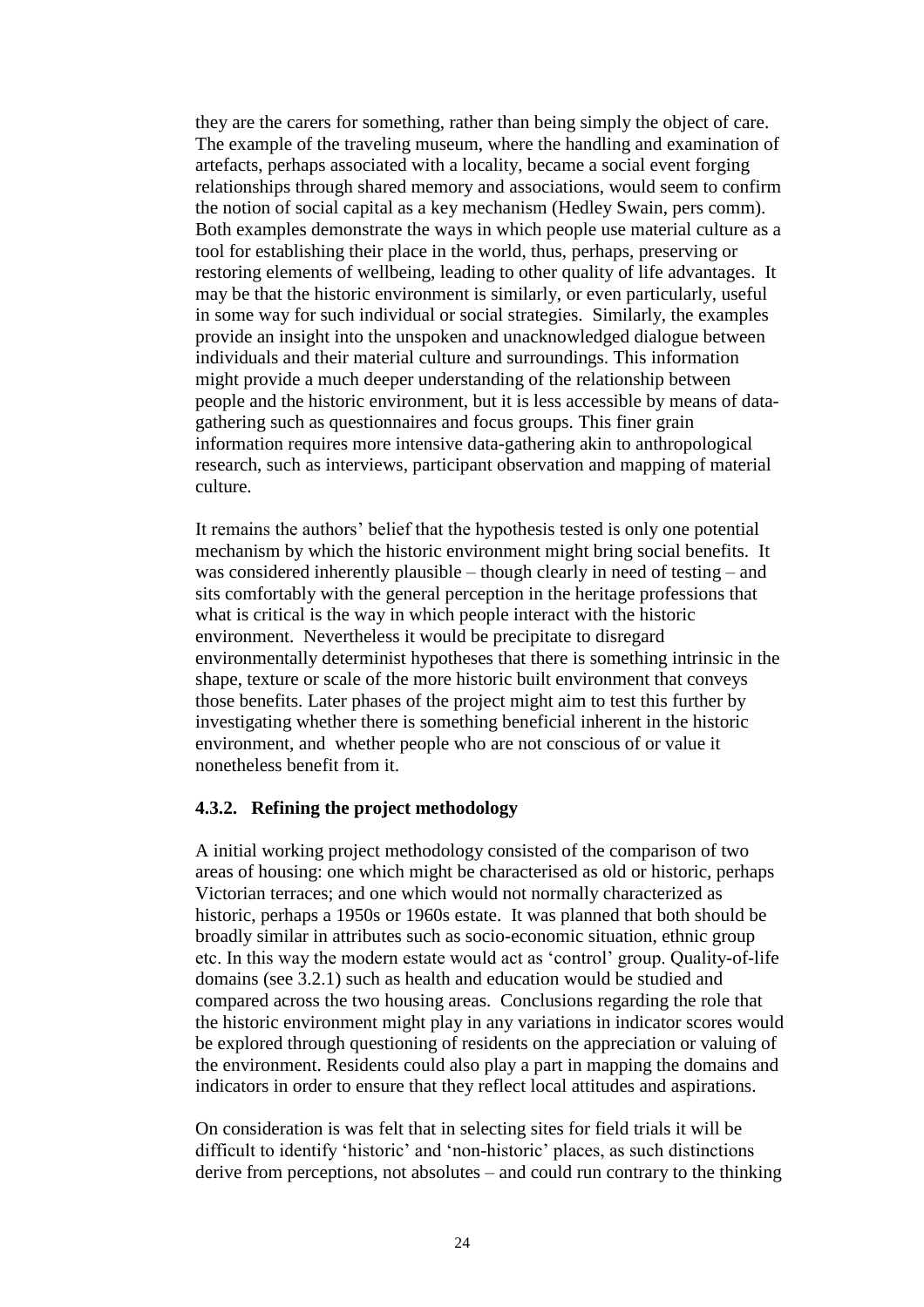they are the carers for something, rather than being simply the object of care. The example of the traveling museum, where the handling and examination of artefacts, perhaps associated with a locality, became a social event forging relationships through shared memory and associations, would seem to confirm the notion of social capital as a key mechanism (Hedley Swain, pers comm). Both examples demonstrate the ways in which people use material culture as a tool for establishing their place in the world, thus, perhaps, preserving or restoring elements of wellbeing, leading to other quality of life advantages. It may be that the historic environment is similarly, or even particularly, useful in some way for such individual or social strategies. Similarly, the examples provide an insight into the unspoken and unacknowledged dialogue between individuals and their material culture and surroundings. This information might provide a much deeper understanding of the relationship between people and the historic environment, but it is less accessible by means of data-gathering such as questionnaires and focus groups. This finer grain information requires more intensive data-gathering akin to anthropological research, such as interviews, participant observation and mapping of material culture.

It remains the authors' belief that the hypothesis tested is only one potential mechanism by which the historic environment might bring social benefits. It was considered inherently plausible – though clearly in need of testing – and sits comfortably with the general perception in the heritage professions that what is critical is the way in which people interact with the historic environment. Nevertheless it would be precipitate to disregard environmentally determinist hypotheses that there is something intrinsic in the shape, texture or scale of the more historic built environment that conveys those benefits. Later phases of the project might aim to test this further by investigating whether there is something beneficial inherent in the historic environment, and whether people who are not conscious of or value it nonetheless benefit from it.

### 4.3.2. Refining the project methodology

A initial working project methodology consisted of the comparison of two areas of housing: one which might be characterised as old or historic, perhaps Victorian terraces; and one which would not normally characterized as historic, perhaps a 1950s or 1960s estate. It was planned that both should be broadly similar in attributes such as socio-economic situation, ethnic group etc. In this way the modern estate would act as 'control' group. Quality-of-life domains (see 3.2.1) such as health and education would be studied and compared across the two housing areas. Conclusions regarding the role that the historic environment might play in any variations in indicator scores would be explored through questioning of residents on the appreciation or valuing of the environment. Residents could also play a part in mapping the domains and indicators in order to ensure that they reflect local attitudes and aspirations.

On consideration is was felt that in selecting sites for field trials it will be difficult to identify 'historic' and 'non-historic' places, as such distinctions derive from perceptions, not absolutes – and could run contrary to the thinking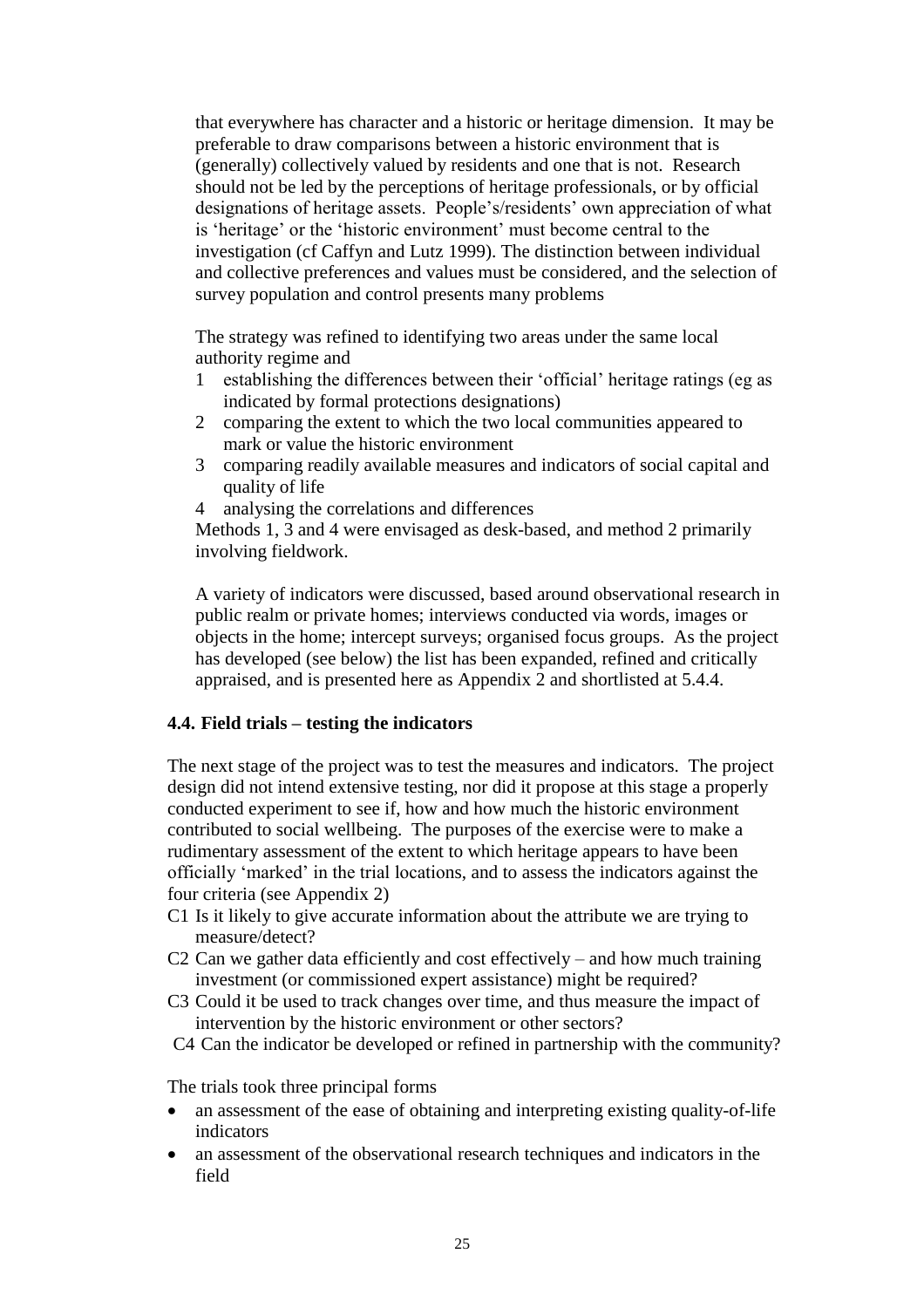that everywhere has character and a historic or heritage dimension. It may be preferable to draw comparisons between a historic environment that is (generally) collectively valued by residents and one that is not. Research should not be led by the perceptions of heritage professionals, or by official designations of heritage assets. People's/residents' own appreciation of what is 'heritage' or the 'historic environment' must become central to the investigation (cf Caffyn and Lutz 1999). The distinction between individual and collective preferences and values must be considered, and the selection of survey population and control presents many problems

The strategy was refined to identifying two areas under the same local authority regime and

1. establishing the differences between their 'official' heritage ratings (eg as indicated by formal protections designations)
2. comparing the extent to which the two local communities appeared to mark or value the historic environment
3. comparing readily available measures and indicators of social capital and quality of life
4. analysing the correlations and differences

Methods 1, 3 and 4 were envisaged as desk-based, and method 2 primarily involving fieldwork.

A variety of indicators were discussed, based around observational research in public realm or private homes; interviews conducted via words, images or objects in the home; intercept surveys; organised focus groups. As the project has developed (see below) the list has been expanded, refined and critically appraised, and is presented here as Appendix 2 and shortlisted at 5.4.4.

### 4.4. Field trials – testing the indicators

The next stage of the project was to test the measures and indicators. The project design did not intend extensive testing, nor did it propose at this stage a properly conducted experiment to see if, how and how much the historic environment contributed to social wellbeing. The purposes of the exercise were to make a rudimentary assessment of the extent to which heritage appears to have been officially 'marked' in the trial locations, and to assess the indicators against the four criteria (see Appendix 2)

- C1 Is it likely to give accurate information about the attribute we are trying to measure/detect?
- C2 Can we gather data efficiently and cost effectively – and how much training investment (or commissioned expert assistance) might be required?
- C3 Could it be used to track changes over time, and thus measure the impact of intervention by the historic environment or other sectors?
- C4 Can the indicator be developed or refined in partnership with the community?

The trials took three principal forms

- an assessment of the ease of obtaining and interpreting existing quality-of-life indicators
- an assessment of the observational research techniques and indicators in the field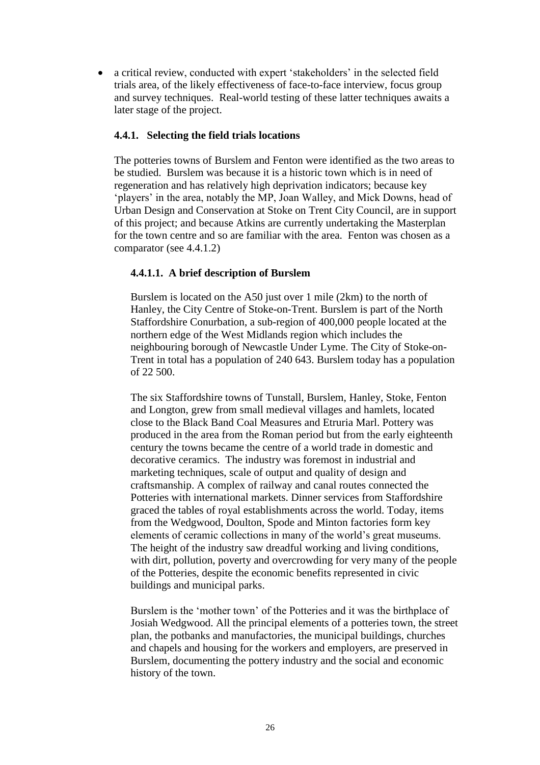- a critical review, conducted with expert 'stakeholders' in the selected field trials area, of the likely effectiveness of face-to-face interview, focus group and survey techniques. Real-world testing of these latter techniques awaits a later stage of the project.

### 4.4.1. Selecting the field trials locations

The potteries towns of Burslem and Fenton were identified as the two areas to be studied. Burslem was because it is a historic town which is in need of regeneration and has relatively high deprivation indicators; because key 'players' in the area, notably the MP, Joan Walley, and Mick Downs, head of Urban Design and Conservation at Stoke on Trent City Council, are in support of this project; and because Atkins are currently undertaking the Masterplan for the town centre and so are familiar with the area. Fenton was chosen as a comparator (see 4.4.1.2)

#### 4.4.1.1. A brief description of Burslem

Burslem is located on the A50 just over 1 mile (2km) to the north of Hanley, the City Centre of Stoke-on-Trent. Burslem is part of the North Staffordshire Conurbation, a sub-region of 400,000 people located at the northern edge of the West Midlands region which includes the neighbouring borough of Newcastle Under Lyme. The City of Stoke-on-Trent in total has a population of 240 643. Burslem today has a population of 22 500.

The six Staffordshire towns of Tunstall, Burslem, Hanley, Stoke, Fenton and Longton, grew from small medieval villages and hamlets, located close to the Black Band Coal Measures and Etruria Marl. Pottery was produced in the area from the Roman period but from the early eighteenth century the towns became the centre of a world trade in domestic and decorative ceramics. The industry was foremost in industrial and marketing techniques, scale of output and quality of design and craftsmanship. A complex of railway and canal routes connected the Potteries with international markets. Dinner services from Staffordshire graced the tables of royal establishments across the world. Today, items from the Wedgwood, Doulton, Spode and Minton factories form key elements of ceramic collections in many of the world's great museums. The height of the industry saw dreadful working and living conditions, with dirt, pollution, poverty and overcrowding for very many of the people of the Potteries, despite the economic benefits represented in civic buildings and municipal parks.

Burslem is the 'mother town' of the Potteries and it was the birthplace of Josiah Wedgwood. All the principal elements of a potteries town, the street plan, the potbanks and manufactories, the municipal buildings, churches and chapels and housing for the workers and employers, are preserved in Burslem, documenting the pottery industry and the social and economic history of the town.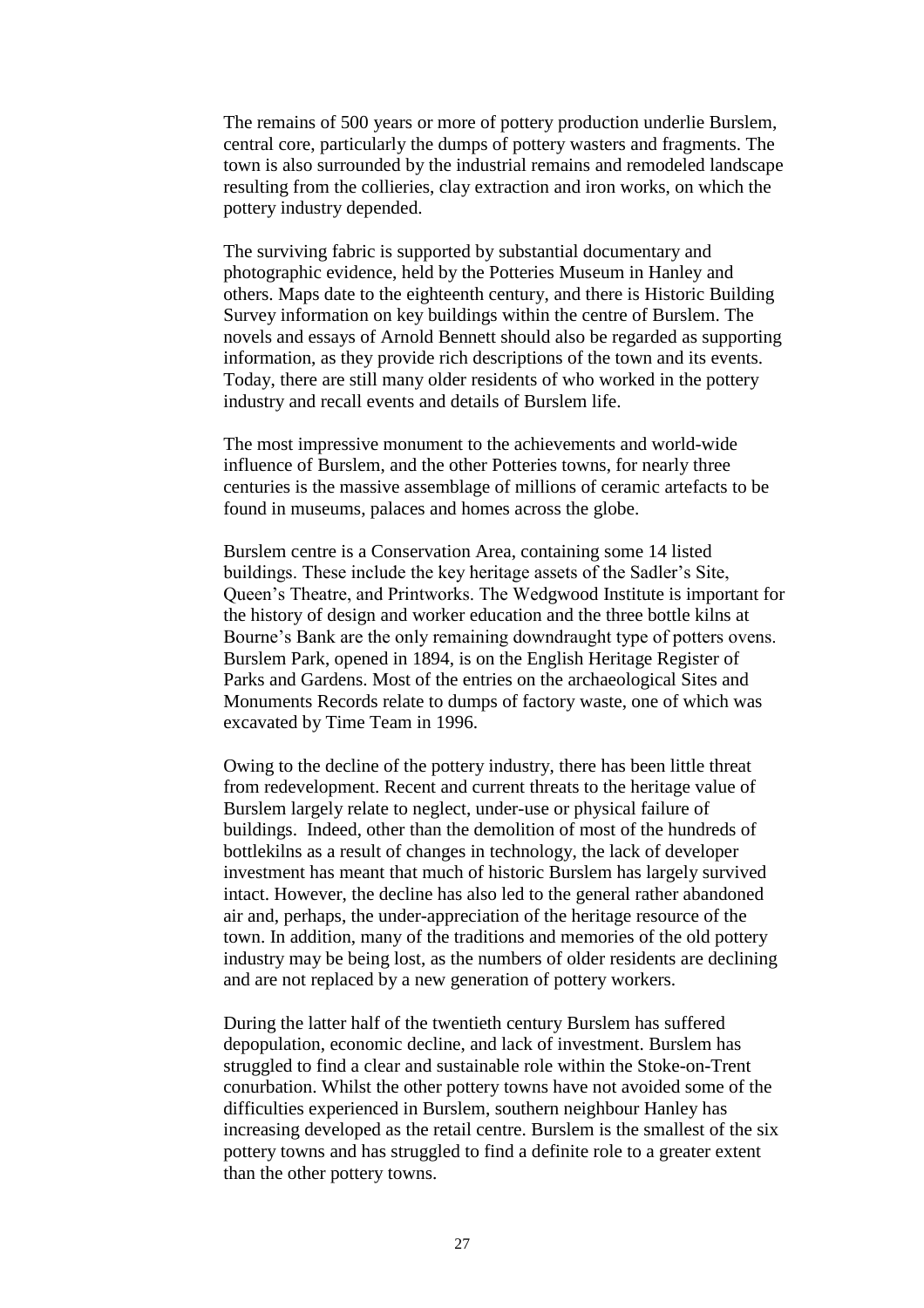The remains of 500 years or more of pottery production underlie Burslem, central core, particularly the dumps of pottery wasters and fragments. The town is also surrounded by the industrial remains and remodeled landscape resulting from the collieries, clay extraction and iron works, on which the pottery industry depended.

The surviving fabric is supported by substantial documentary and photographic evidence, held by the Potteries Museum in Hanley and others. Maps date to the eighteenth century, and there is Historic Building Survey information on key buildings within the centre of Burslem. The novels and essays of Arnold Bennett should also be regarded as supporting information, as they provide rich descriptions of the town and its events. Today, there are still many older residents of who worked in the pottery industry and recall events and details of Burslem life.

The most impressive monument to the achievements and world-wide influence of Burslem, and the other Potteries towns, for nearly three centuries is the massive assemblage of millions of ceramic artefacts to be found in museums, palaces and homes across the globe.

Burslem centre is a Conservation Area, containing some 14 listed buildings. These include the key heritage assets of the Sadler's Site, Queen's Theatre, and Printworks. The Wedgwood Institute is important for the history of design and worker education and the three bottle kilns at Bourne's Bank are the only remaining downdraught type of potters ovens. Burslem Park, opened in 1894, is on the English Heritage Register of Parks and Gardens. Most of the entries on the archaeological Sites and Monuments Records relate to dumps of factory waste, one of which was excavated by Time Team in 1996.

Owing to the decline of the pottery industry, there has been little threat from redevelopment. Recent and current threats to the heritage value of Burslem largely relate to neglect, under-use or physical failure of buildings. Indeed, other than the demolition of most of the hundreds of bottlekilns as a result of changes in technology, the lack of developer investment has meant that much of historic Burslem has largely survived intact. However, the decline has also led to the general rather abandoned air and, perhaps, the under-appreciation of the heritage resource of the town. In addition, many of the traditions and memories of the old pottery industry may be being lost, as the numbers of older residents are declining and are not replaced by a new generation of pottery workers.

During the latter half of the twentieth century Burslem has suffered depopulation, economic decline, and lack of investment. Burslem has struggled to find a clear and sustainable role within the Stoke-on-Trent conurbation. Whilst the other pottery towns have not avoided some of the difficulties experienced in Burslem, southern neighbour Hanley has increasing developed as the retail centre. Burslem is the smallest of the six pottery towns and has struggled to find a definite role to a greater extent than the other pottery towns.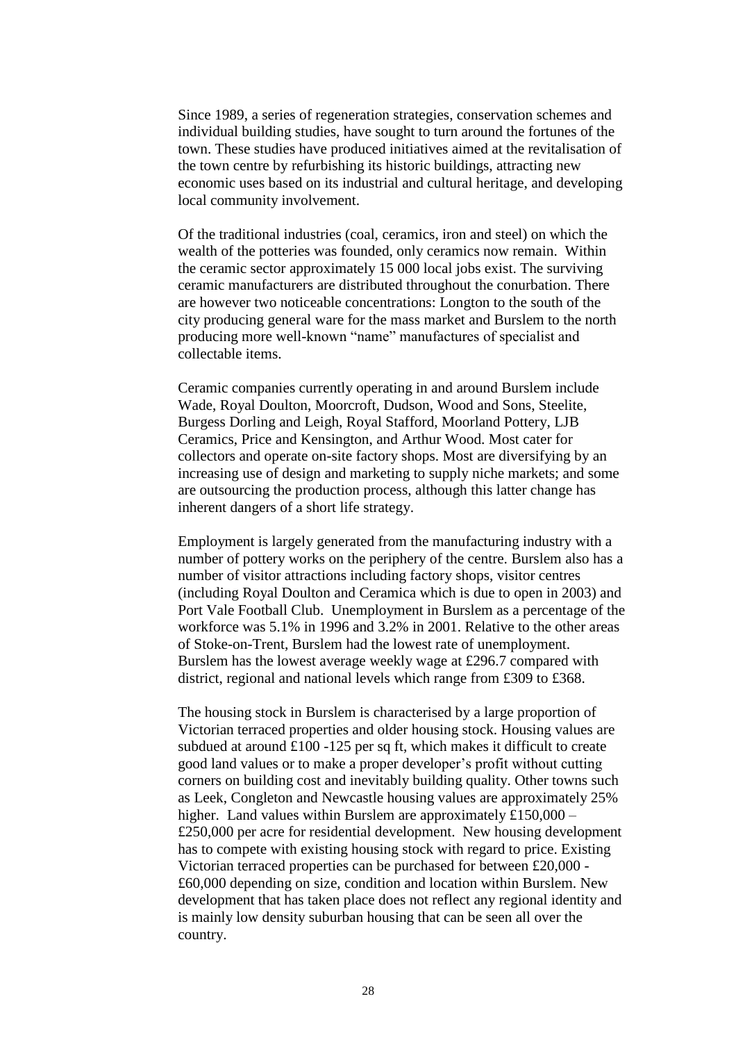Since 1989, a series of regeneration strategies, conservation schemes and individual building studies, have sought to turn around the fortunes of the town. These studies have produced initiatives aimed at the revitalisation of the town centre by refurbishing its historic buildings, attracting new economic uses based on its industrial and cultural heritage, and developing local community involvement.

Of the traditional industries (coal, ceramics, iron and steel) on which the wealth of the potteries was founded, only ceramics now remain. Within the ceramic sector approximately 15 000 local jobs exist. The surviving ceramic manufacturers are distributed throughout the conurbation. There are however two noticeable concentrations: Longton to the south of the city producing general ware for the mass market and Burslem to the north producing more well-known "name" manufactures of specialist and collectable items.

Ceramic companies currently operating in and around Burslem include Wade, Royal Doulton, Moorcroft, Dudson, Wood and Sons, Steelite, Burgess Dorling and Leigh, Royal Stafford, Moorland Pottery, LJB Ceramics, Price and Kensington, and Arthur Wood. Most cater for collectors and operate on-site factory shops. Most are diversifying by an increasing use of design and marketing to supply niche markets; and some are outsourcing the production process, although this latter change has inherent dangers of a short life strategy.

Employment is largely generated from the manufacturing industry with a number of pottery works on the periphery of the centre. Burslem also has a number of visitor attractions including factory shops, visitor centres (including Royal Doulton and Ceramica which is due to open in 2003) and Port Vale Football Club. Unemployment in Burslem as a percentage of the workforce was 5.1% in 1996 and 3.2% in 2001. Relative to the other areas of Stoke-on-Trent, Burslem had the lowest rate of unemployment. Burslem has the lowest average weekly wage at £296.7 compared with district, regional and national levels which range from £309 to £368.

The housing stock in Burslem is characterised by a large proportion of Victorian terraced properties and older housing stock. Housing values are subdued at around £100 -125 per sq ft, which makes it difficult to create good land values or to make a proper developer's profit without cutting corners on building cost and inevitably building quality. Other towns such as Leek, Congleton and Newcastle housing values are approximately 25% higher. Land values within Burslem are approximately £150,000 – £250,000 per acre for residential development. New housing development has to compete with existing housing stock with regard to price. Existing Victorian terraced properties can be purchased for between £20,000 - £60,000 depending on size, condition and location within Burslem. New development that has taken place does not reflect any regional identity and is mainly low density suburban housing that can be seen all over the country.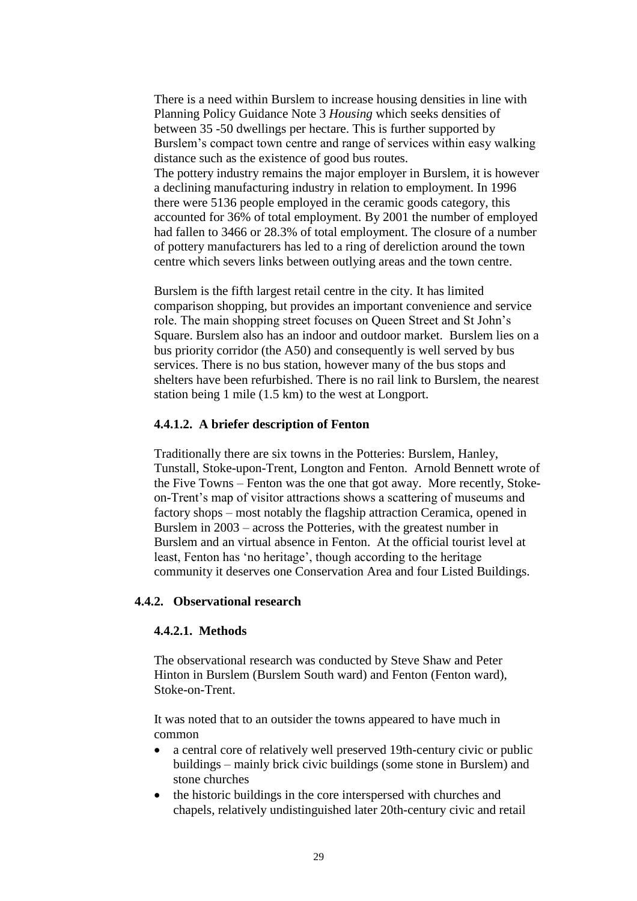There is a need within Burslem to increase housing densities in line with Planning Policy Guidance Note 3 *Housing* which seeks densities of between 35 -50 dwellings per hectare. This is further supported by Burslem's compact town centre and range of services within easy walking distance such as the existence of good bus routes.
The pottery industry remains the major employer in Burslem, it is however a declining manufacturing industry in relation to employment. In 1996 there were 5136 people employed in the ceramic goods category, this accounted for 36% of total employment. By 2001 the number of employed had fallen to 3466 or 28.3% of total employment. The closure of a number of pottery manufacturers has led to a ring of dereliction around the town centre which severs links between outlying areas and the town centre.

Burslem is the fifth largest retail centre in the city. It has limited comparison shopping, but provides an important convenience and service role. The main shopping street focuses on Queen Street and St John's Square. Burslem also has an indoor and outdoor market. Burslem lies on a bus priority corridor (the A50) and consequently is well served by bus services. There is no bus station, however many of the bus stops and shelters have been refurbished. There is no rail link to Burslem, the nearest station being 1 mile (1.5 km) to the west at Longport.

#### 4.4.1.2. A briefer description of Fenton

Traditionally there are six towns in the Potteries: Burslem, Hanley, Tunstall, Stoke-upon-Trent, Longton and Fenton. Arnold Bennett wrote of the Five Towns – Fenton was the one that got away. More recently, Stoke-on-Trent's map of visitor attractions shows a scattering of museums and factory shops – most notably the flagship attraction Ceramica, opened in Burslem in 2003 – across the Potteries, with the greatest number in Burslem and an virtual absence in Fenton. At the official tourist level at least, Fenton has 'no heritage', though according to the heritage community it deserves one Conservation Area and four Listed Buildings.

### 4.4.2. Observational research

#### 4.4.2.1. Methods

The observational research was conducted by Steve Shaw and Peter Hinton in Burslem (Burslem South ward) and Fenton (Fenton ward), Stoke-on-Trent.

It was noted that to an outsider the towns appeared to have much in common

- a central core of relatively well preserved 19th-century civic or public buildings – mainly brick civic buildings (some stone in Burslem) and stone churches
- the historic buildings in the core interspersed with churches and chapels, relatively undistinguished later 20th-century civic and retail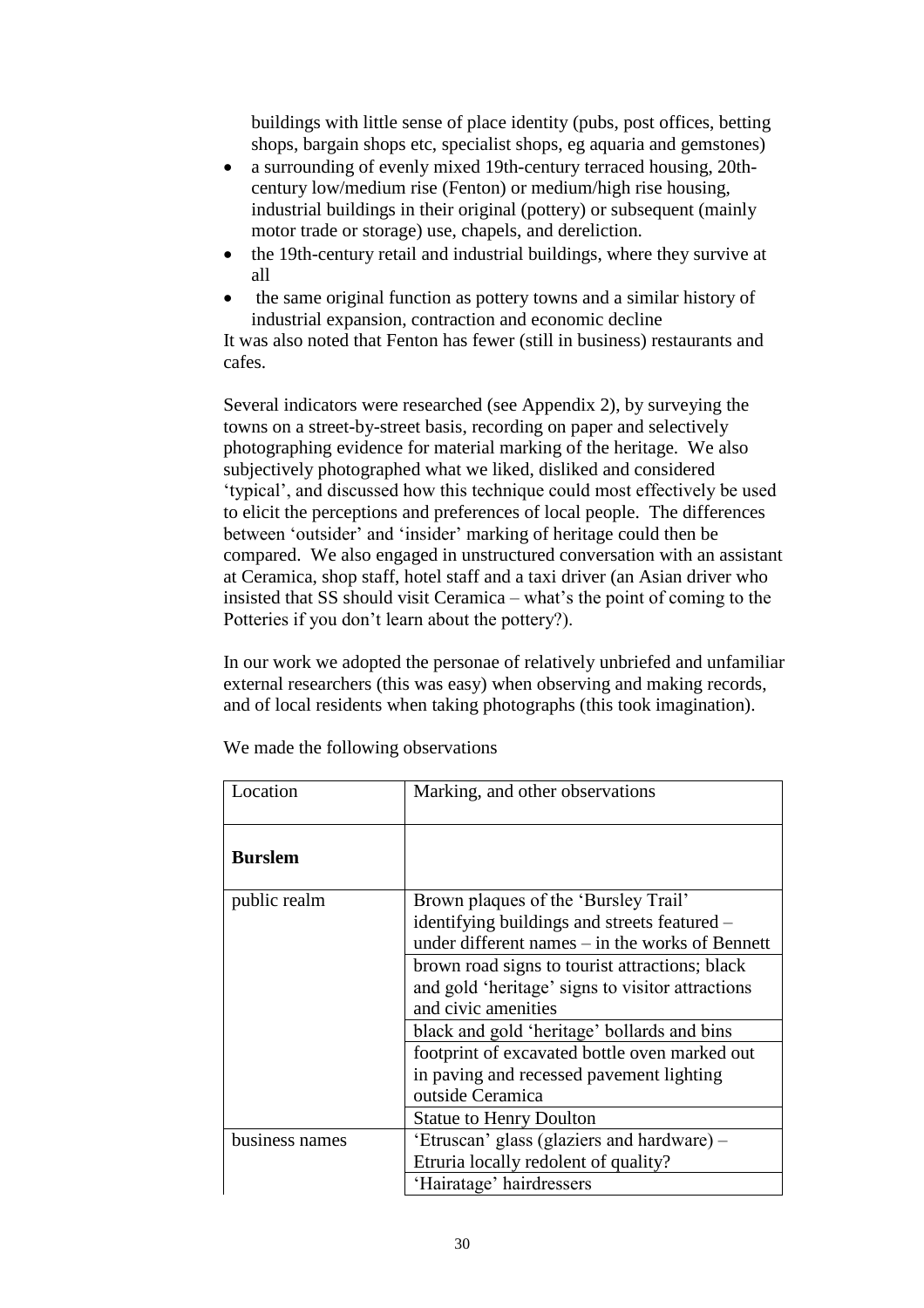buildings with little sense of place identity (pubs, post offices, betting shops, bargain shops etc, specialist shops, eg aquaria and gemstones)

- a surrounding of evenly mixed 19th-century terraced housing, 20th-century low/medium rise (Fenton) or medium/high rise housing, industrial buildings in their original (pottery) or subsequent (mainly motor trade or storage) use, chapels, and dereliction.
- the 19th-century retail and industrial buildings, where they survive at all
- the same original function as pottery towns and a similar history of industrial expansion, contraction and economic decline

It was also noted that Fenton has fewer (still in business) restaurants and cafes.

Several indicators were researched (see Appendix 2), by surveying the towns on a street-by-street basis, recording on paper and selectively photographing evidence for material marking of the heritage. We also subjectively photographed what we liked, disliked and considered 'typical', and discussed how this technique could most effectively be used to elicit the perceptions and preferences of local people. The differences between 'outsider' and 'insider' marking of heritage could then be compared. We also engaged in unstructured conversation with an assistant at Ceramica, shop staff, hotel staff and a taxi driver (an Asian driver who insisted that SS should visit Ceramica – what's the point of coming to the Potteries if you don't learn about the pottery?).

In our work we adopted the personae of relatively unbriefed and unfamiliar external researchers (this was easy) when observing and making records, and of local residents when taking photographs (this took imagination).

We made the following observations

| Location | Marking, and other observations |
|---|---|
| **Burslem** | |
| public realm | Brown plaques of the 'Bursley Trail' identifying buildings and streets featured – under different names – in the works of Bennett |
| | brown road signs to tourist attractions; black and gold 'heritage' signs to visitor attractions and civic amenities |
| | black and gold 'heritage' bollards and bins |
| | footprint of excavated bottle oven marked out in paving and recessed pavement lighting outside Ceramica |
| | Statue to Henry Doulton |
| business names | 'Etruscan' glass (glaziers and hardware) – Etruria locally redolent of quality? |
| | 'Hairatage' hairdressers |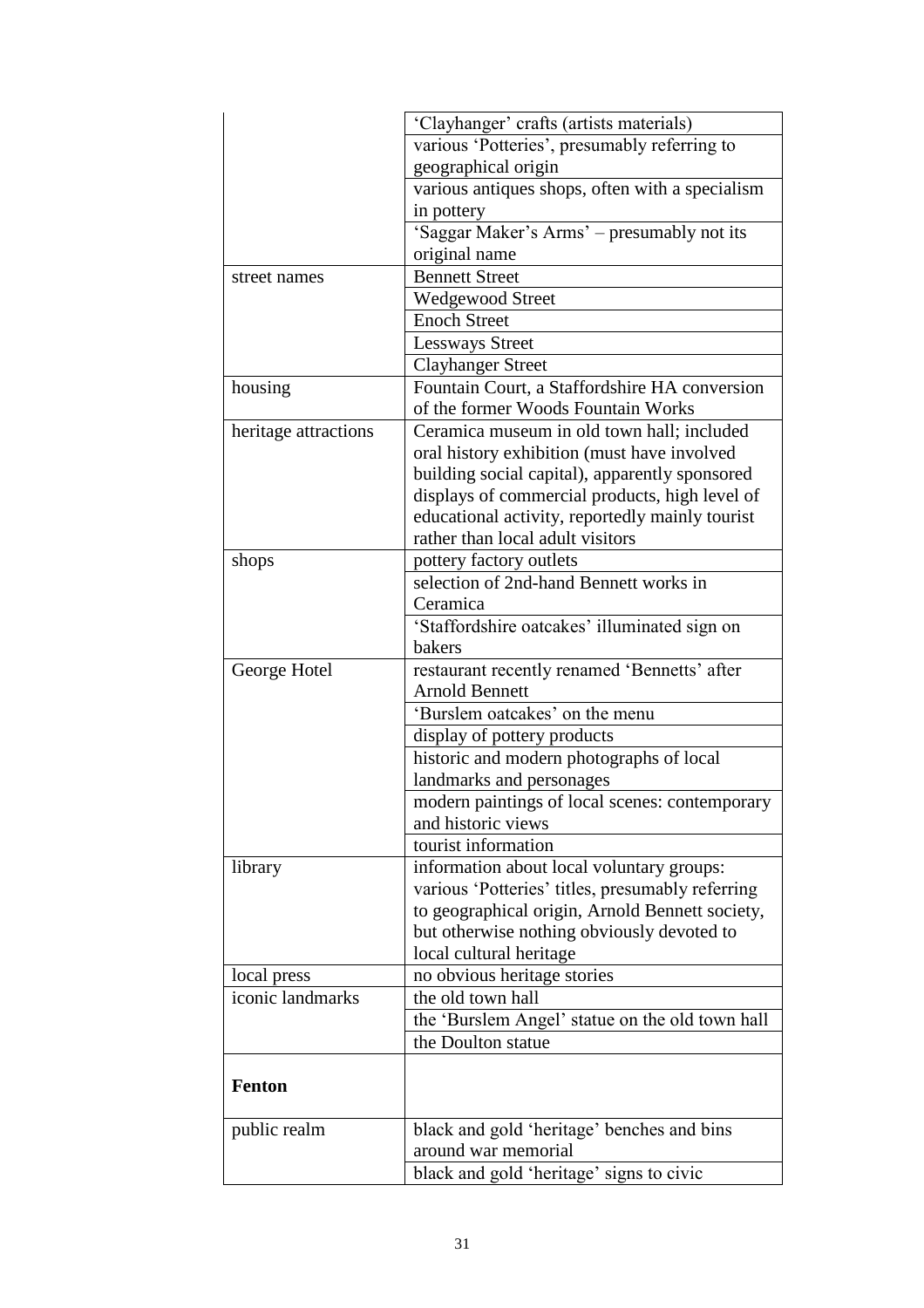| | |
|---|---|
| | 'Clayhanger' crafts (artists materials) |
| | various 'Potteries', presumably referring to geographical origin |
| | various antiques shops, often with a specialism in pottery |
| | 'Saggar Maker's Arms' – presumably not its original name |
| street names | Bennett Street |
| | Wedgewood Street |
| | Enoch Street |
| | Lessways Street |
| | Clayhanger Street |
| housing | Fountain Court, a Staffordshire HA conversion of the former Woods Fountain Works |
| heritage attractions | Ceramica museum in old town hall; included oral history exhibition (must have involved building social capital), apparently sponsored displays of commercial products, high level of educational activity, reportedly mainly tourist rather than local adult visitors |
| shops | pottery factory outlets |
| | selection of 2nd-hand Bennett works in Ceramica |
| | 'Staffordshire oatcakes' illuminated sign on bakers |
| George Hotel | restaurant recently renamed 'Bennetts' after Arnold Bennett |
| | 'Burslem oatcakes' on the menu |
| | display of pottery products |
| | historic and modern photographs of local landmarks and personages |
| | modern paintings of local scenes: contemporary and historic views |
| | tourist information |
| library | information about local voluntary groups: various 'Potteries' titles, presumably referring to geographical origin, Arnold Bennett society, but otherwise nothing obviously devoted to local cultural heritage |
| local press | no obvious heritage stories |
| iconic landmarks | the old town hall |
| | the 'Burslem Angel' statue on the old town hall |
| | the Doulton statue |
| **Fenton** | |
| public realm | black and gold 'heritage' benches and bins around war memorial |
| | black and gold 'heritage' signs to civic |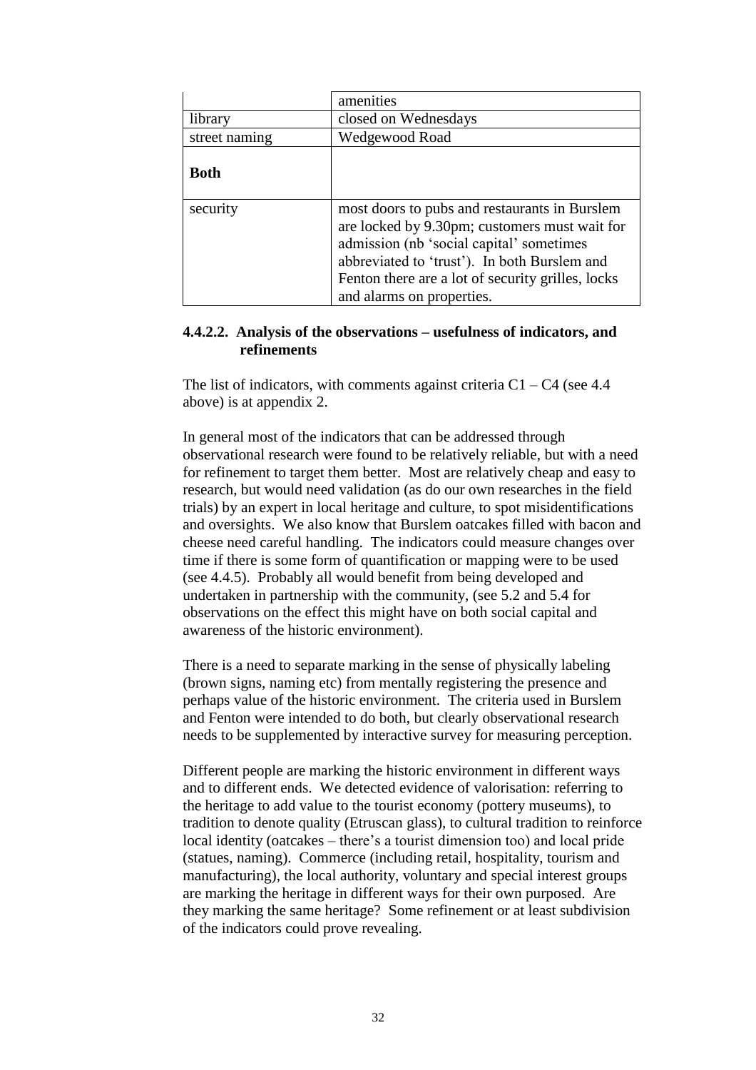| | |
|---|---|
| | amenities |
| library | closed on Wednesdays |
| street naming | Wedgewood Road |
| **Both** | |
| security | most doors to pubs and restaurants in Burslem are locked by 9.30pm; customers must wait for admission (nb 'social capital' sometimes abbreviated to 'trust'). In both Burslem and Fenton there are a lot of security grilles, locks and alarms on properties. |

#### 4.4.2.2. Analysis of the observations – usefulness of indicators, and refinements

The list of indicators, with comments against criteria C1 – C4 (see 4.4 above) is at appendix 2.

In general most of the indicators that can be addressed through observational research were found to be relatively reliable, but with a need for refinement to target them better. Most are relatively cheap and easy to research, but would need validation (as do our own researches in the field trials) by an expert in local heritage and culture, to spot misidentifications and oversights. We also know that Burslem oatcakes filled with bacon and cheese need careful handling. The indicators could measure changes over time if there is some form of quantification or mapping were to be used (see 4.4.5). Probably all would benefit from being developed and undertaken in partnership with the community, (see 5.2 and 5.4 for observations on the effect this might have on both social capital and awareness of the historic environment).

There is a need to separate marking in the sense of physically labeling (brown signs, naming etc) from mentally registering the presence and perhaps value of the historic environment. The criteria used in Burslem and Fenton were intended to do both, but clearly observational research needs to be supplemented by interactive survey for measuring perception.

Different people are marking the historic environment in different ways and to different ends. We detected evidence of valorisation: referring to the heritage to add value to the tourist economy (pottery museums), to tradition to denote quality (Etruscan glass), to cultural tradition to reinforce local identity (oatcakes – there's a tourist dimension too) and local pride (statues, naming). Commerce (including retail, hospitality, tourism and manufacturing), the local authority, voluntary and special interest groups are marking the heritage in different ways for their own purposed. Are they marking the same heritage? Some refinement or at least subdivision of the indicators could prove revealing.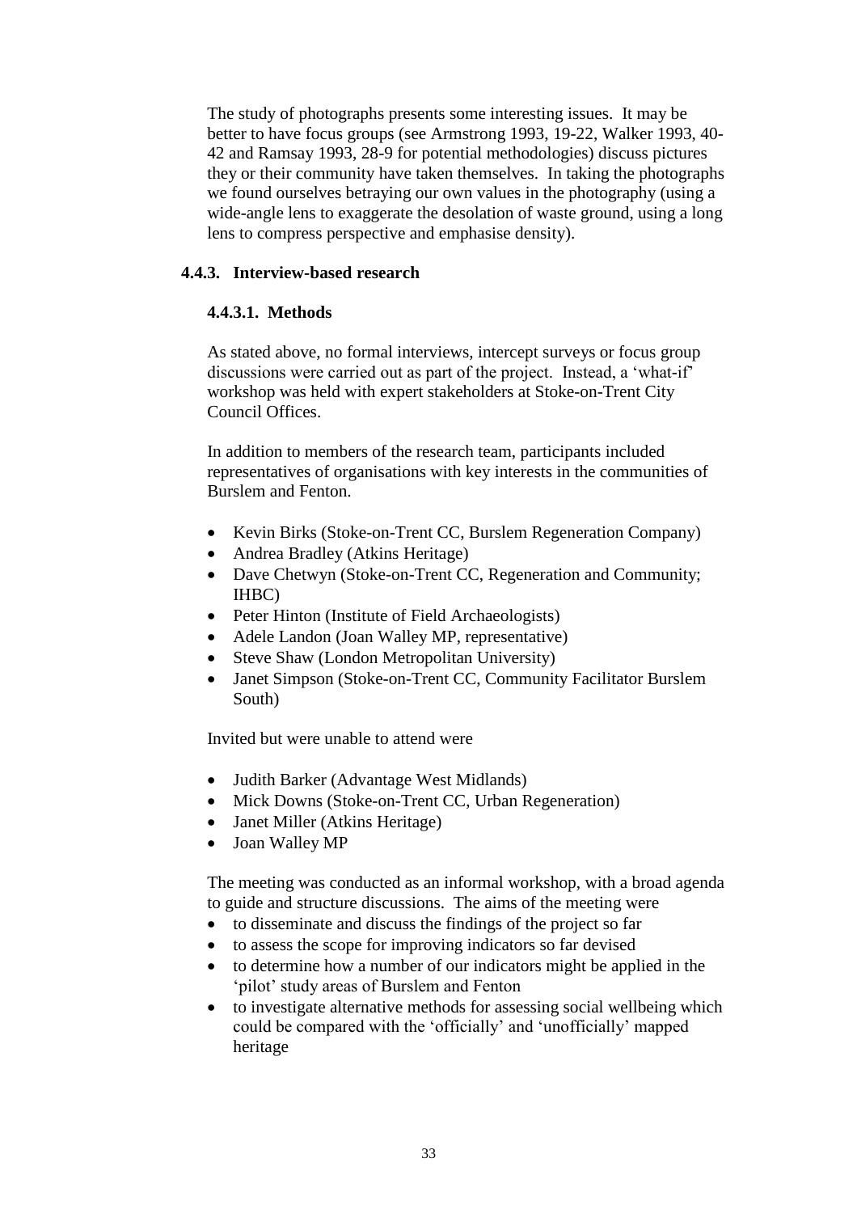The study of photographs presents some interesting issues. It may be better to have focus groups (see Armstrong 1993, 19-22, Walker 1993, 40-42 and Ramsay 1993, 28-9 for potential methodologies) discuss pictures they or their community have taken themselves. In taking the photographs we found ourselves betraying our own values in the photography (using a wide-angle lens to exaggerate the desolation of waste ground, using a long lens to compress perspective and emphasise density).

### 4.4.3. Interview-based research

#### 4.4.3.1. Methods

As stated above, no formal interviews, intercept surveys or focus group discussions were carried out as part of the project. Instead, a 'what-if' workshop was held with expert stakeholders at Stoke-on-Trent City Council Offices.

In addition to members of the research team, participants included representatives of organisations with key interests in the communities of Burslem and Fenton.

- Kevin Birks (Stoke-on-Trent CC, Burslem Regeneration Company)
- Andrea Bradley (Atkins Heritage)
- Dave Chetwyn (Stoke-on-Trent CC, Regeneration and Community; IHBC)
- Peter Hinton (Institute of Field Archaeologists)
- Adele Landon (Joan Walley MP, representative)
- Steve Shaw (London Metropolitan University)
- Janet Simpson (Stoke-on-Trent CC, Community Facilitator Burslem South)

Invited but were unable to attend were

- Judith Barker (Advantage West Midlands)
- Mick Downs (Stoke-on-Trent CC, Urban Regeneration)
- Janet Miller (Atkins Heritage)
- Joan Walley MP

The meeting was conducted as an informal workshop, with a broad agenda to guide and structure discussions. The aims of the meeting were

- to disseminate and discuss the findings of the project so far
- to assess the scope for improving indicators so far devised
- to determine how a number of our indicators might be applied in the 'pilot' study areas of Burslem and Fenton
- to investigate alternative methods for assessing social wellbeing which could be compared with the 'officially' and 'unofficially' mapped heritage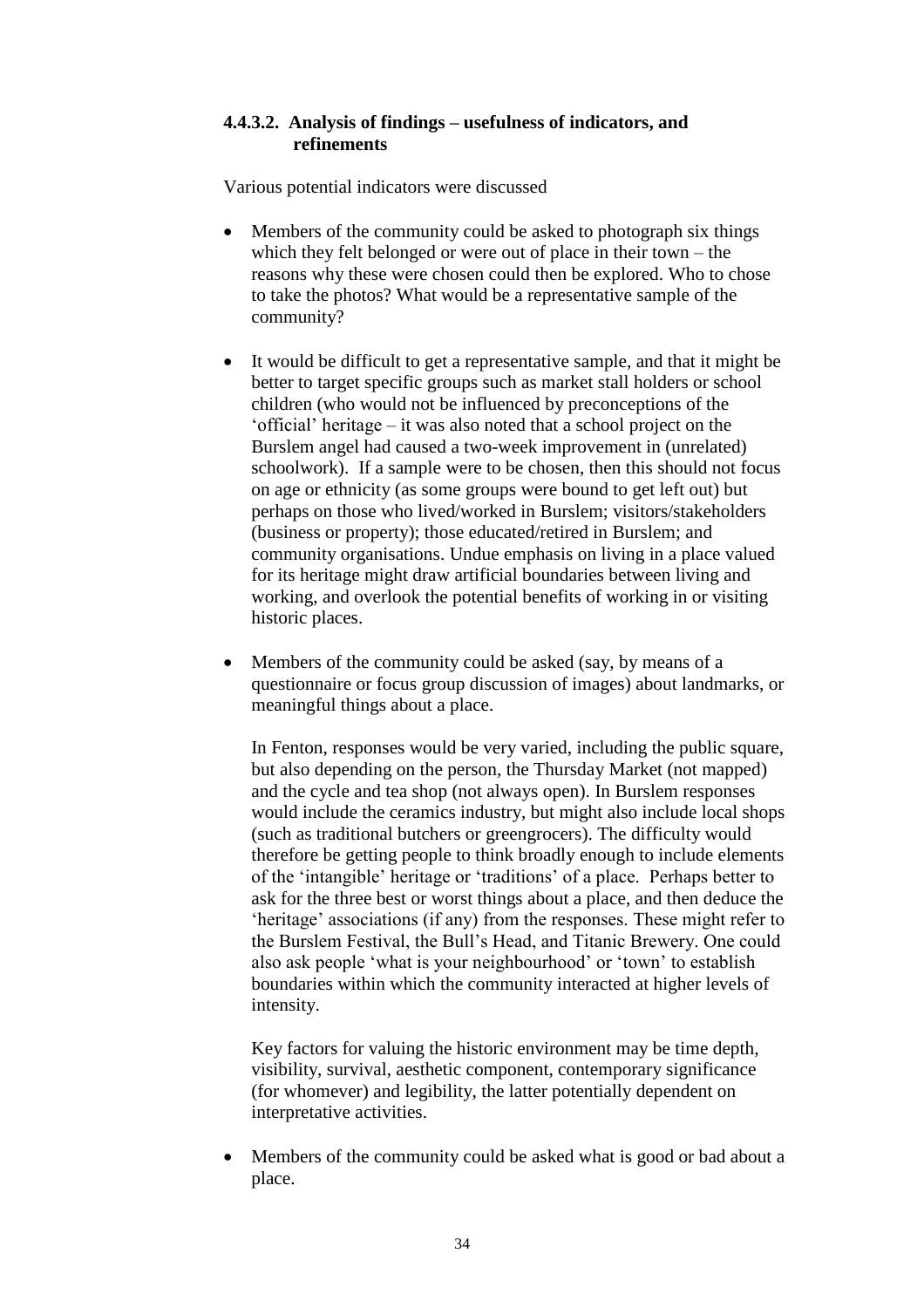#### 4.4.3.2. Analysis of findings – usefulness of indicators, and refinements

Various potential indicators were discussed

- Members of the community could be asked to photograph six things which they felt belonged or were out of place in their town – the reasons why these were chosen could then be explored. Who to chose to take the photos? What would be a representative sample of the community?

- It would be difficult to get a representative sample, and that it might be better to target specific groups such as market stall holders or school children (who would not be influenced by preconceptions of the 'official' heritage – it was also noted that a school project on the Burslem angel had caused a two-week improvement in (unrelated) schoolwork). If a sample were to be chosen, then this should not focus on age or ethnicity (as some groups were bound to get left out) but perhaps on those who lived/worked in Burslem; visitors/stakeholders (business or property); those educated/retired in Burslem; and community organisations. Undue emphasis on living in a place valued for its heritage might draw artificial boundaries between living and working, and overlook the potential benefits of working in or visiting historic places.

- Members of the community could be asked (say, by means of a questionnaire or focus group discussion of images) about landmarks, or meaningful things about a place.

  In Fenton, responses would be very varied, including the public square, but also depending on the person, the Thursday Market (not mapped) and the cycle and tea shop (not always open). In Burslem responses would include the ceramics industry, but might also include local shops (such as traditional butchers or greengrocers). The difficulty would therefore be getting people to think broadly enough to include elements of the 'intangible' heritage or 'traditions' of a place. Perhaps better to ask for the three best or worst things about a place, and then deduce the 'heritage' associations (if any) from the responses. These might refer to the Burslem Festival, the Bull's Head, and Titanic Brewery. One could also ask people 'what is your neighbourhood' or 'town' to establish boundaries within which the community interacted at higher levels of intensity.

  Key factors for valuing the historic environment may be time depth, visibility, survival, aesthetic component, contemporary significance (for whomever) and legibility, the latter potentially dependent on interpretative activities.

- Members of the community could be asked what is good or bad about a place.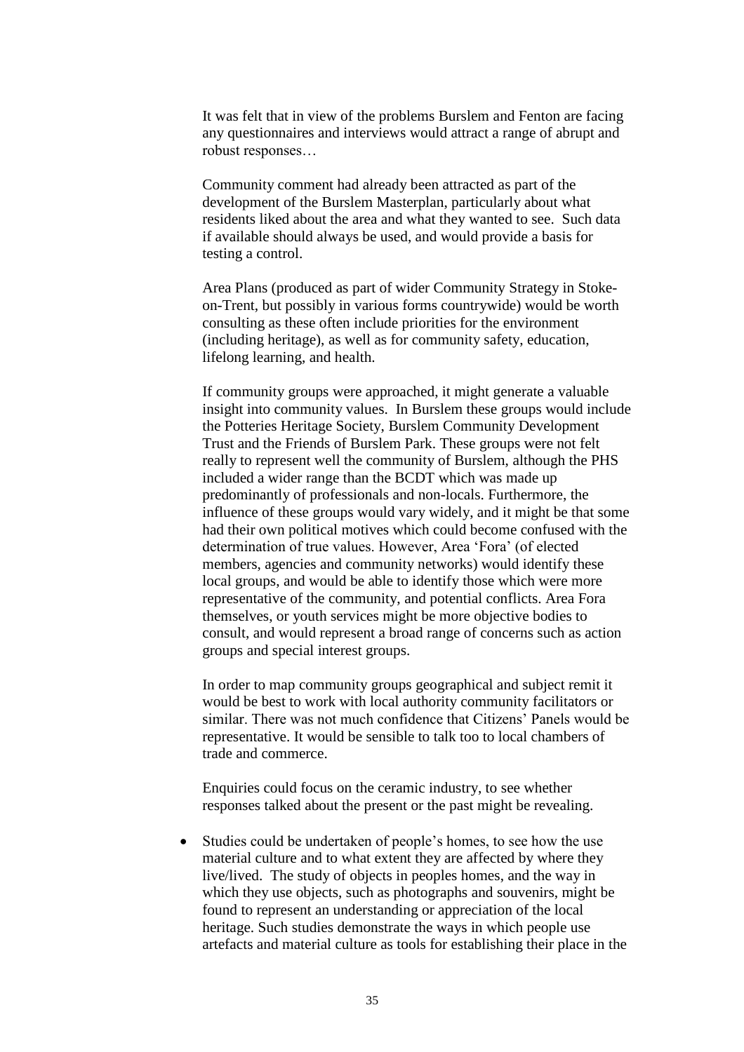It was felt that in view of the problems Burslem and Fenton are facing any questionnaires and interviews would attract a range of abrupt and robust responses…

Community comment had already been attracted as part of the development of the Burslem Masterplan, particularly about what residents liked about the area and what they wanted to see. Such data if available should always be used, and would provide a basis for testing a control.

Area Plans (produced as part of wider Community Strategy in Stoke-on-Trent, but possibly in various forms countrywide) would be worth consulting as these often include priorities for the environment (including heritage), as well as for community safety, education, lifelong learning, and health.

If community groups were approached, it might generate a valuable insight into community values. In Burslem these groups would include the Potteries Heritage Society, Burslem Community Development Trust and the Friends of Burslem Park. These groups were not felt really to represent well the community of Burslem, although the PHS included a wider range than the BCDT which was made up predominantly of professionals and non-locals. Furthermore, the influence of these groups would vary widely, and it might be that some had their own political motives which could become confused with the determination of true values. However, Area 'Fora' (of elected members, agencies and community networks) would identify these local groups, and would be able to identify those which were more representative of the community, and potential conflicts. Area Fora themselves, or youth services might be more objective bodies to consult, and would represent a broad range of concerns such as action groups and special interest groups.

In order to map community groups geographical and subject remit it would be best to work with local authority community facilitators or similar. There was not much confidence that Citizens' Panels would be representative. It would be sensible to talk too to local chambers of trade and commerce.

Enquiries could focus on the ceramic industry, to see whether responses talked about the present or the past might be revealing.

- Studies could be undertaken of people's homes, to see how the use material culture and to what extent they are affected by where they live/lived. The study of objects in peoples homes, and the way in which they use objects, such as photographs and souvenirs, might be found to represent an understanding or appreciation of the local heritage. Such studies demonstrate the ways in which people use artefacts and material culture as tools for establishing their place in the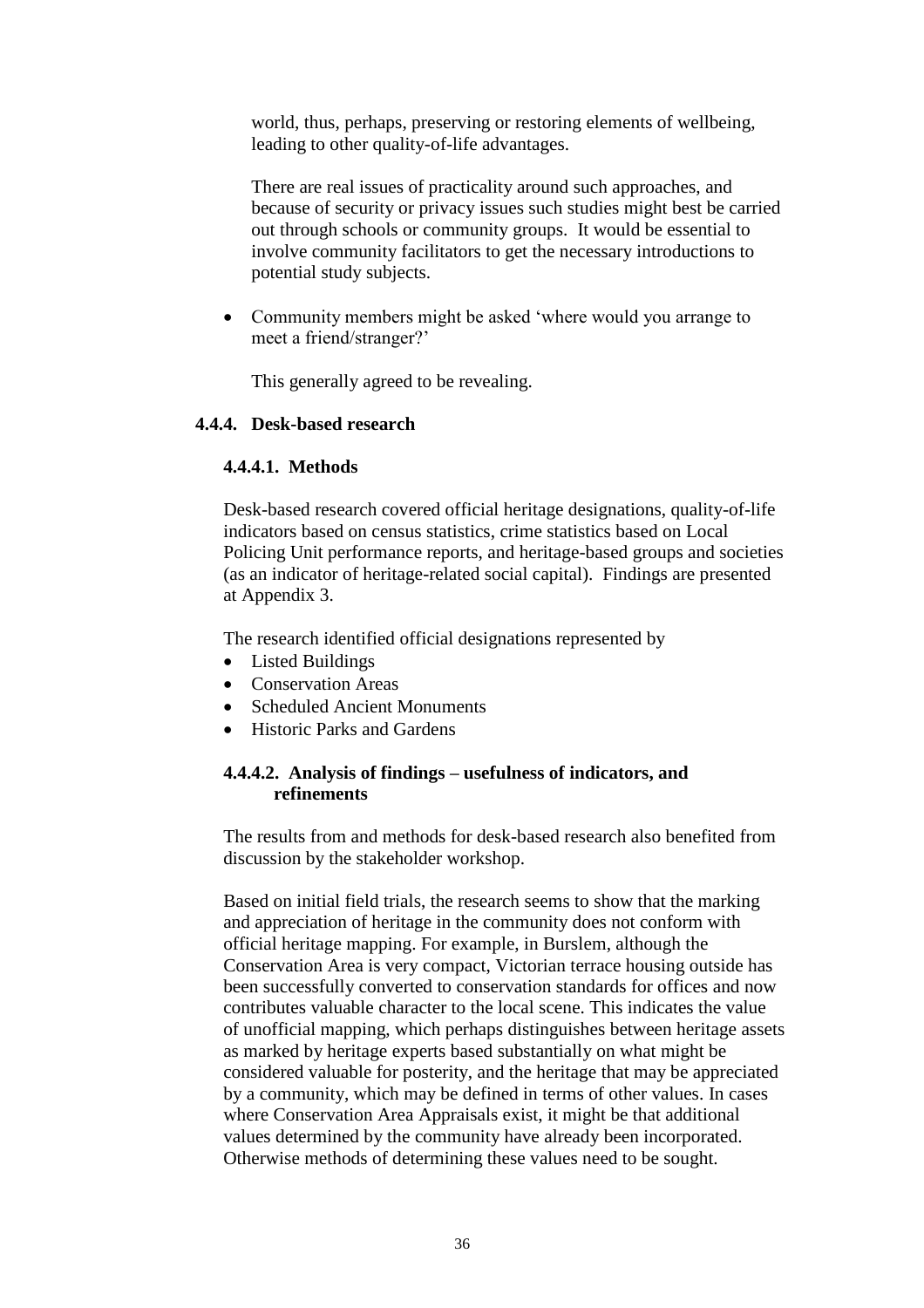world, thus, perhaps, preserving or restoring elements of wellbeing, leading to other quality-of-life advantages.

There are real issues of practicality around such approaches, and because of security or privacy issues such studies might best be carried out through schools or community groups. It would be essential to involve community facilitators to get the necessary introductions to potential study subjects.

- Community members might be asked 'where would you arrange to meet a friend/stranger?'

  This generally agreed to be revealing.

### 4.4.4. Desk-based research

#### 4.4.4.1. Methods

Desk-based research covered official heritage designations, quality-of-life indicators based on census statistics, crime statistics based on Local Policing Unit performance reports, and heritage-based groups and societies (as an indicator of heritage-related social capital). Findings are presented at Appendix 3.

The research identified official designations represented by

- Listed Buildings
- Conservation Areas
- Scheduled Ancient Monuments
- Historic Parks and Gardens

#### 4.4.4.2. Analysis of findings – usefulness of indicators, and refinements

The results from and methods for desk-based research also benefited from discussion by the stakeholder workshop.

Based on initial field trials, the research seems to show that the marking and appreciation of heritage in the community does not conform with official heritage mapping. For example, in Burslem, although the Conservation Area is very compact, Victorian terrace housing outside has been successfully converted to conservation standards for offices and now contributes valuable character to the local scene. This indicates the value of unofficial mapping, which perhaps distinguishes between heritage assets as marked by heritage experts based substantially on what might be considered valuable for posterity, and the heritage that may be appreciated by a community, which may be defined in terms of other values. In cases where Conservation Area Appraisals exist, it might be that additional values determined by the community have already been incorporated. Otherwise methods of determining these values need to be sought.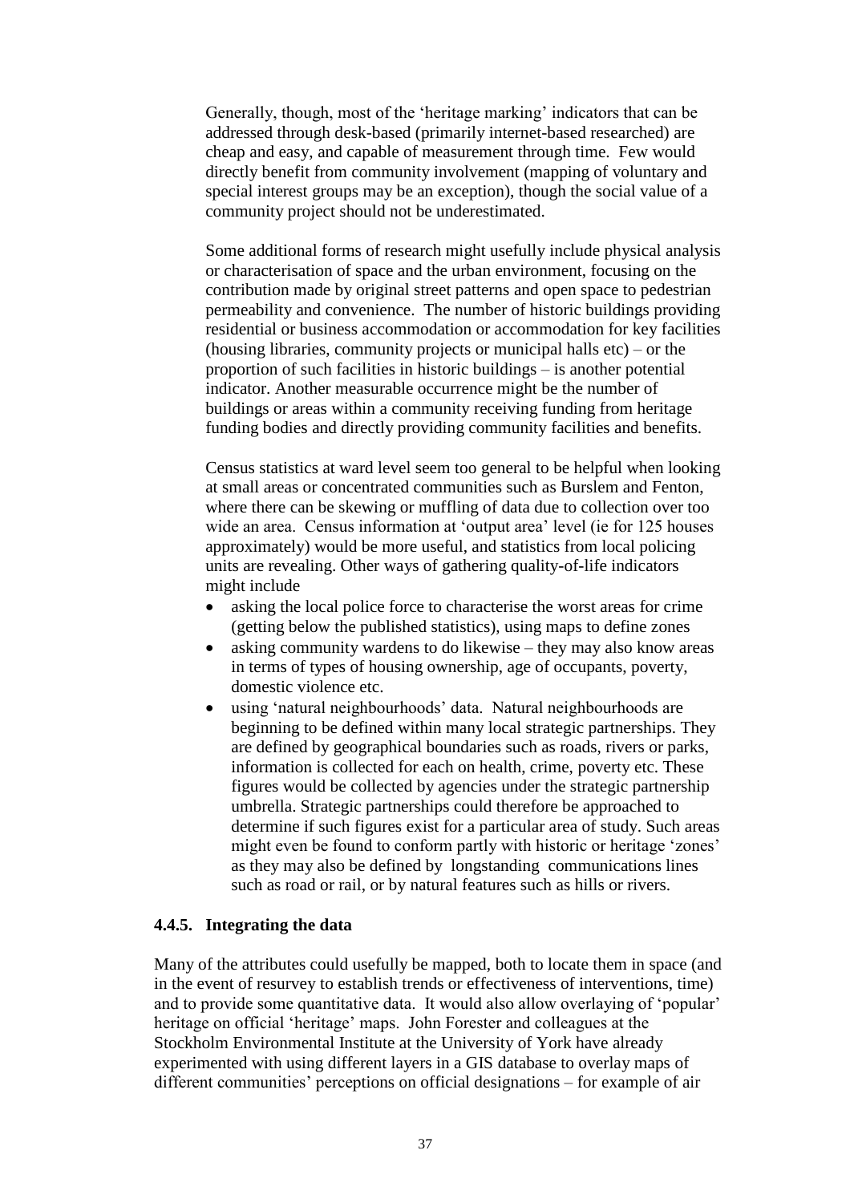Generally, though, most of the 'heritage marking' indicators that can be addressed through desk-based (primarily internet-based researched) are cheap and easy, and capable of measurement through time. Few would directly benefit from community involvement (mapping of voluntary and special interest groups may be an exception), though the social value of a community project should not be underestimated.

Some additional forms of research might usefully include physical analysis or characterisation of space and the urban environment, focusing on the contribution made by original street patterns and open space to pedestrian permeability and convenience. The number of historic buildings providing residential or business accommodation or accommodation for key facilities (housing libraries, community projects or municipal halls etc) – or the proportion of such facilities in historic buildings – is another potential indicator. Another measurable occurrence might be the number of buildings or areas within a community receiving funding from heritage funding bodies and directly providing community facilities and benefits.

Census statistics at ward level seem too general to be helpful when looking at small areas or concentrated communities such as Burslem and Fenton, where there can be skewing or muffling of data due to collection over too wide an area. Census information at 'output area' level (ie for 125 houses approximately) would be more useful, and statistics from local policing units are revealing. Other ways of gathering quality-of-life indicators might include

- asking the local police force to characterise the worst areas for crime (getting below the published statistics), using maps to define zones
- asking community wardens to do likewise – they may also know areas in terms of types of housing ownership, age of occupants, poverty, domestic violence etc.
- using 'natural neighbourhoods' data. Natural neighbourhoods are beginning to be defined within many local strategic partnerships. They are defined by geographical boundaries such as roads, rivers or parks, information is collected for each on health, crime, poverty etc. These figures would be collected by agencies under the strategic partnership umbrella. Strategic partnerships could therefore be approached to determine if such figures exist for a particular area of study. Such areas might even be found to conform partly with historic or heritage 'zones' as they may also be defined by longstanding communications lines such as road or rail, or by natural features such as hills or rivers.

### 4.4.5. Integrating the data

Many of the attributes could usefully be mapped, both to locate them in space (and in the event of resurvey to establish trends or effectiveness of interventions, time) and to provide some quantitative data. It would also allow overlaying of 'popular' heritage on official 'heritage' maps. John Forester and colleagues at the Stockholm Environmental Institute at the University of York have already experimented with using different layers in a GIS database to overlay maps of different communities' perceptions on official designations – for example of air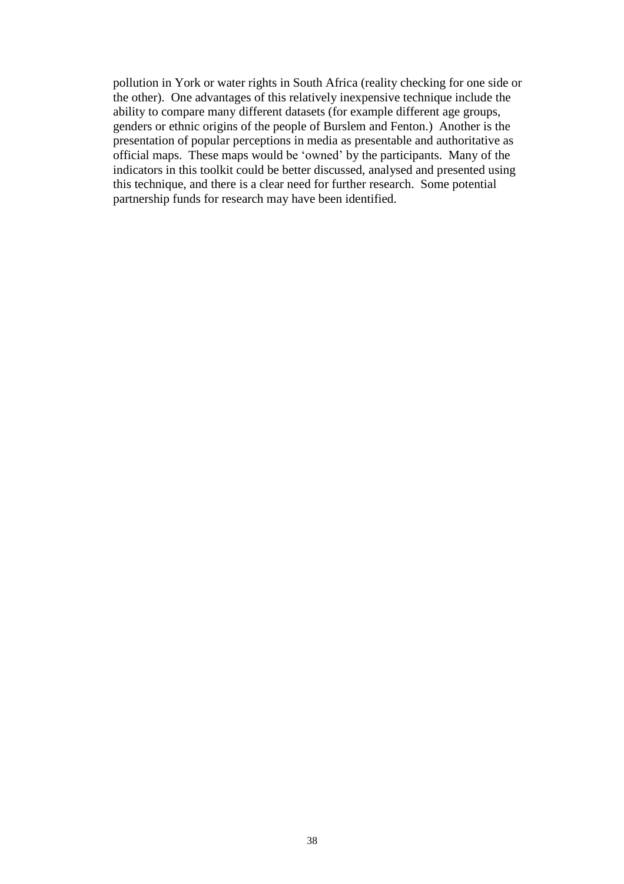pollution in York or water rights in South Africa (reality checking for one side or the other). One advantages of this relatively inexpensive technique include the ability to compare many different datasets (for example different age groups, genders or ethnic origins of the people of Burslem and Fenton.) Another is the presentation of popular perceptions in media as presentable and authoritative as official maps. These maps would be 'owned' by the participants. Many of the indicators in this toolkit could be better discussed, analysed and presented using this technique, and there is a clear need for further research. Some potential partnership funds for research may have been identified.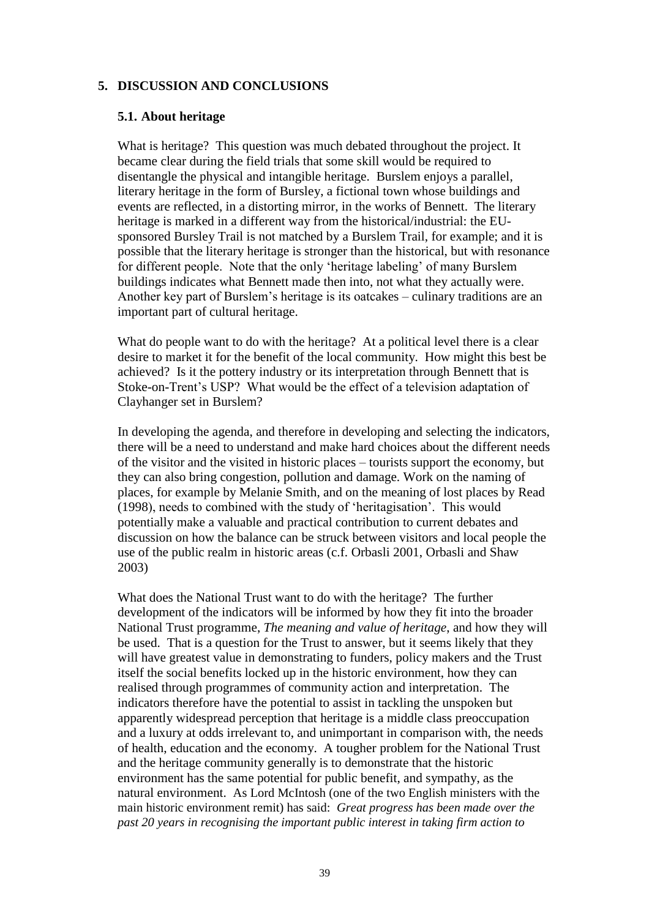## 5. DISCUSSION AND CONCLUSIONS

### 5.1. About heritage

What is heritage? This question was much debated throughout the project. It became clear during the field trials that some skill would be required to disentangle the physical and intangible heritage. Burslem enjoys a parallel, literary heritage in the form of Bursley, a fictional town whose buildings and events are reflected, in a distorting mirror, in the works of Bennett. The literary heritage is marked in a different way from the historical/industrial: the EU-sponsored Bursley Trail is not matched by a Burslem Trail, for example; and it is possible that the literary heritage is stronger than the historical, but with resonance for different people. Note that the only 'heritage labeling' of many Burslem buildings indicates what Bennett made then into, not what they actually were. Another key part of Burslem's heritage is its oatcakes – culinary traditions are an important part of cultural heritage.

What do people want to do with the heritage? At a political level there is a clear desire to market it for the benefit of the local community. How might this best be achieved? Is it the pottery industry or its interpretation through Bennett that is Stoke-on-Trent's USP? What would be the effect of a television adaptation of Clayhanger set in Burslem?

In developing the agenda, and therefore in developing and selecting the indicators, there will be a need to understand and make hard choices about the different needs of the visitor and the visited in historic places – tourists support the economy, but they can also bring congestion, pollution and damage. Work on the naming of places, for example by Melanie Smith, and on the meaning of lost places by Read (1998), needs to combined with the study of 'heritagisation'. This would potentially make a valuable and practical contribution to current debates and discussion on how the balance can be struck between visitors and local people the use of the public realm in historic areas (c.f. Orbasli 2001, Orbasli and Shaw 2003)

What does the National Trust want to do with the heritage? The further development of the indicators will be informed by how they fit into the broader National Trust programme, *The meaning and value of heritage*, and how they will be used. That is a question for the Trust to answer, but it seems likely that they will have greatest value in demonstrating to funders, policy makers and the Trust itself the social benefits locked up in the historic environment, how they can realised through programmes of community action and interpretation. The indicators therefore have the potential to assist in tackling the unspoken but apparently widespread perception that heritage is a middle class preoccupation and a luxury at odds irrelevant to, and unimportant in comparison with, the needs of health, education and the economy. A tougher problem for the National Trust and the heritage community generally is to demonstrate that the historic environment has the same potential for public benefit, and sympathy, as the natural environment. As Lord McIntosh (one of the two English ministers with the main historic environment remit) has said: *Great progress has been made over the past 20 years in recognising the important public interest in taking firm action to*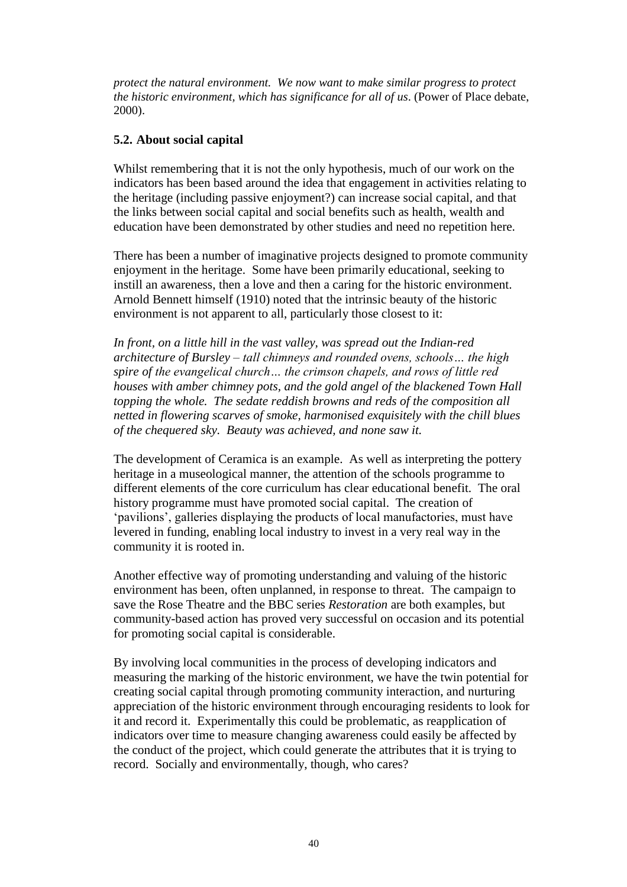*protect the natural environment. We now want to make similar progress to protect the historic environment, which has significance for all of us*. (Power of Place debate, 2000).

### 5.2. About social capital

Whilst remembering that it is not the only hypothesis, much of our work on the indicators has been based around the idea that engagement in activities relating to the heritage (including passive enjoyment?) can increase social capital, and that the links between social capital and social benefits such as health, wealth and education have been demonstrated by other studies and need no repetition here.

There has been a number of imaginative projects designed to promote community enjoyment in the heritage. Some have been primarily educational, seeking to instill an awareness, then a love and then a caring for the historic environment. Arnold Bennett himself (1910) noted that the intrinsic beauty of the historic environment is not apparent to all, particularly those closest to it:

*In front, on a little hill in the vast valley, was spread out the Indian-red architecture of Bursley – tall chimneys and rounded ovens, schools… the high spire of the evangelical church… the crimson chapels, and rows of little red houses with amber chimney pots, and the gold angel of the blackened Town Hall topping the whole. The sedate reddish browns and reds of the composition all netted in flowering scarves of smoke, harmonised exquisitely with the chill blues of the chequered sky. Beauty was achieved, and none saw it.*

The development of Ceramica is an example. As well as interpreting the pottery heritage in a museological manner, the attention of the schools programme to different elements of the core curriculum has clear educational benefit. The oral history programme must have promoted social capital. The creation of 'pavilions', galleries displaying the products of local manufactories, must have levered in funding, enabling local industry to invest in a very real way in the community it is rooted in.

Another effective way of promoting understanding and valuing of the historic environment has been, often unplanned, in response to threat. The campaign to save the Rose Theatre and the BBC series *Restoration* are both examples, but community-based action has proved very successful on occasion and its potential for promoting social capital is considerable.

By involving local communities in the process of developing indicators and measuring the marking of the historic environment, we have the twin potential for creating social capital through promoting community interaction, and nurturing appreciation of the historic environment through encouraging residents to look for it and record it. Experimentally this could be problematic, as reapplication of indicators over time to measure changing awareness could easily be affected by the conduct of the project, which could generate the attributes that it is trying to record. Socially and environmentally, though, who cares?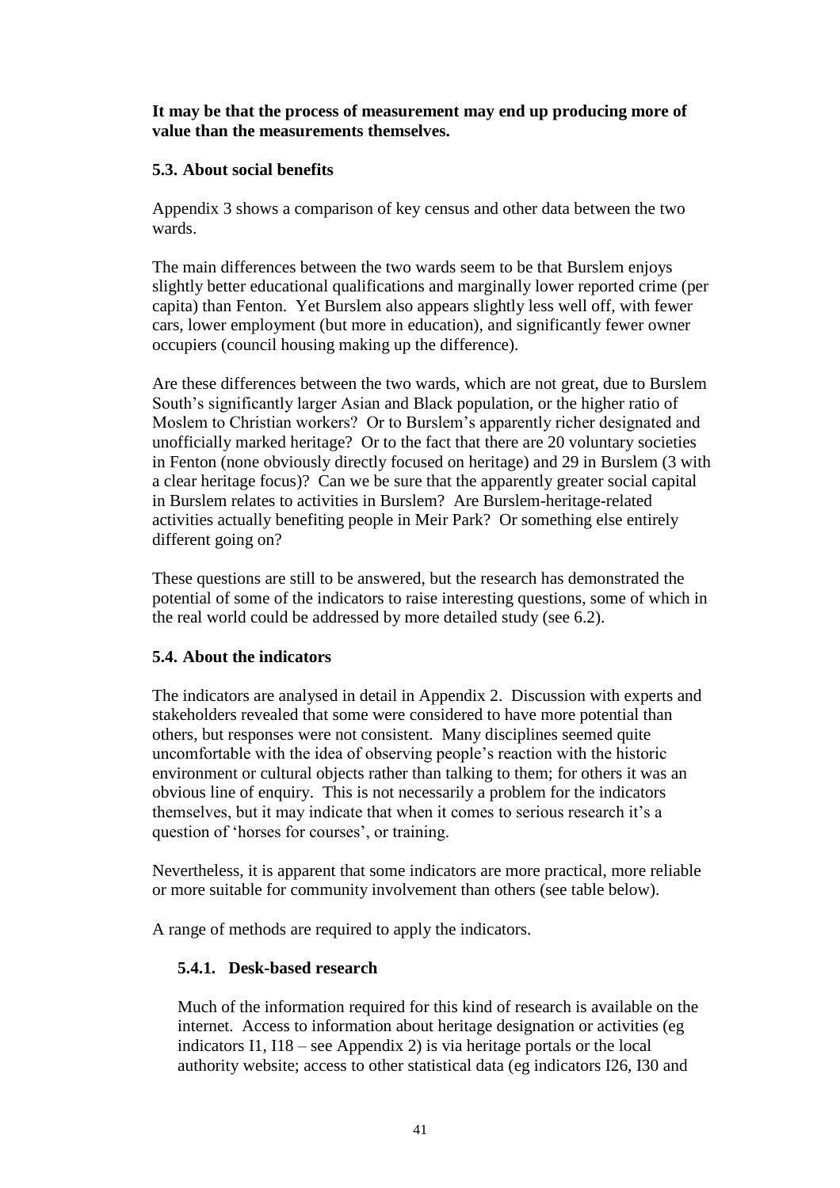**It may be that the process of measurement may end up producing more of value than the measurements themselves.**

### 5.3. About social benefits

Appendix 3 shows a comparison of key census and other data between the two wards.

The main differences between the two wards seem to be that Burslem enjoys slightly better educational qualifications and marginally lower reported crime (per capita) than Fenton. Yet Burslem also appears slightly less well off, with fewer cars, lower employment (but more in education), and significantly fewer owner occupiers (council housing making up the difference).

Are these differences between the two wards, which are not great, due to Burslem South's significantly larger Asian and Black population, or the higher ratio of Moslem to Christian workers? Or to Burslem's apparently richer designated and unofficially marked heritage? Or to the fact that there are 20 voluntary societies in Fenton (none obviously directly focused on heritage) and 29 in Burslem (3 with a clear heritage focus)? Can we be sure that the apparently greater social capital in Burslem relates to activities in Burslem? Are Burslem-heritage-related activities actually benefiting people in Meir Park? Or something else entirely different going on?

These questions are still to be answered, but the research has demonstrated the potential of some of the indicators to raise interesting questions, some of which in the real world could be addressed by more detailed study (see 6.2).

### 5.4. About the indicators

The indicators are analysed in detail in Appendix 2. Discussion with experts and stakeholders revealed that some were considered to have more potential than others, but responses were not consistent. Many disciplines seemed quite uncomfortable with the idea of observing people's reaction with the historic environment or cultural objects rather than talking to them; for others it was an obvious line of enquiry. This is not necessarily a problem for the indicators themselves, but it may indicate that when it comes to serious research it's a question of 'horses for courses', or training.

Nevertheless, it is apparent that some indicators are more practical, more reliable or more suitable for community involvement than others (see table below).

A range of methods are required to apply the indicators.

#### 5.4.1. Desk-based research

Much of the information required for this kind of research is available on the internet. Access to information about heritage designation or activities (eg indicators I1, I18 – see Appendix 2) is via heritage portals or the local authority website; access to other statistical data (eg indicators I26, I30 and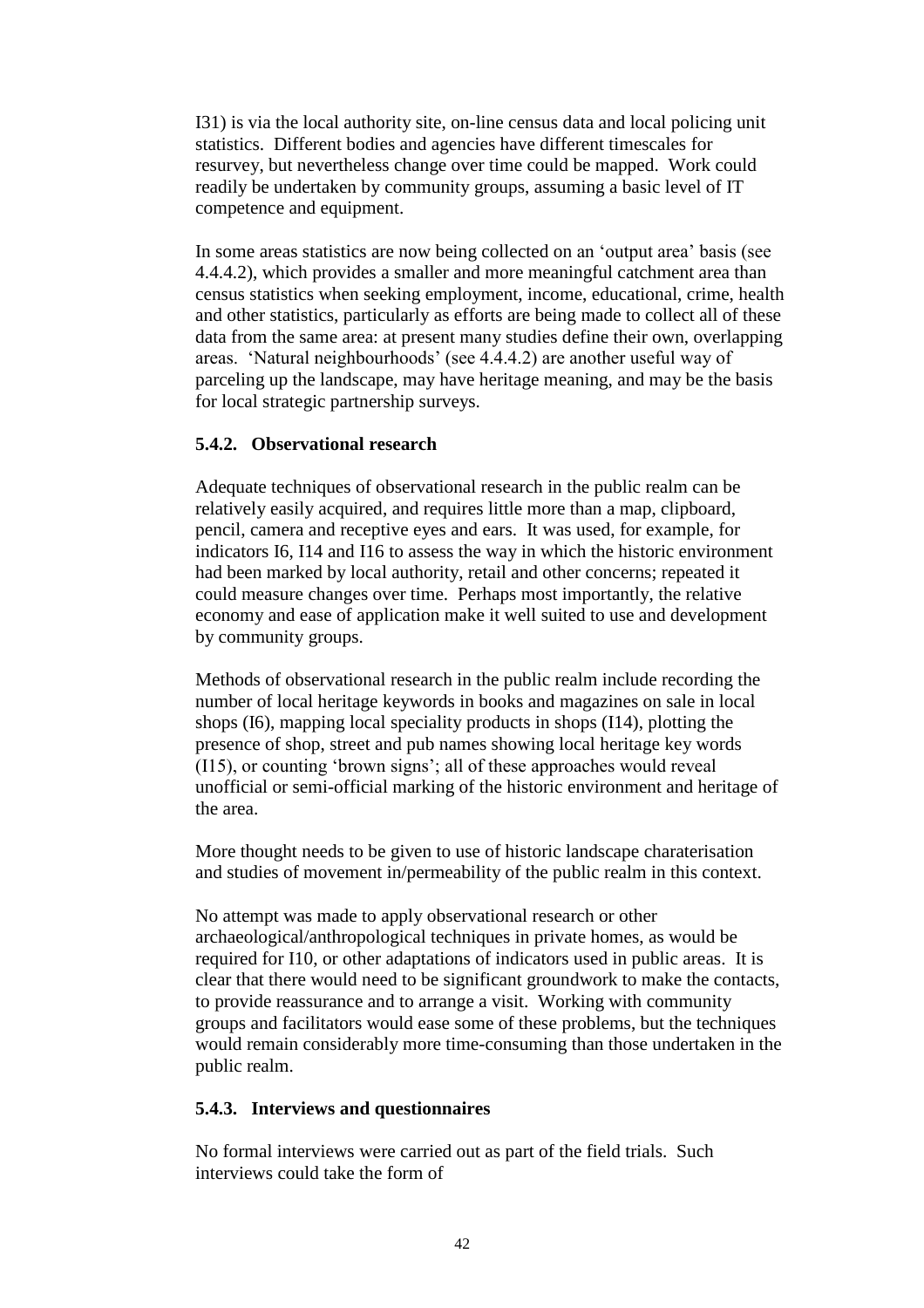I31) is via the local authority site, on-line census data and local policing unit statistics. Different bodies and agencies have different timescales for resurvey, but nevertheless change over time could be mapped. Work could readily be undertaken by community groups, assuming a basic level of IT competence and equipment.

In some areas statistics are now being collected on an 'output area' basis (see 4.4.4.2), which provides a smaller and more meaningful catchment area than census statistics when seeking employment, income, educational, crime, health and other statistics, particularly as efforts are being made to collect all of these data from the same area: at present many studies define their own, overlapping areas. 'Natural neighbourhoods' (see 4.4.4.2) are another useful way of parceling up the landscape, may have heritage meaning, and may be the basis for local strategic partnership surveys.

### 5.4.2. Observational research

Adequate techniques of observational research in the public realm can be relatively easily acquired, and requires little more than a map, clipboard, pencil, camera and receptive eyes and ears. It was used, for example, for indicators I6, I14 and I16 to assess the way in which the historic environment had been marked by local authority, retail and other concerns; repeated it could measure changes over time. Perhaps most importantly, the relative economy and ease of application make it well suited to use and development by community groups.

Methods of observational research in the public realm include recording the number of local heritage keywords in books and magazines on sale in local shops (I6), mapping local speciality products in shops (I14), plotting the presence of shop, street and pub names showing local heritage key words (I15), or counting 'brown signs'; all of these approaches would reveal unofficial or semi-official marking of the historic environment and heritage of the area.

More thought needs to be given to use of historic landscape charaterisation and studies of movement in/permeability of the public realm in this context.

No attempt was made to apply observational research or other archaeological/anthropological techniques in private homes, as would be required for I10, or other adaptations of indicators used in public areas. It is clear that there would need to be significant groundwork to make the contacts, to provide reassurance and to arrange a visit. Working with community groups and facilitators would ease some of these problems, but the techniques would remain considerably more time-consuming than those undertaken in the public realm.

### 5.4.3. Interviews and questionnaires

No formal interviews were carried out as part of the field trials. Such interviews could take the form of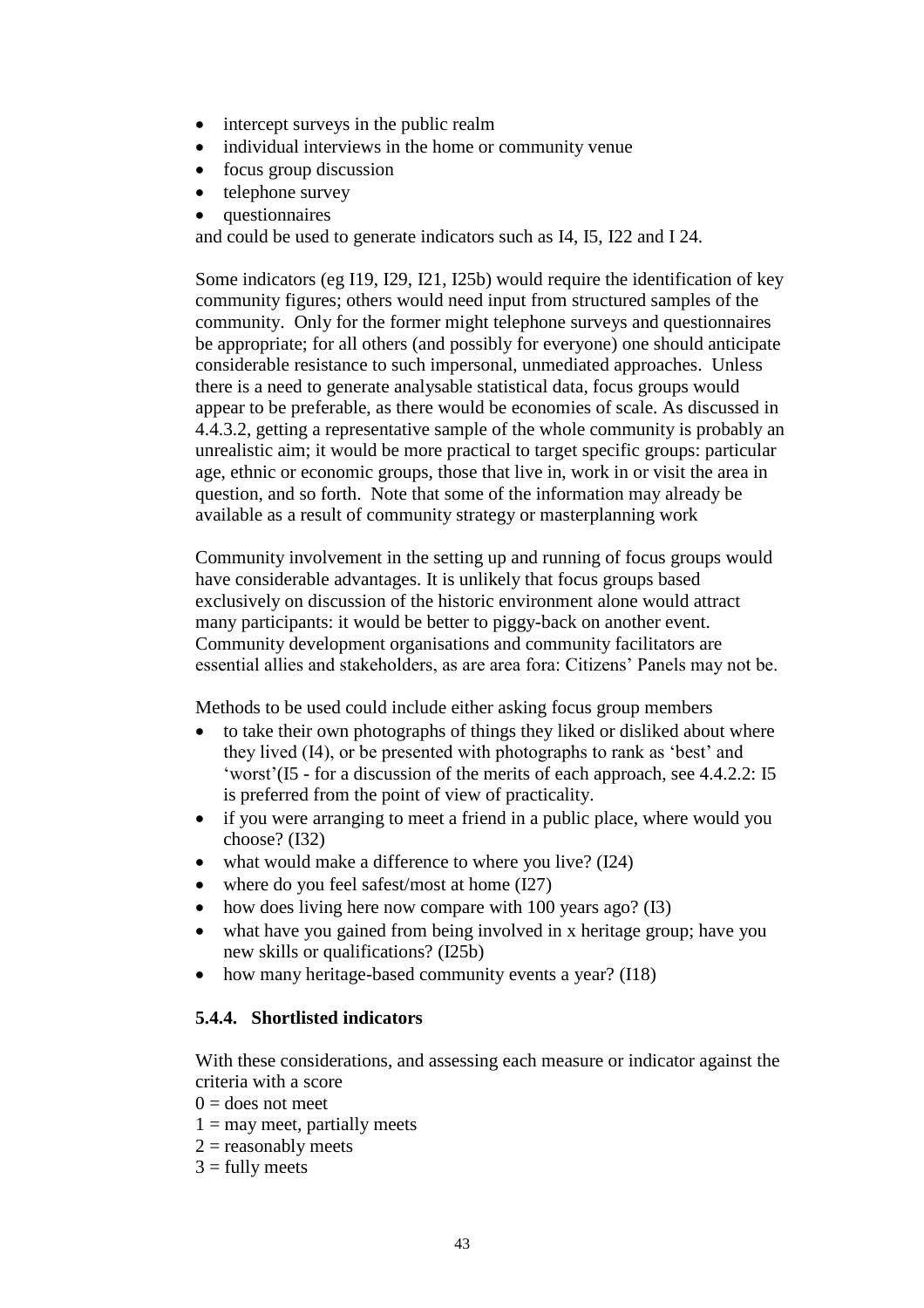- intercept surveys in the public realm
- individual interviews in the home or community venue
- focus group discussion
- telephone survey
- questionnaires

and could be used to generate indicators such as I4, I5, I22 and I 24.

Some indicators (eg I19, I29, I21, I25b) would require the identification of key community figures; others would need input from structured samples of the community. Only for the former might telephone surveys and questionnaires be appropriate; for all others (and possibly for everyone) one should anticipate considerable resistance to such impersonal, unmediated approaches. Unless there is a need to generate analysable statistical data, focus groups would appear to be preferable, as there would be economies of scale. As discussed in 4.4.3.2, getting a representative sample of the whole community is probably an unrealistic aim; it would be more practical to target specific groups: particular age, ethnic or economic groups, those that live in, work in or visit the area in question, and so forth. Note that some of the information may already be available as a result of community strategy or masterplanning work

Community involvement in the setting up and running of focus groups would have considerable advantages. It is unlikely that focus groups based exclusively on discussion of the historic environment alone would attract many participants: it would be better to piggy-back on another event. Community development organisations and community facilitators are essential allies and stakeholders, as are area fora: Citizens' Panels may not be.

Methods to be used could include either asking focus group members

- to take their own photographs of things they liked or disliked about where they lived (I4), or be presented with photographs to rank as 'best' and 'worst'(I5 - for a discussion of the merits of each approach, see 4.4.2.2: I5 is preferred from the point of view of practicality.
- if you were arranging to meet a friend in a public place, where would you choose? (I32)
- what would make a difference to where you live? (I24)
- where do you feel safest/most at home (I27)
- how does living here now compare with 100 years ago? (I3)
- what have you gained from being involved in x heritage group; have you new skills or qualifications? (I25b)
- how many heritage-based community events a year? (I18)

### 5.4.4. Shortlisted indicators

With these considerations, and assessing each measure or indicator against the criteria with a score

0 = does not meet
1 = may meet, partially meets
2 = reasonably meets
3 = fully meets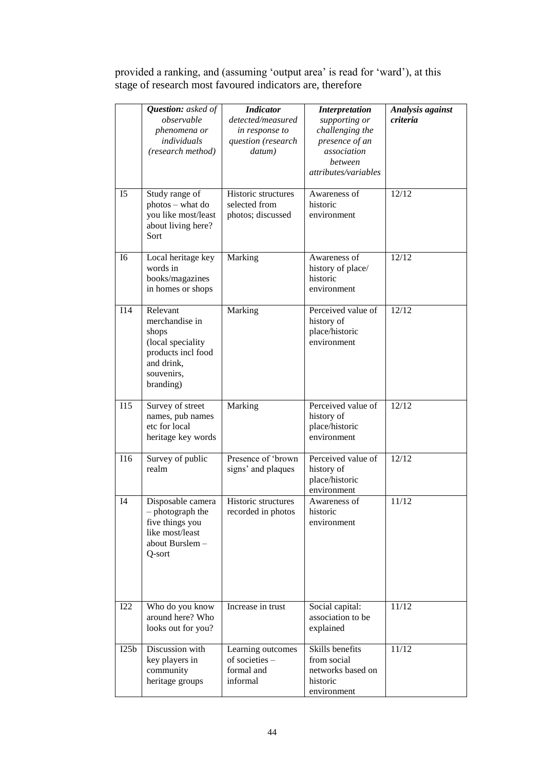provided a ranking, and (assuming 'output area' is read for 'ward'), at this stage of research most favoured indicators are, therefore

| | ***Question:*** *asked of observable phenomena or individuals (research method)* | ***Indicator*** *detected/measured in response to question (research datum)* | ***Interpretation*** *supporting or challenging the presence of an association between attributes/variables* | ***Analysis against criteria*** |
|---|---|---|---|---|
| I5 | Study range of photos – what do you like most/least about living here? Sort | Historic structures selected from photos; discussed | Awareness of historic environment | 12/12 |
| I6 | Local heritage key words in books/magazines in homes or shops | Marking | Awareness of history of place/ historic environment | 12/12 |
| I14 | Relevant merchandise in shops (local speciality products incl food and drink, souvenirs, branding) | Marking | Perceived value of history of place/historic environment | 12/12 |
| I15 | Survey of street names, pub names etc for local heritage key words | Marking | Perceived value of history of place/historic environment | 12/12 |
| I16 | Survey of public realm | Presence of 'brown signs' and plaques | Perceived value of history of place/historic environment | 12/12 |
| I4 | Disposable camera – photograph the five things you like most/least about Burslem – Q-sort | Historic structures recorded in photos | Awareness of historic environment | 11/12 |
| I22 | Who do you know around here? Who looks out for you? | Increase in trust | Social capital: association to be explained | 11/12 |
| I25b | Discussion with key players in community heritage groups | Learning outcomes of societies – formal and informal | Skills benefits from social networks based on historic environment | 11/12 |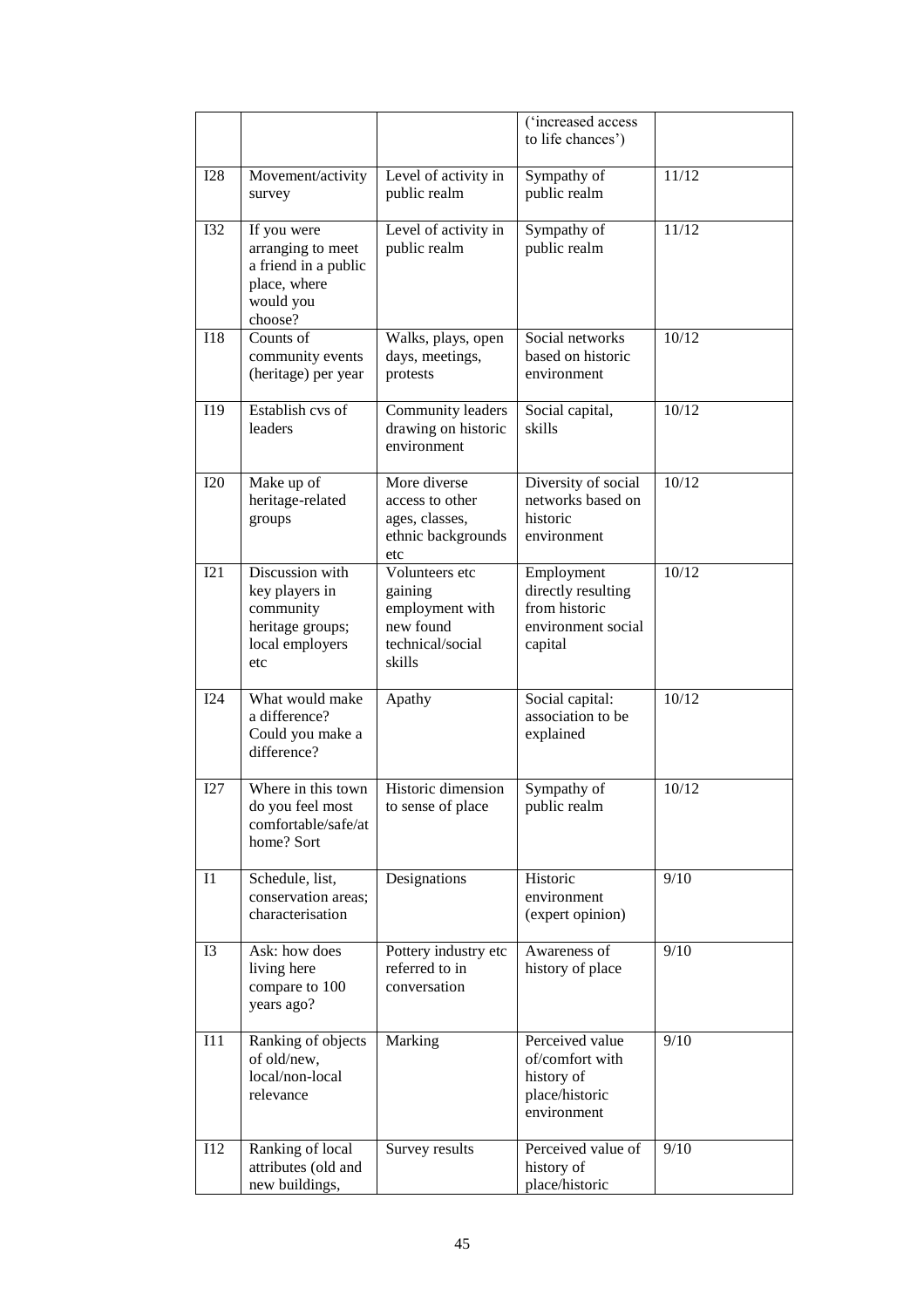| | | | ('increased access to life chances') | |
|---|---|---|---|---|
| I28 | Movement/activity survey | Level of activity in public realm | Sympathy of public realm | 11/12 |
| I32 | If you were arranging to meet a friend in a public place, where would you choose? | Level of activity in public realm | Sympathy of public realm | 11/12 |
| I18 | Counts of community events (heritage) per year | Walks, plays, open days, meetings, protests | Social networks based on historic environment | 10/12 |
| I19 | Establish cvs of leaders | Community leaders drawing on historic environment | Social capital, skills | 10/12 |
| I20 | Make up of heritage-related groups | More diverse access to other ages, classes, ethnic backgrounds etc | Diversity of social networks based on historic environment | 10/12 |
| I21 | Discussion with key players in community heritage groups; local employers etc | Volunteers etc gaining employment with new found technical/social skills | Employment directly resulting from historic environment social capital | 10/12 |
| I24 | What would make a difference? Could you make a difference? | Apathy | Social capital: association to be explained | 10/12 |
| I27 | Where in this town do you feel most comfortable/safe/at home? Sort | Historic dimension to sense of place | Sympathy of public realm | 10/12 |
| I1 | Schedule, list, conservation areas; characterisation | Designations | Historic environment (expert opinion) | 9/10 |
| I3 | Ask: how does living here compare to 100 years ago? | Pottery industry etc referred to in conversation | Awareness of history of place | 9/10 |
| I11 | Ranking of objects of old/new, local/non-local relevance | Marking | Perceived value of/comfort with history of place/historic environment | 9/10 |
| I12 | Ranking of local attributes (old and new buildings, | Survey results | Perceived value of history of place/historic | 9/10 |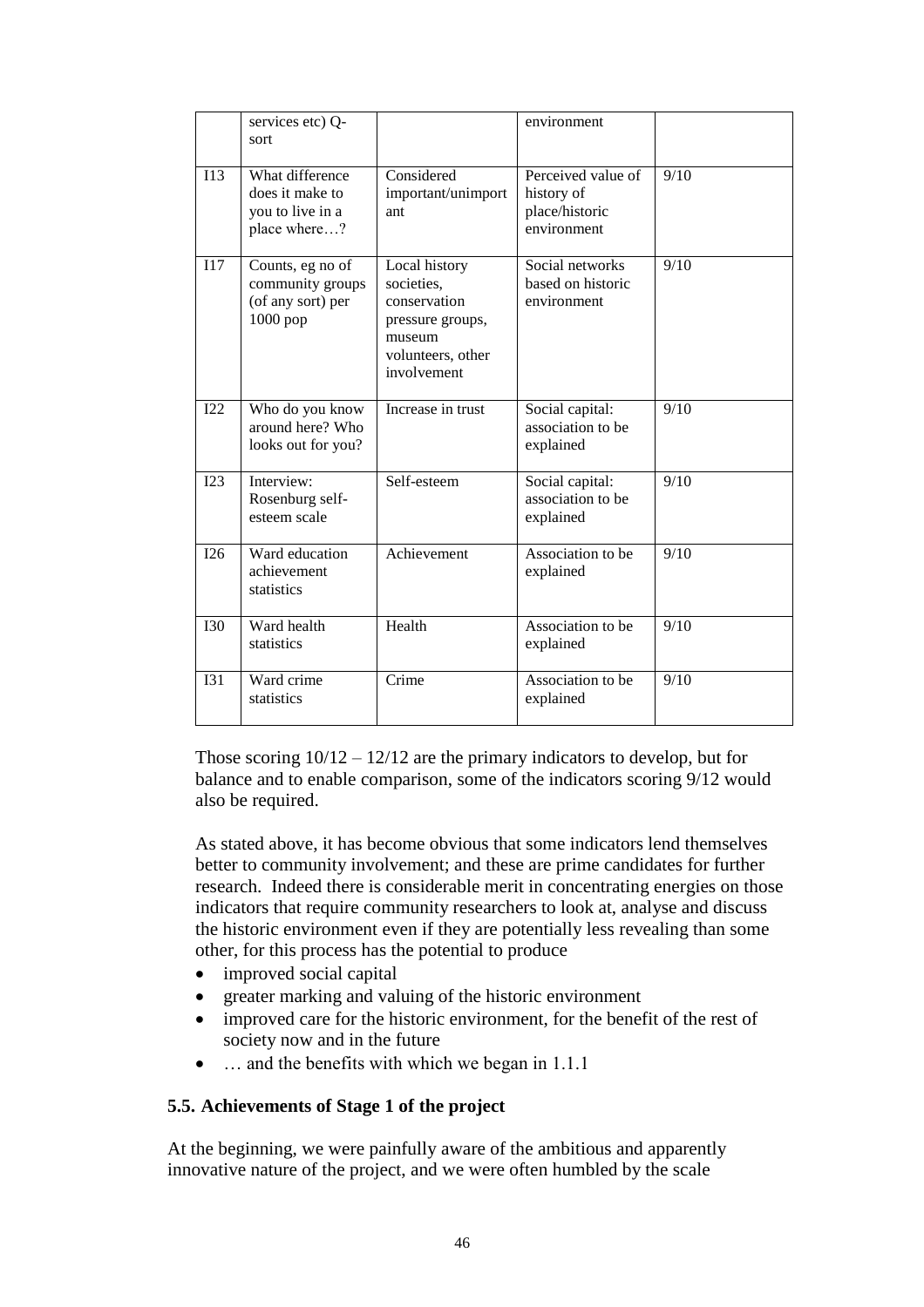| | services etc) Q-sort | | environment | |
|---|---|---|---|---|
| I13 | What difference does it make to you to live in a place where…? | Considered important/unimportant | Perceived value of history of place/historic environment | 9/10 |
| I17 | Counts, eg no of community groups (of any sort) per 1000 pop | Local history societies, conservation pressure groups, museum volunteers, other involvement | Social networks based on historic environment | 9/10 |
| I22 | Who do you know around here? Who looks out for you? | Increase in trust | Social capital: association to be explained | 9/10 |
| I23 | Interview: Rosenburg self-esteem scale | Self-esteem | Social capital: association to be explained | 9/10 |
| I26 | Ward education achievement statistics | Achievement | Association to be explained | 9/10 |
| I30 | Ward health statistics | Health | Association to be explained | 9/10 |
| I31 | Ward crime statistics | Crime | Association to be explained | 9/10 |

Those scoring 10/12 – 12/12 are the primary indicators to develop, but for balance and to enable comparison, some of the indicators scoring 9/12 would also be required.

As stated above, it has become obvious that some indicators lend themselves better to community involvement; and these are prime candidates for further research. Indeed there is considerable merit in concentrating energies on those indicators that require community researchers to look at, analyse and discuss the historic environment even if they are potentially less revealing than some other, for this process has the potential to produce

- improved social capital
- greater marking and valuing of the historic environment
- improved care for the historic environment, for the benefit of the rest of society now and in the future
- … and the benefits with which we began in 1.1.1

### 5.5. Achievements of Stage 1 of the project

At the beginning, we were painfully aware of the ambitious and apparently innovative nature of the project, and we were often humbled by the scale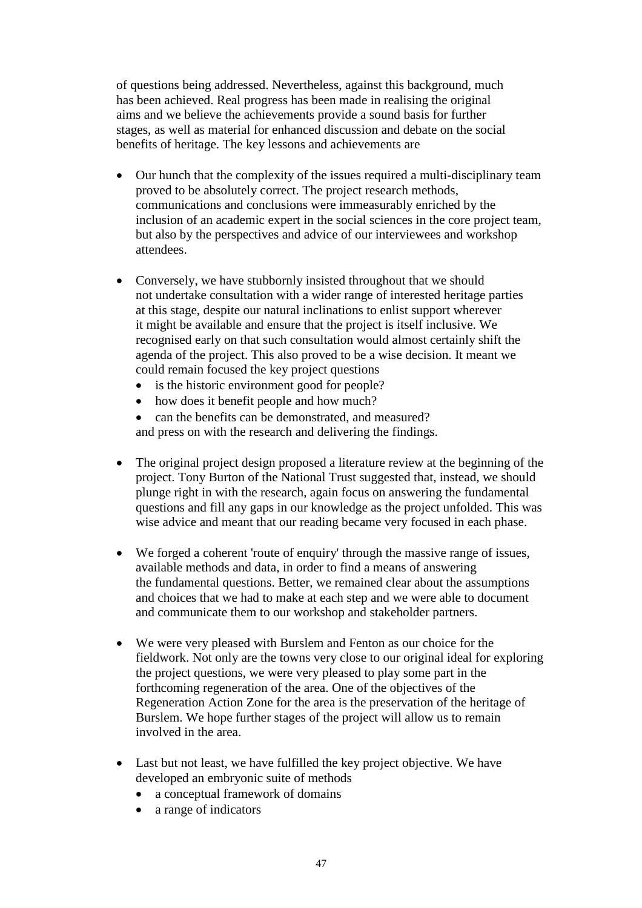of questions being addressed. Nevertheless, against this background, much has been achieved. Real progress has been made in realising the original aims and we believe the achievements provide a sound basis for further stages, as well as material for enhanced discussion and debate on the social benefits of heritage. The key lessons and achievements are

- Our hunch that the complexity of the issues required a multi-disciplinary team proved to be absolutely correct. The project research methods, communications and conclusions were immeasurably enriched by the inclusion of an academic expert in the social sciences in the core project team, but also by the perspectives and advice of our interviewees and workshop attendees.

- Conversely, we have stubbornly insisted throughout that we should not undertake consultation with a wider range of interested heritage parties at this stage, despite our natural inclinations to enlist support wherever it might be available and ensure that the project is itself inclusive. We recognised early on that such consultation would almost certainly shift the agenda of the project. This also proved to be a wise decision. It meant we could remain focused the key project questions
  - is the historic environment good for people?
  - how does it benefit people and how much?
  - can the benefits can be demonstrated, and measured?

  and press on with the research and delivering the findings.

- The original project design proposed a literature review at the beginning of the project. Tony Burton of the National Trust suggested that, instead, we should plunge right in with the research, again focus on answering the fundamental questions and fill any gaps in our knowledge as the project unfolded. This was wise advice and meant that our reading became very focused in each phase.

- We forged a coherent 'route of enquiry' through the massive range of issues, available methods and data, in order to find a means of answering the fundamental questions. Better, we remained clear about the assumptions and choices that we had to make at each step and we were able to document and communicate them to our workshop and stakeholder partners.

- We were very pleased with Burslem and Fenton as our choice for the fieldwork. Not only are the towns very close to our original ideal for exploring the project questions, we were very pleased to play some part in the forthcoming regeneration of the area. One of the objectives of the Regeneration Action Zone for the area is the preservation of the heritage of Burslem. We hope further stages of the project will allow us to remain involved in the area.

- Last but not least, we have fulfilled the key project objective. We have developed an embryonic suite of methods
  - a conceptual framework of domains
  - a range of indicators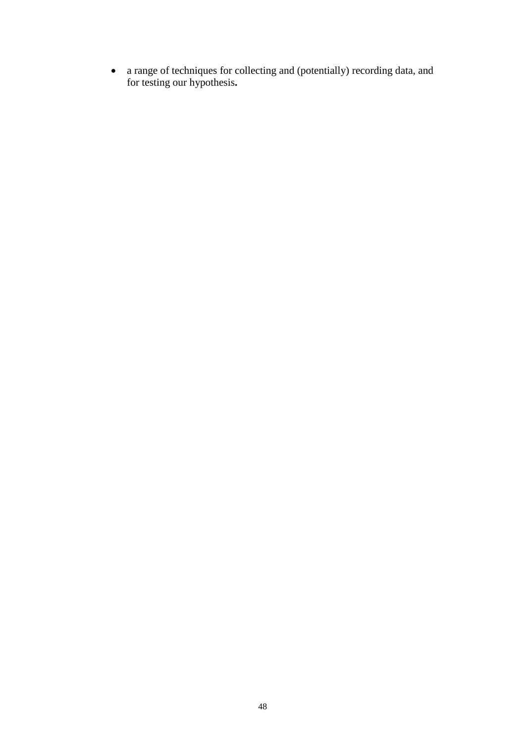- a range of techniques for collecting and (potentially) recording data, and for testing our hypothesis.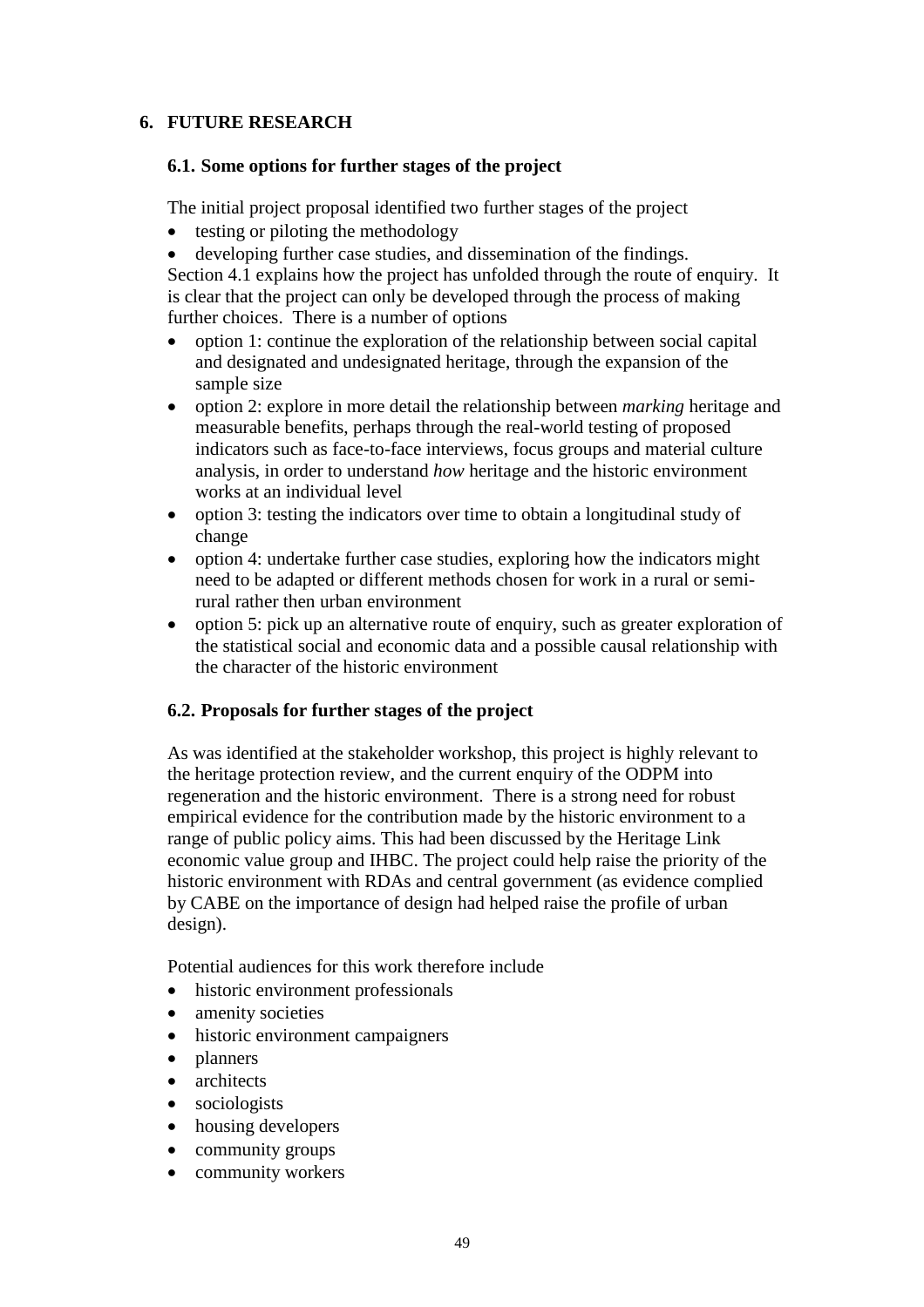## 6. FUTURE RESEARCH

### 6.1. Some options for further stages of the project

The initial project proposal identified two further stages of the project

- testing or piloting the methodology
- developing further case studies, and dissemination of the findings.

Section 4.1 explains how the project has unfolded through the route of enquiry. It is clear that the project can only be developed through the process of making further choices. There is a number of options

- option 1: continue the exploration of the relationship between social capital and designated and undesignated heritage, through the expansion of the sample size
- option 2: explore in more detail the relationship between *marking* heritage and measurable benefits, perhaps through the real-world testing of proposed indicators such as face-to-face interviews, focus groups and material culture analysis, in order to understand *how* heritage and the historic environment works at an individual level
- option 3: testing the indicators over time to obtain a longitudinal study of change
- option 4: undertake further case studies, exploring how the indicators might need to be adapted or different methods chosen for work in a rural or semi-rural rather then urban environment
- option 5: pick up an alternative route of enquiry, such as greater exploration of the statistical social and economic data and a possible causal relationship with the character of the historic environment

### 6.2. Proposals for further stages of the project

As was identified at the stakeholder workshop, this project is highly relevant to the heritage protection review, and the current enquiry of the ODPM into regeneration and the historic environment. There is a strong need for robust empirical evidence for the contribution made by the historic environment to a range of public policy aims. This had been discussed by the Heritage Link economic value group and IHBC. The project could help raise the priority of the historic environment with RDAs and central government (as evidence complied by CABE on the importance of design had helped raise the profile of urban design).

Potential audiences for this work therefore include

- historic environment professionals
- amenity societies
- historic environment campaigners
- planners
- architects
- sociologists
- housing developers
- community groups
- community workers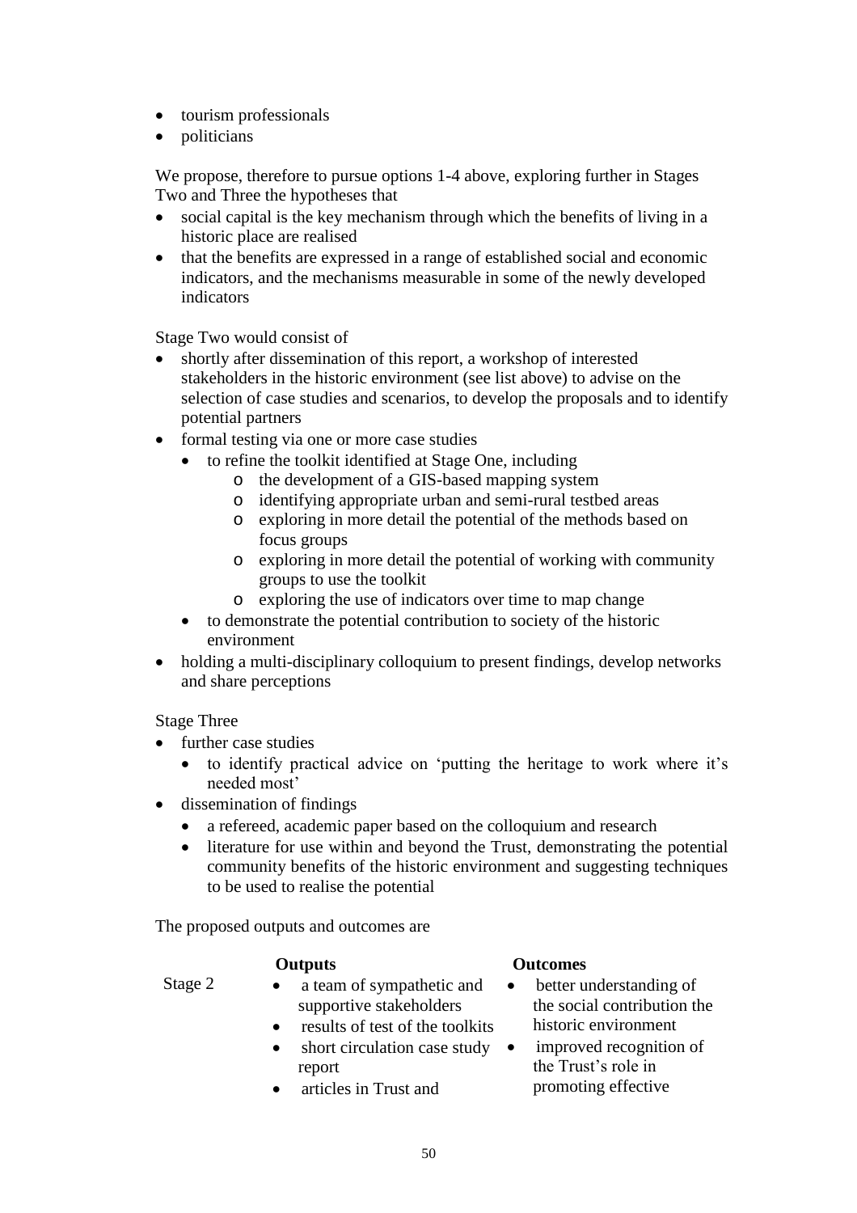- tourism professionals
- politicians

We propose, therefore to pursue options 1-4 above, exploring further in Stages Two and Three the hypotheses that

- social capital is the key mechanism through which the benefits of living in a historic place are realised
- that the benefits are expressed in a range of established social and economic indicators, and the mechanisms measurable in some of the newly developed indicators

Stage Two would consist of

- shortly after dissemination of this report, a workshop of interested stakeholders in the historic environment (see list above) to advise on the selection of case studies and scenarios, to develop the proposals and to identify potential partners
- formal testing via one or more case studies
  - to refine the toolkit identified at Stage One, including
    - the development of a GIS-based mapping system
    - identifying appropriate urban and semi-rural testbed areas
    - exploring in more detail the potential of the methods based on focus groups
    - exploring in more detail the potential of working with community groups to use the toolkit
    - exploring the use of indicators over time to map change
  - to demonstrate the potential contribution to society of the historic environment
- holding a multi-disciplinary colloquium to present findings, develop networks and share perceptions

Stage Three

- further case studies
  - to identify practical advice on 'putting the heritage to work where it's needed most'
- dissemination of findings
  - a refereed, academic paper based on the colloquium and research
  - literature for use within and beyond the Trust, demonstrating the potential community benefits of the historic environment and suggesting techniques to be used to realise the potential

The proposed outputs and outcomes are

| | **Outputs** | **Outcomes** |
|---|---|---|
| Stage 2 | • a team of sympathetic and supportive stakeholders<br>• results of test of the toolkits<br>• short circulation case study report<br>• articles in Trust and | • better understanding of the social contribution the historic environment<br>• improved recognition of the Trust's role in promoting effective |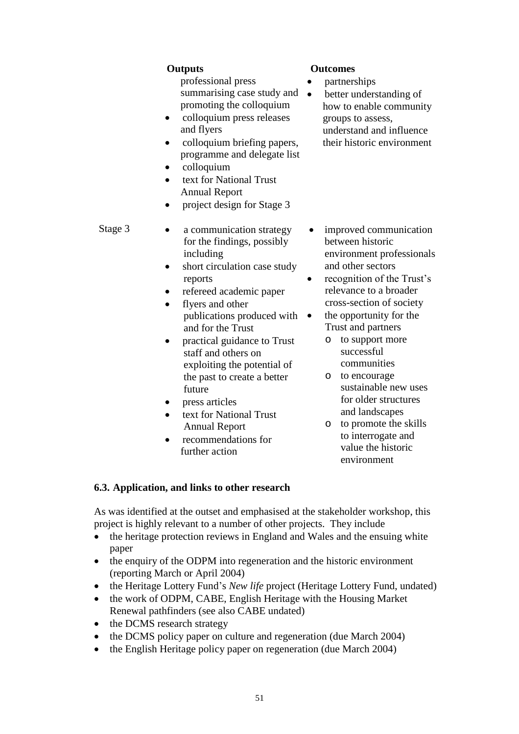| | Outputs | Outcomes |
|---|---|---|
| | professional press summarising case study and promoting the colloquium<br>• colloquium press releases and flyers<br>• colloquium briefing papers, programme and delegate list<br>• colloquium<br>• text for National Trust Annual Report<br>• project design for Stage 3 | • partnerships<br>• better understanding of how to enable community groups to assess, understand and influence their historic environment |
| Stage 3 | • a communication strategy for the findings, possibly including<br>• short circulation case study reports<br>• refereed academic paper<br>• flyers and other publications produced with and for the Trust<br>• practical guidance to Trust staff and others on exploiting the potential of the past to create a better future<br>• press articles<br>• text for National Trust Annual Report<br>• recommendations for further action | • improved communication between historic environment professionals and other sectors<br>• recognition of the Trust's relevance to a broader cross-section of society<br>• the opportunity for the Trust and partners<br>  o to support more successful communities<br>  o to encourage sustainable new uses for older structures and landscapes<br>  o to promote the skills to interrogate and value the historic environment |

### 6.3. Application, and links to other research

As was identified at the outset and emphasised at the stakeholder workshop, this project is highly relevant to a number of other projects. They include

- the heritage protection reviews in England and Wales and the ensuing white paper
- the enquiry of the ODPM into regeneration and the historic environment (reporting March or April 2004)
- the Heritage Lottery Fund's *New life* project (Heritage Lottery Fund, undated)
- the work of ODPM, CABE, English Heritage with the Housing Market Renewal pathfinders (see also CABE undated)
- the DCMS research strategy
- the DCMS policy paper on culture and regeneration (due March 2004)
- the English Heritage policy paper on regeneration (due March 2004)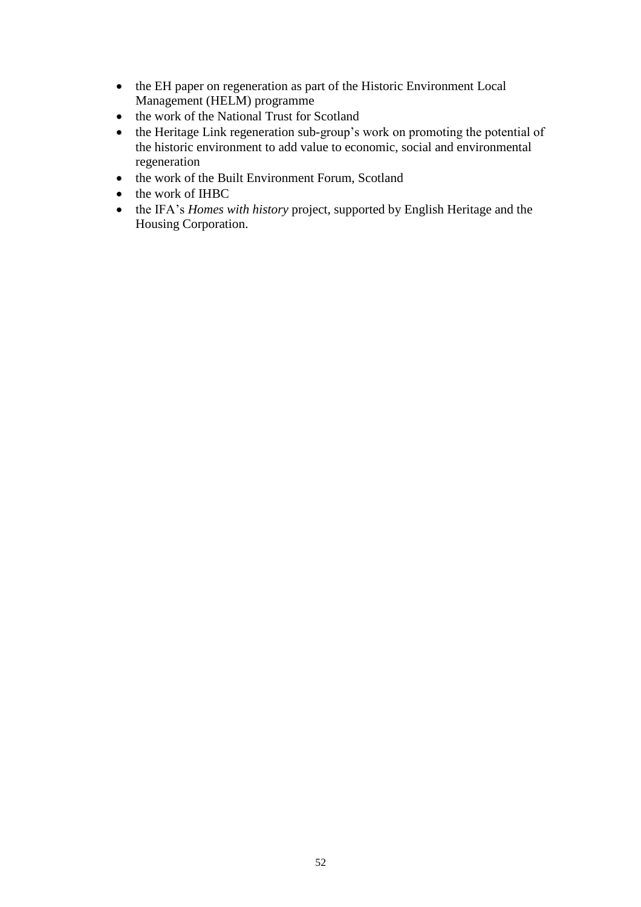- the EH paper on regeneration as part of the Historic Environment Local Management (HELM) programme
- the work of the National Trust for Scotland
- the Heritage Link regeneration sub-group's work on promoting the potential of the historic environment to add value to economic, social and environmental regeneration
- the work of the Built Environment Forum, Scotland
- the work of IHBC
- the IFA's *Homes with history* project, supported by English Heritage and the Housing Corporation.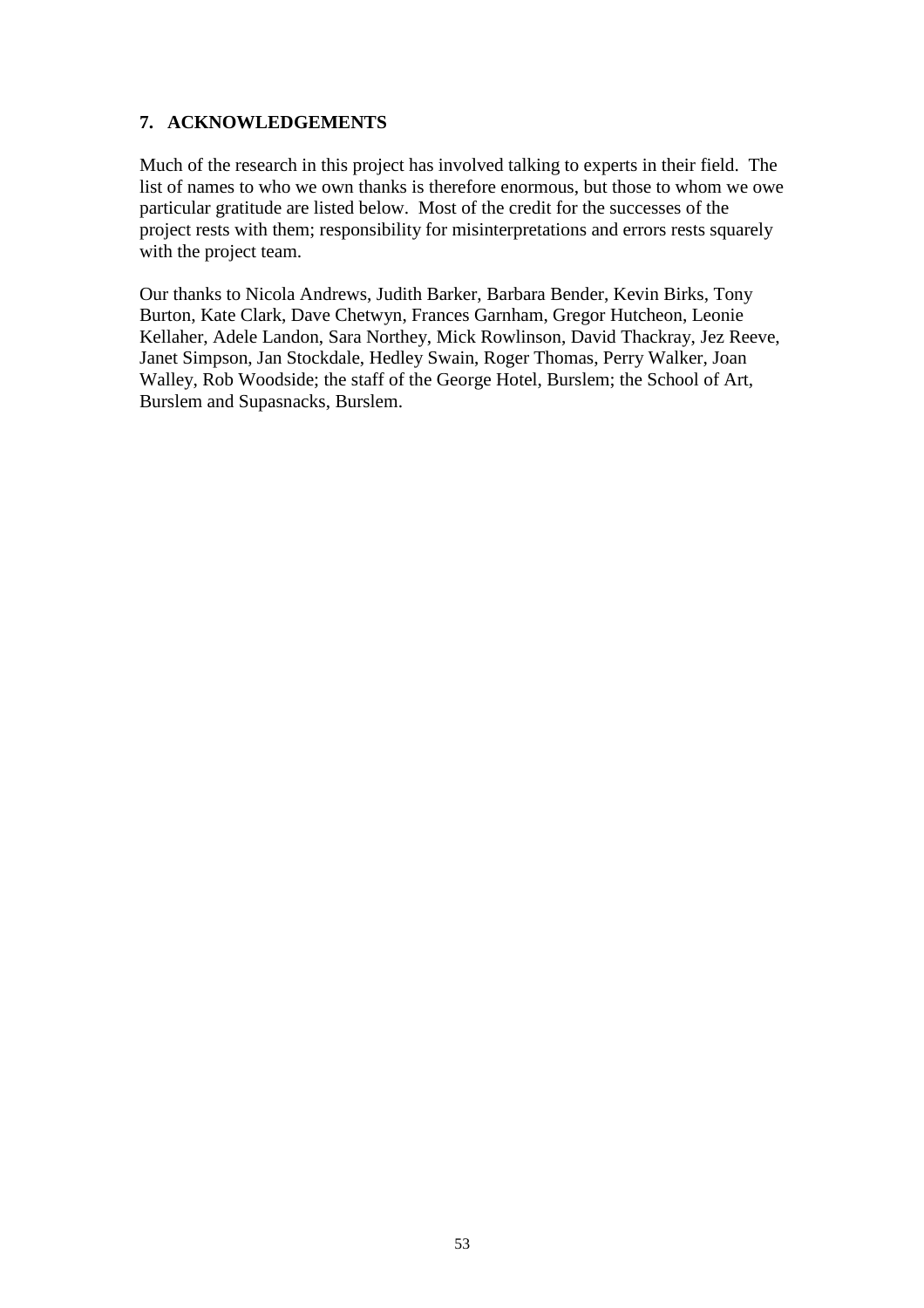## 7. ACKNOWLEDGEMENTS

Much of the research in this project has involved talking to experts in their field. The list of names to who we own thanks is therefore enormous, but those to whom we owe particular gratitude are listed below. Most of the credit for the successes of the project rests with them; responsibility for misinterpretations and errors rests squarely with the project team.

Our thanks to Nicola Andrews, Judith Barker, Barbara Bender, Kevin Birks, Tony Burton, Kate Clark, Dave Chetwyn, Frances Garnham, Gregor Hutcheon, Leonie Kellaher, Adele Landon, Sara Northey, Mick Rowlinson, David Thackray, Jez Reeve, Janet Simpson, Jan Stockdale, Hedley Swain, Roger Thomas, Perry Walker, Joan Walley, Rob Woodside; the staff of the George Hotel, Burslem; the School of Art, Burslem and Supasnacks, Burslem.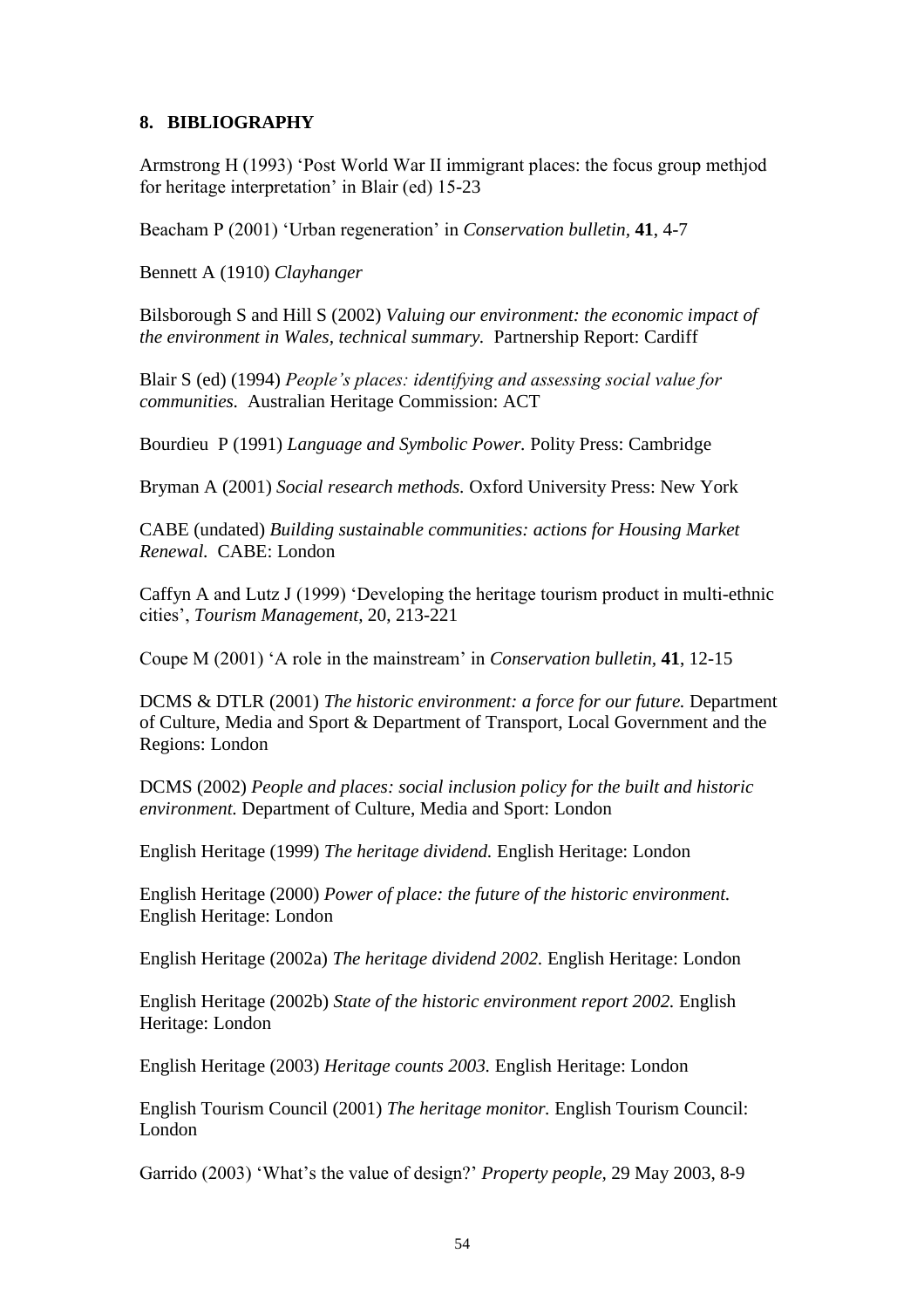## 8. BIBLIOGRAPHY

Armstrong H (1993) 'Post World War II immigrant places: the focus group methjod for heritage interpretation' in Blair (ed) 15-23

Beacham P (2001) 'Urban regeneration' in *Conservation bulletin*, **41**, 4-7

Bennett A (1910) *Clayhanger*

Bilsborough S and Hill S (2002) *Valuing our environment: the economic impact of the environment in Wales, technical summary.* Partnership Report: Cardiff

Blair S (ed) (1994) *People's places: identifying and assessing social value for communities.* Australian Heritage Commission: ACT

Bourdieu P (1991) *Language and Symbolic Power.* Polity Press: Cambridge

Bryman A (2001) *Social research methods.* Oxford University Press: New York

CABE (undated) *Building sustainable communities: actions for Housing Market Renewal.* CABE: London

Caffyn A and Lutz J (1999) 'Developing the heritage tourism product in multi-ethnic cities', *Tourism Management*, 20, 213-221

Coupe M (2001) 'A role in the mainstream' in *Conservation bulletin*, **41**, 12-15

DCMS & DTLR (2001) *The historic environment: a force for our future.* Department of Culture, Media and Sport & Department of Transport, Local Government and the Regions: London

DCMS (2002) *People and places: social inclusion policy for the built and historic environment.* Department of Culture, Media and Sport: London

English Heritage (1999) *The heritage dividend.* English Heritage: London

English Heritage (2000) *Power of place: the future of the historic environment.* English Heritage: London

English Heritage (2002a) *The heritage dividend 2002.* English Heritage: London

English Heritage (2002b) *State of the historic environment report 2002.* English Heritage: London

English Heritage (2003) *Heritage counts 2003.* English Heritage: London

English Tourism Council (2001) *The heritage monitor.* English Tourism Council: London

Garrido (2003) 'What's the value of design?' *Property people,* 29 May 2003, 8-9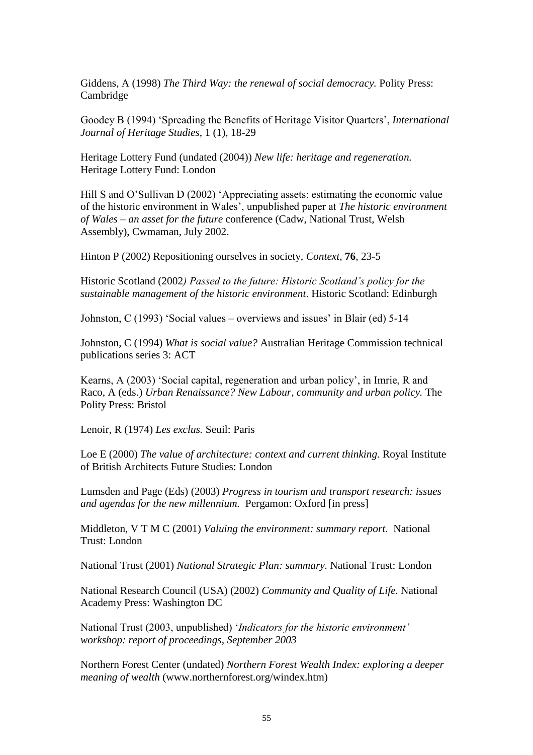Giddens, A (1998) *The Third Way: the renewal of social democracy.* Polity Press: Cambridge

Goodey B (1994) 'Spreading the Benefits of Heritage Visitor Quarters', *International Journal of Heritage Studies*, 1 (1), 18-29

Heritage Lottery Fund (undated (2004)) *New life: heritage and regeneration.* Heritage Lottery Fund: London

Hill S and O'Sullivan D (2002) 'Appreciating assets: estimating the economic value of the historic environment in Wales', unpublished paper at *The historic environment of Wales – an asset for the future* conference (Cadw, National Trust, Welsh Assembly), Cwmaman, July 2002.

Hinton P (2002) Repositioning ourselves in society, *Context*, **76**, 23-5

Historic Scotland (2002*) Passed to the future: Historic Scotland's policy for the sustainable management of the historic environment*. Historic Scotland: Edinburgh

Johnston, C (1993) 'Social values – overviews and issues' in Blair (ed) 5-14

Johnston, C (1994) *What is social value?* Australian Heritage Commission technical publications series 3: ACT

Kearns, A (2003) 'Social capital, regeneration and urban policy', in Imrie, R and Raco, A (eds.) *Urban Renaissance? New Labour, community and urban policy.* The Polity Press: Bristol

Lenoir, R (1974) *Les exclus.* Seuil: Paris

Loe E (2000) *The value of architecture: context and current thinking.* Royal Institute of British Architects Future Studies: London

Lumsden and Page (Eds) (2003) *Progress in tourism and transport research: issues and agendas for the new millennium.* Pergamon: Oxford [in press]

Middleton, V T M C (2001) *Valuing the environment: summary report*. National Trust: London

National Trust (2001) *National Strategic Plan: summary.* National Trust: London

National Research Council (USA) (2002) *Community and Quality of Life.* National Academy Press: Washington DC

National Trust (2003, unpublished) '*Indicators for the historic environment' workshop: report of proceedings, September 2003*

Northern Forest Center (undated) *Northern Forest Wealth Index: exploring a deeper meaning of wealth* (www.northernforest.org/windex.htm)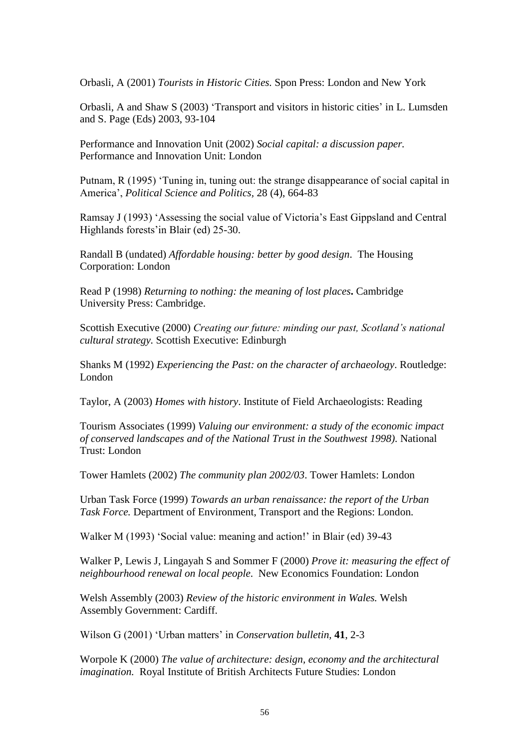Orbasli, A (2001) *Tourists in Historic Cities.* Spon Press: London and New York

Orbasli, A and Shaw S (2003) 'Transport and visitors in historic cities' in L. Lumsden and S. Page (Eds) 2003, 93-104

Performance and Innovation Unit (2002) *Social capital: a discussion paper.* Performance and Innovation Unit: London

Putnam, R (1995) 'Tuning in, tuning out: the strange disappearance of social capital in America', *Political Science and Politics*, 28 (4), 664-83

Ramsay J (1993) 'Assessing the social value of Victoria's East Gippsland and Central Highlands forests'in Blair (ed) 25-30.

Randall B (undated) *Affordable housing: better by good design*. The Housing Corporation: London

Read P (1998) *Returning to nothing: the meaning of lost places***.** Cambridge University Press: Cambridge.

Scottish Executive (2000) *Creating our future: minding our past, Scotland's national cultural strategy.* Scottish Executive: Edinburgh

Shanks M (1992) *Experiencing the Past: on the character of archaeology*. Routledge: London

Taylor, A (2003) *Homes with history*. Institute of Field Archaeologists: Reading

Tourism Associates (1999) *Valuing our environment: a study of the economic impact of conserved landscapes and of the National Trust in the Southwest 1998).* National Trust: London

Tower Hamlets (2002) *The community plan 2002/03*. Tower Hamlets: London

Urban Task Force (1999) *Towards an urban renaissance: the report of the Urban Task Force.* Department of Environment, Transport and the Regions: London.

Walker M (1993) 'Social value: meaning and action!' in Blair (ed) 39-43

Walker P, Lewis J, Lingayah S and Sommer F (2000) *Prove it: measuring the effect of neighbourhood renewal on local people*. New Economics Foundation: London

Welsh Assembly (2003) *Review of the historic environment in Wales.* Welsh Assembly Government: Cardiff.

Wilson G (2001) 'Urban matters' in *Conservation bulletin,* **41**, 2-3

Worpole K (2000) *The value of architecture: design, economy and the architectural imagination.* Royal Institute of British Architects Future Studies: London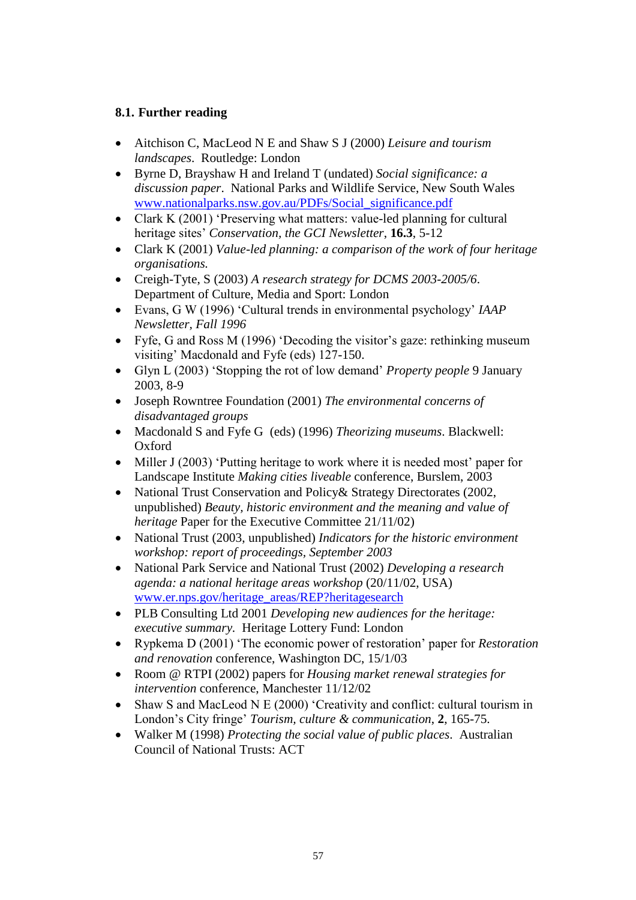### 8.1. Further reading

- Aitchison C, MacLeod N E and Shaw S J (2000) *Leisure and tourism landscapes*. Routledge: London
- Byrne D, Brayshaw H and Ireland T (undated) *Social significance: a discussion paper*. National Parks and Wildlife Service, New South Wales [www.nationalparks.nsw.gov.au/PDFs/Social_significance.pdf](www.nationalparks.nsw.gov.au/PDFs/Social_significance.pdf)
- Clark K (2001) 'Preserving what matters: value-led planning for cultural heritage sites' *Conservation, the GCI Newsletter*, **16.3**, 5-12
- Clark K (2001) *Value-led planning: a comparison of the work of four heritage organisations.*
- Creigh-Tyte, S (2003) *A research strategy for DCMS 2003-2005/6*. Department of Culture, Media and Sport: London
- Evans, G W (1996) 'Cultural trends in environmental psychology' *IAAP Newsletter, Fall 1996*
- Fyfe, G and Ross M (1996) 'Decoding the visitor's gaze: rethinking museum visiting' Macdonald and Fyfe (eds) 127-150.
- Glyn L (2003) 'Stopping the rot of low demand' *Property people* 9 January 2003, 8-9
- Joseph Rowntree Foundation (2001) *The environmental concerns of disadvantaged groups*
- Macdonald S and Fyfe G (eds) (1996) *Theorizing museums*. Blackwell: Oxford
- Miller J (2003) 'Putting heritage to work where it is needed most' paper for Landscape Institute *Making cities liveable* conference, Burslem, 2003
- National Trust Conservation and Policy& Strategy Directorates (2002, unpublished) *Beauty, historic environment and the meaning and value of heritage* Paper for the Executive Committee 21/11/02)
- National Trust (2003, unpublished) *Indicators for the historic environment workshop: report of proceedings, September 2003*
- National Park Service and National Trust (2002) *Developing a research agenda: a national heritage areas workshop* (20/11/02, USA) [www.er.nps.gov/heritage_areas/REP?heritagesearch](www.er.nps.gov/heritage_areas/REP?heritagesearch)
- PLB Consulting Ltd 2001 *Developing new audiences for the heritage: executive summary.* Heritage Lottery Fund: London
- Rypkema D (2001) 'The economic power of restoration' paper for *Restoration and renovation* conference, Washington DC, 15/1/03
- Room @ RTPI (2002) papers for *Housing market renewal strategies for intervention* conference, Manchester 11/12/02
- Shaw S and MacLeod N E (2000) 'Creativity and conflict: cultural tourism in London's City fringe' *Tourism, culture & communication*, **2**, 165-75.
- Walker M (1998) *Protecting the social value of public places*. Australian Council of National Trusts: ACT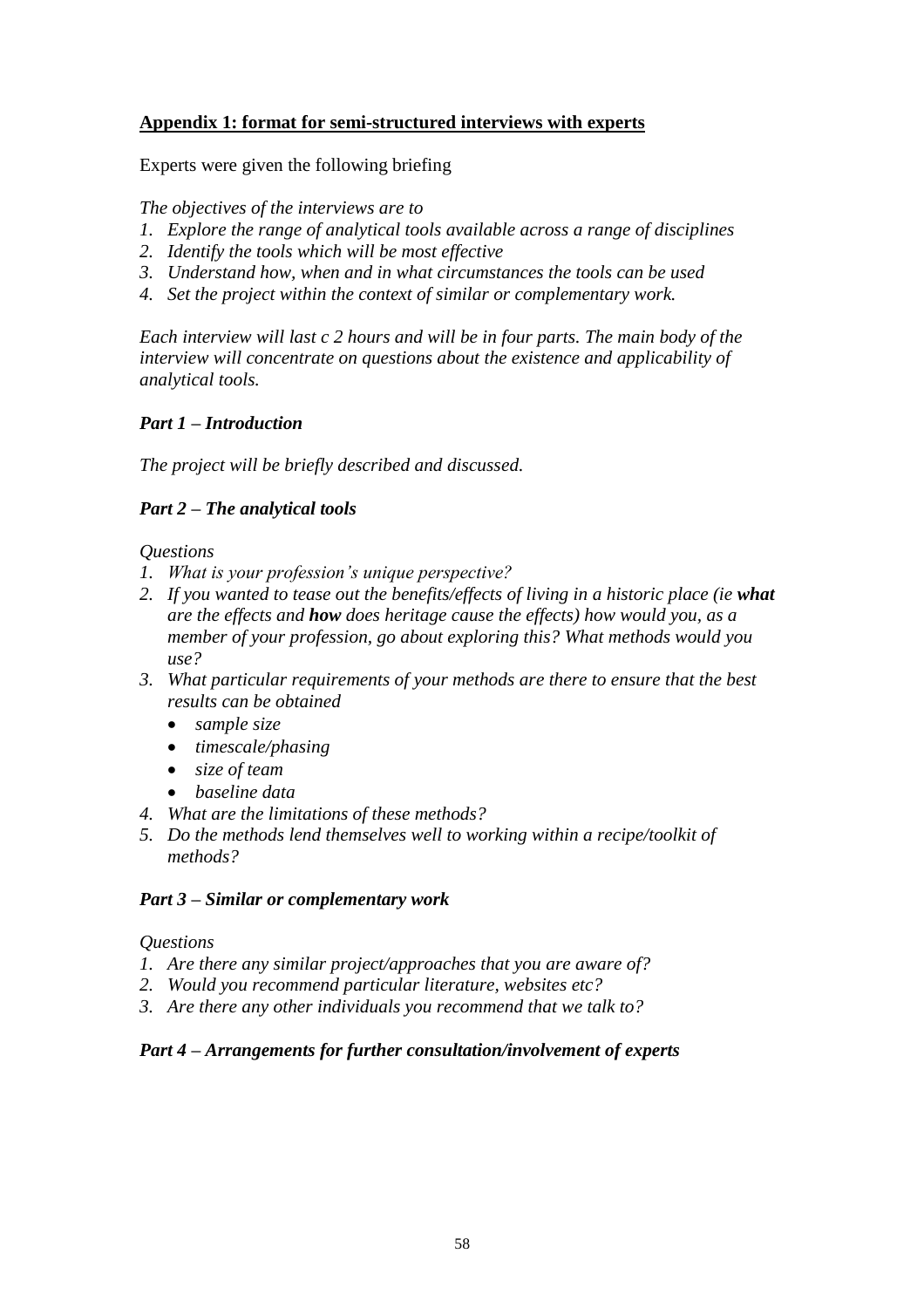## **Appendix 1: format for semi-structured interviews with experts**

Experts were given the following briefing

*The objectives of the interviews are to*

1. *Explore the range of analytical tools available across a range of disciplines*
2. *Identify the tools which will be most effective*
3. *Understand how, when and in what circumstances the tools can be used*
4. *Set the project within the context of similar or complementary work.*

*Each interview will last c 2 hours and will be in four parts. The main body of the interview will concentrate on questions about the existence and applicability of analytical tools.*

### *Part 1 – Introduction*

*The project will be briefly described and discussed.*

### *Part 2 – The analytical tools*

*Questions*

1. *What is your profession's unique perspective?*
2. *If you wanted to tease out the benefits/effects of living in a historic place (ie **what** are the effects and **how** does heritage cause the effects) how would you, as a member of your profession, go about exploring this? What methods would you use?*
3. *What particular requirements of your methods are there to ensure that the best results can be obtained*
   - *sample size*
   - *timescale/phasing*
   - *size of team*
   - *baseline data*
4. *What are the limitations of these methods?*
5. *Do the methods lend themselves well to working within a recipe/toolkit of methods?*

### *Part 3 – Similar or complementary work*

*Questions*

1. *Are there any similar project/approaches that you are aware of?*
2. *Would you recommend particular literature, websites etc?*
3. *Are there any other individuals you recommend that we talk to?*

### *Part 4 – Arrangements for further consultation/involvement of experts*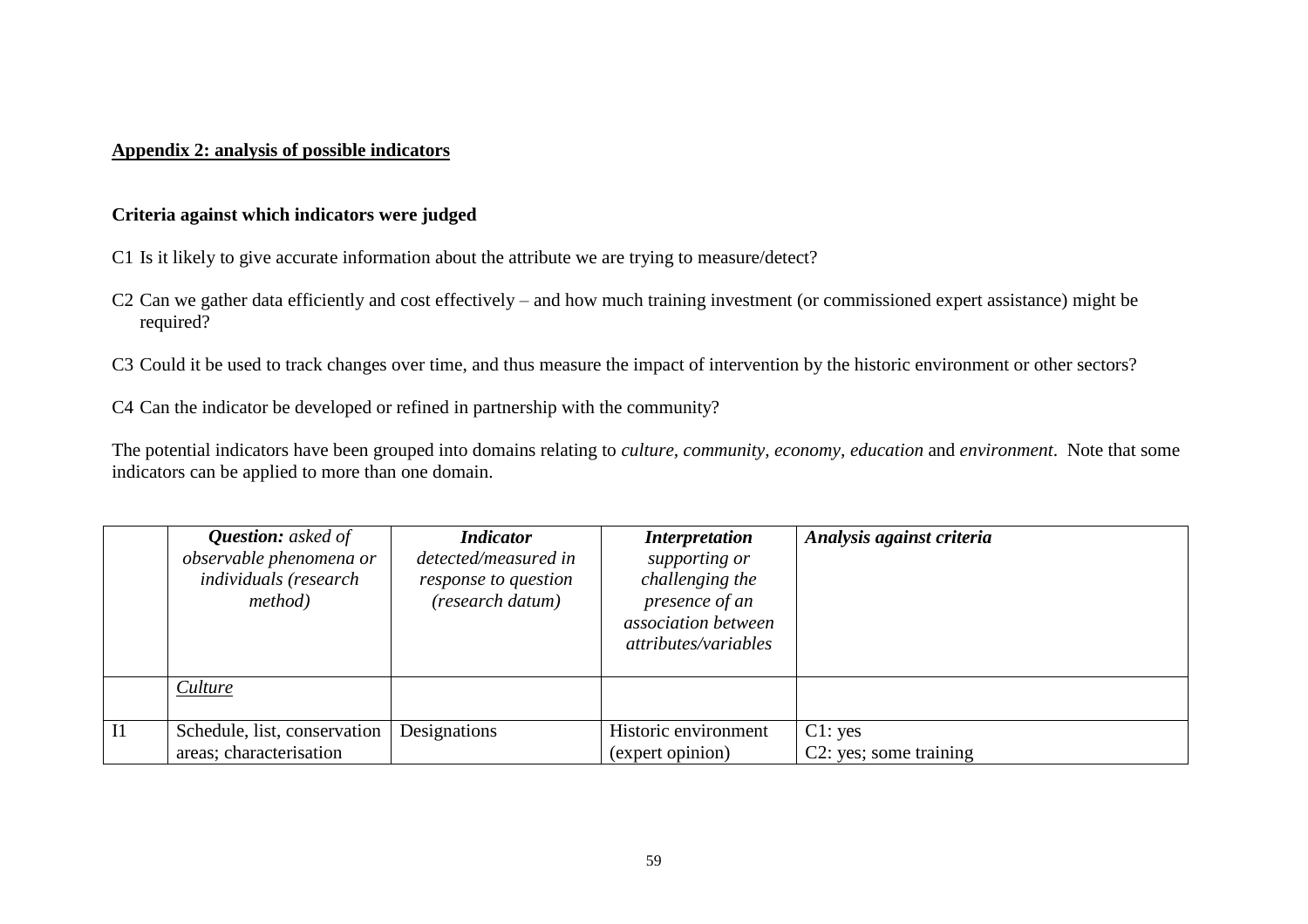## Appendix 2: analysis of possible indicators

### Criteria against which indicators were judged

C1 Is it likely to give accurate information about the attribute we are trying to measure/detect?

C2 Can we gather data efficiently and cost effectively – and how much training investment (or commissioned expert assistance) might be required?

C3 Could it be used to track changes over time, and thus measure the impact of intervention by the historic environment or other sectors?

C4 Can the indicator be developed or refined in partnership with the community?

The potential indicators have been grouped into domains relating to *culture, community, economy, education* and *environment*. Note that some indicators can be applied to more than one domain.

| | ***Question:*** *asked of observable phenomena or individuals (research method)* | ***Indicator*** *detected/measured in response to question (research datum)* | ***Interpretation*** *supporting or challenging the presence of an association between attributes/variables* | ***Analysis against criteria*** |
|---|---|---|---|---|
| | *Culture* | | | |
| I1 | Schedule, list, conservation areas; characterisation | Designations | Historic environment (expert opinion) | C1: yes<br>C2: yes; some training |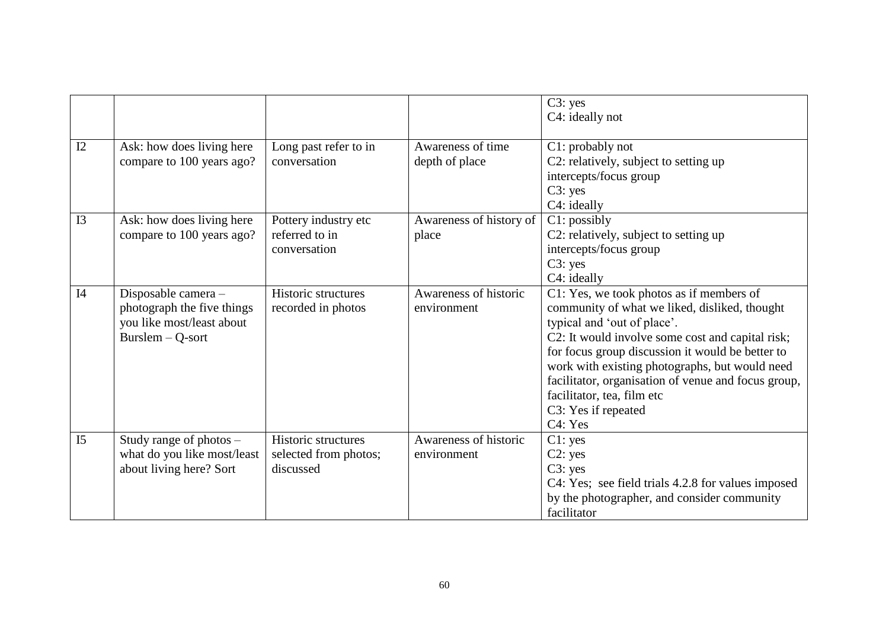| | | | | |
|---|---|---|---|---|
| | | | | C3: yes<br>C4: ideally not |
| I2 | Ask: how does living here compare to 100 years ago? | Long past refer to in conversation | Awareness of time depth of place | C1: probably not<br>C2: relatively, subject to setting up intercepts/focus group<br>C3: yes<br>C4: ideally |
| I3 | Ask: how does living here compare to 100 years ago? | Pottery industry etc referred to in conversation | Awareness of history of place | C1: possibly<br>C2: relatively, subject to setting up intercepts/focus group<br>C3: yes<br>C4: ideally |
| I4 | Disposable camera – photograph the five things you like most/least about Burslem – Q-sort | Historic structures recorded in photos | Awareness of historic environment | C1: Yes, we took photos as if members of community of what we liked, disliked, thought typical and 'out of place'.<br>C2: It would involve some cost and capital risk; for focus group discussion it would be better to work with existing photographs, but would need facilitator, organisation of venue and focus group, facilitator, tea, film etc<br>C3: Yes if repeated<br>C4: Yes |
| I5 | Study range of photos – what do you like most/least about living here? Sort | Historic structures selected from photos; discussed | Awareness of historic environment | C1: yes<br>C2: yes<br>C3: yes<br>C4: Yes; see field trials 4.2.8 for values imposed by the photographer, and consider community facilitator |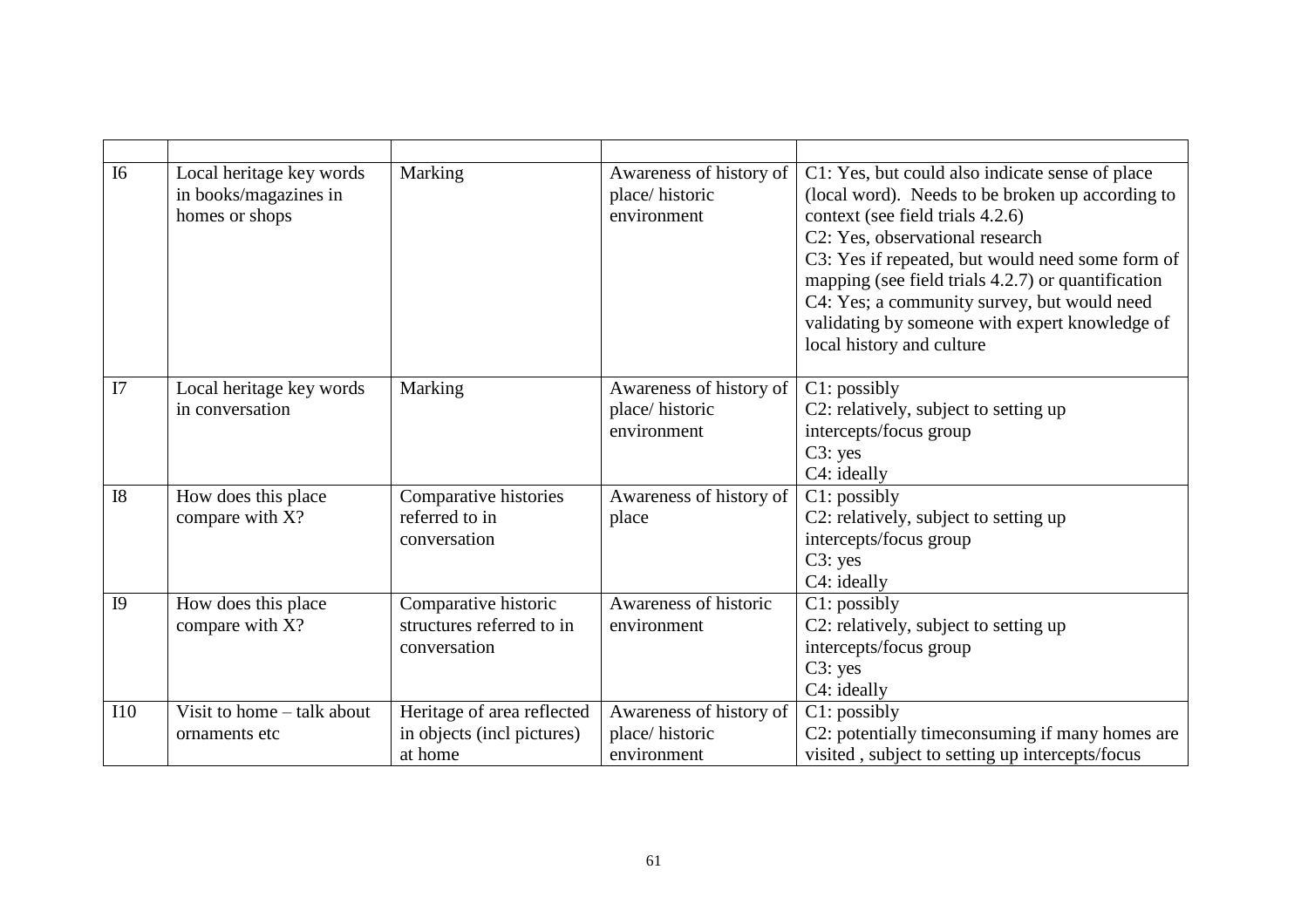| | | | | |
|---|---|---|---|---|
| I6 | Local heritage key words in books/magazines in homes or shops | Marking | Awareness of history of place/ historic environment | C1: Yes, but could also indicate sense of place (local word). Needs to be broken up according to context (see field trials 4.2.6)<br>C2: Yes, observational research<br>C3: Yes if repeated, but would need some form of mapping (see field trials 4.2.7) or quantification<br>C4: Yes; a community survey, but would need validating by someone with expert knowledge of local history and culture |
| I7 | Local heritage key words in conversation | Marking | Awareness of history of place/ historic environment | C1: possibly<br>C2: relatively, subject to setting up intercepts/focus group<br>C3: yes<br>C4: ideally |
| I8 | How does this place compare with X? | Comparative histories referred to in conversation | Awareness of history of place | C1: possibly<br>C2: relatively, subject to setting up intercepts/focus group<br>C3: yes<br>C4: ideally |
| I9 | How does this place compare with X? | Comparative historic structures referred to in conversation | Awareness of historic environment | C1: possibly<br>C2: relatively, subject to setting up intercepts/focus group<br>C3: yes<br>C4: ideally |
| I10 | Visit to home – talk about ornaments etc | Heritage of area reflected in objects (incl pictures) at home | Awareness of history of place/ historic environment | C1: possibly<br>C2: potentially timeconsuming if many homes are visited , subject to setting up intercepts/focus |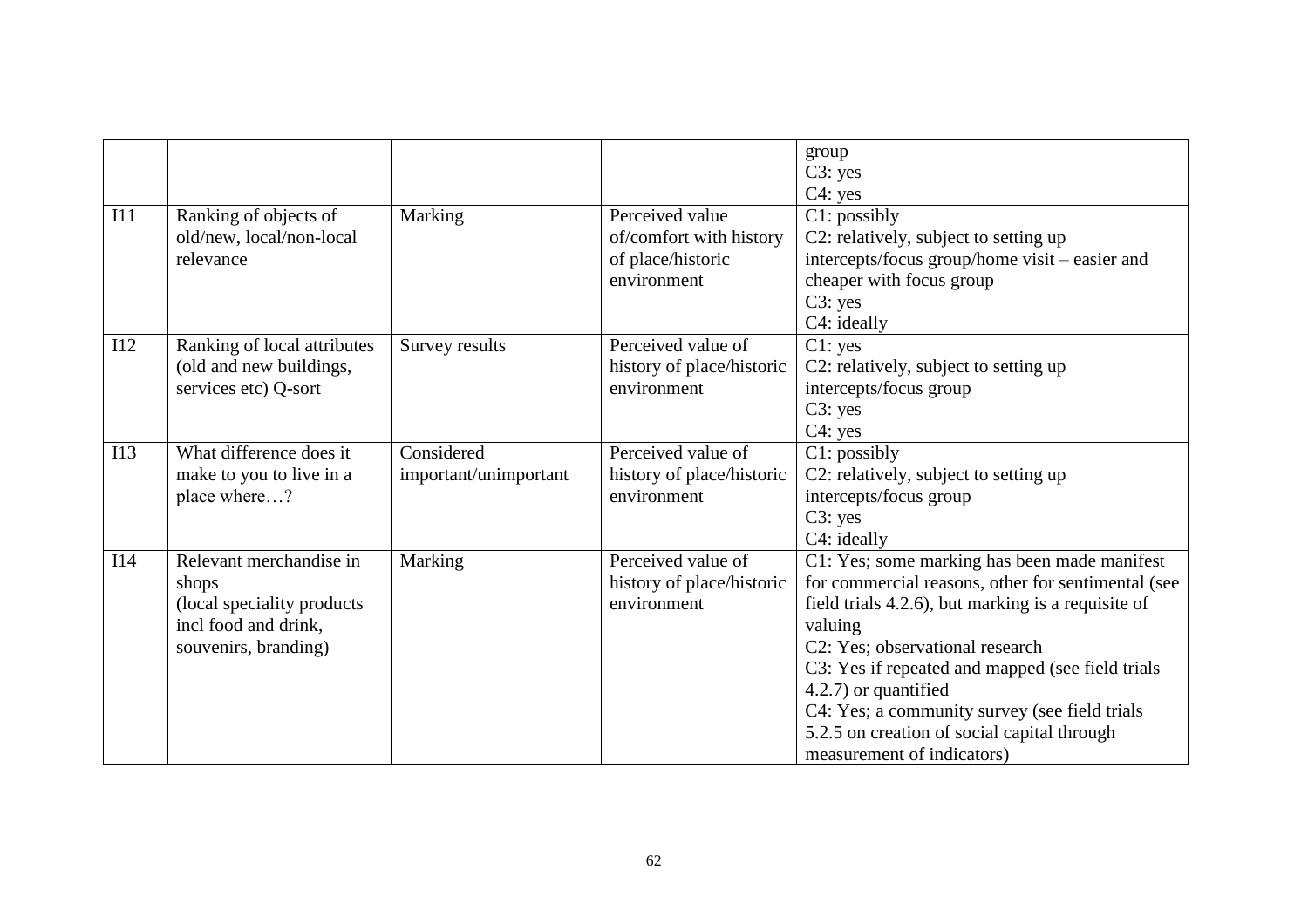| | | | | group<br>C3: yes<br>C4: yes |
|---|---|---|---|---|
| I11 | Ranking of objects of old/new, local/non-local relevance | Marking | Perceived value of/comfort with history of place/historic environment | C1: possibly<br>C2: relatively, subject to setting up intercepts/focus group/home visit – easier and cheaper with focus group<br>C3: yes<br>C4: ideally |
| I12 | Ranking of local attributes (old and new buildings, services etc) Q-sort | Survey results | Perceived value of history of place/historic environment | C1: yes<br>C2: relatively, subject to setting up intercepts/focus group<br>C3: yes<br>C4: yes |
| I13 | What difference does it make to you to live in a place where…? | Considered important/unimportant | Perceived value of history of place/historic environment | C1: possibly<br>C2: relatively, subject to setting up intercepts/focus group<br>C3: yes<br>C4: ideally |
| I14 | Relevant merchandise in shops (local speciality products incl food and drink, souvenirs, branding) | Marking | Perceived value of history of place/historic environment | C1: Yes; some marking has been made manifest for commercial reasons, other for sentimental (see field trials 4.2.6), but marking is a requisite of valuing<br>C2: Yes; observational research<br>C3: Yes if repeated and mapped (see field trials 4.2.7) or quantified<br>C4: Yes; a community survey (see field trials 5.2.5 on creation of social capital through measurement of indicators) |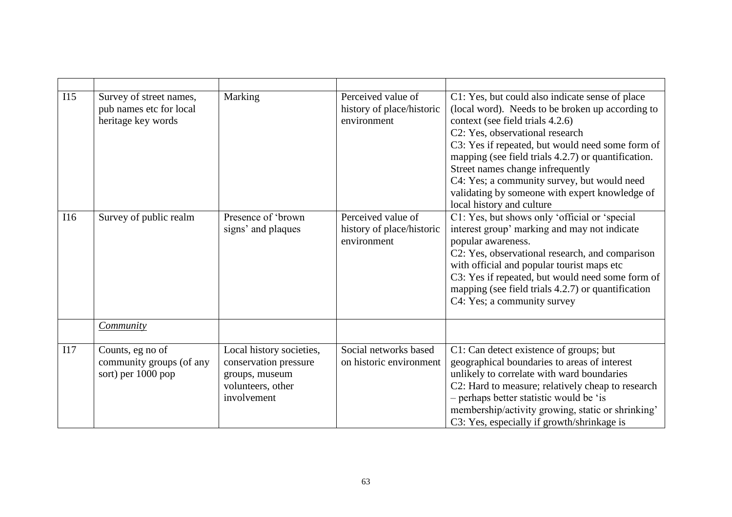| | | | | |
|---|---|---|---|---|
| I15 | Survey of street names, pub names etc for local heritage key words | Marking | Perceived value of history of place/historic environment | C1: Yes, but could also indicate sense of place (local word). Needs to be broken up according to context (see field trials 4.2.6)<br>C2: Yes, observational research<br>C3: Yes if repeated, but would need some form of mapping (see field trials 4.2.7) or quantification. Street names change infrequently<br>C4: Yes; a community survey, but would need validating by someone with expert knowledge of local history and culture |
| I16 | Survey of public realm | Presence of 'brown signs' and plaques | Perceived value of history of place/historic environment | C1: Yes, but shows only 'official or 'special interest group' marking and may not indicate popular awareness.<br>C2: Yes, observational research, and comparison with official and popular tourist maps etc<br>C3: Yes if repeated, but would need some form of mapping (see field trials 4.2.7) or quantification<br>C4: Yes; a community survey |
| | *Community* | | | |
| I17 | Counts, eg no of community groups (of any sort) per 1000 pop | Local history societies, conservation pressure groups, museum volunteers, other involvement | Social networks based on historic environment | C1: Can detect existence of groups; but geographical boundaries to areas of interest unlikely to correlate with ward boundaries<br>C2: Hard to measure; relatively cheap to research – perhaps better statistic would be 'is membership/activity growing, static or shrinking'<br>C3: Yes, especially if growth/shrinkage is |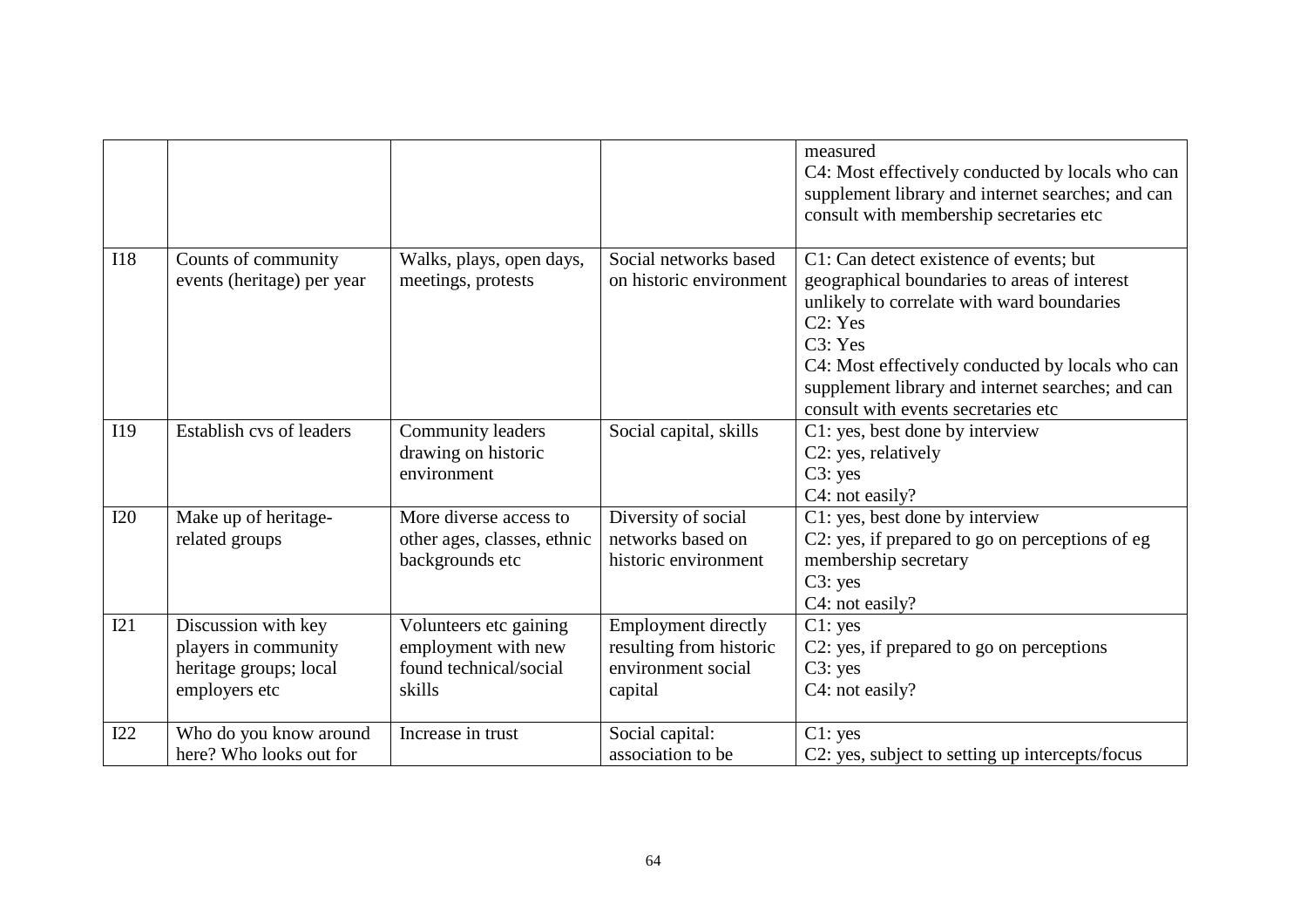| | | | | |
|---|---|---|---|---|
| | | | | measured<br>C4: Most effectively conducted by locals who can supplement library and internet searches; and can consult with membership secretaries etc |
| I18 | Counts of community events (heritage) per year | Walks, plays, open days, meetings, protests | Social networks based on historic environment | C1: Can detect existence of events; but geographical boundaries to areas of interest unlikely to correlate with ward boundaries<br>C2: Yes<br>C3: Yes<br>C4: Most effectively conducted by locals who can supplement library and internet searches; and can consult with events secretaries etc |
| I19 | Establish cvs of leaders | Community leaders drawing on historic environment | Social capital, skills | C1: yes, best done by interview<br>C2: yes, relatively<br>C3: yes<br>C4: not easily? |
| I20 | Make up of heritage-related groups | More diverse access to other ages, classes, ethnic backgrounds etc | Diversity of social networks based on historic environment | C1: yes, best done by interview<br>C2: yes, if prepared to go on perceptions of eg membership secretary<br>C3: yes<br>C4: not easily? |
| I21 | Discussion with key players in community heritage groups; local employers etc | Volunteers etc gaining employment with new found technical/social skills | Employment directly resulting from historic environment social capital | C1: yes<br>C2: yes, if prepared to go on perceptions<br>C3: yes<br>C4: not easily? |
| I22 | Who do you know around here? Who looks out for | Increase in trust | Social capital: association to be | C1: yes<br>C2: yes, subject to setting up intercepts/focus |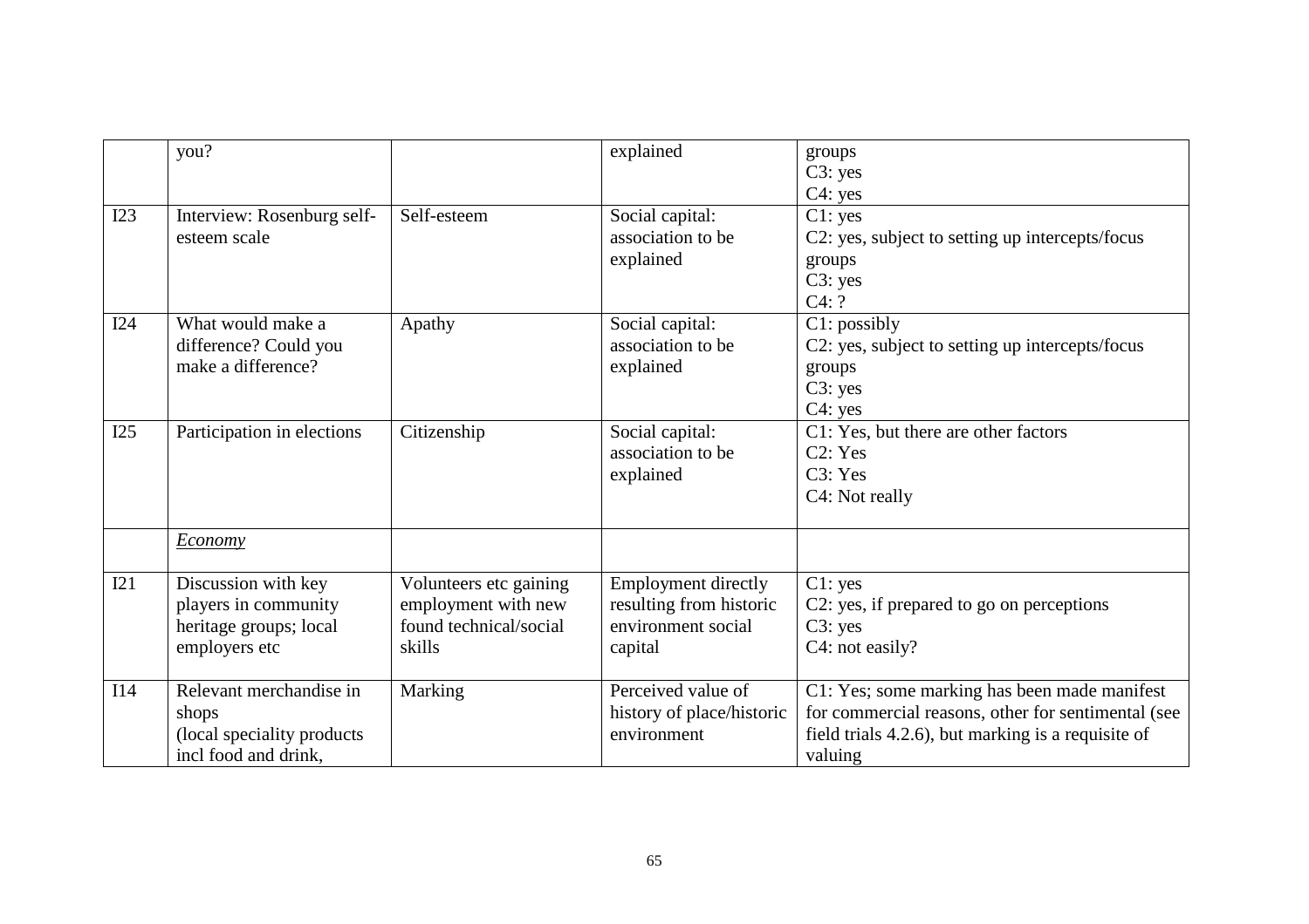| | | | | |
|---|---|---|---|---|
| | you? | | explained | groups<br>C3: yes<br>C4: yes |
| I23 | Interview: Rosenburg self-esteem scale | Self-esteem | Social capital: association to be explained | C1: yes<br>C2: yes, subject to setting up intercepts/focus groups<br>C3: yes<br>C4: ? |
| I24 | What would make a difference? Could you make a difference? | Apathy | Social capital: association to be explained | C1: possibly<br>C2: yes, subject to setting up intercepts/focus groups<br>C3: yes<br>C4: yes |
| I25 | Participation in elections | Citizenship | Social capital: association to be explained | C1: Yes, but there are other factors<br>C2: Yes<br>C3: Yes<br>C4: Not really |
| | *Economy* | | | |
| I21 | Discussion with key players in community heritage groups; local employers etc | Volunteers etc gaining employment with new found technical/social skills | Employment directly resulting from historic environment social capital | C1: yes<br>C2: yes, if prepared to go on perceptions<br>C3: yes<br>C4: not easily? |
| I14 | Relevant merchandise in shops<br>(local speciality products incl food and drink, | Marking | Perceived value of history of place/historic environment | C1: Yes; some marking has been made manifest for commercial reasons, other for sentimental (see field trials 4.2.6), but marking is a requisite of valuing |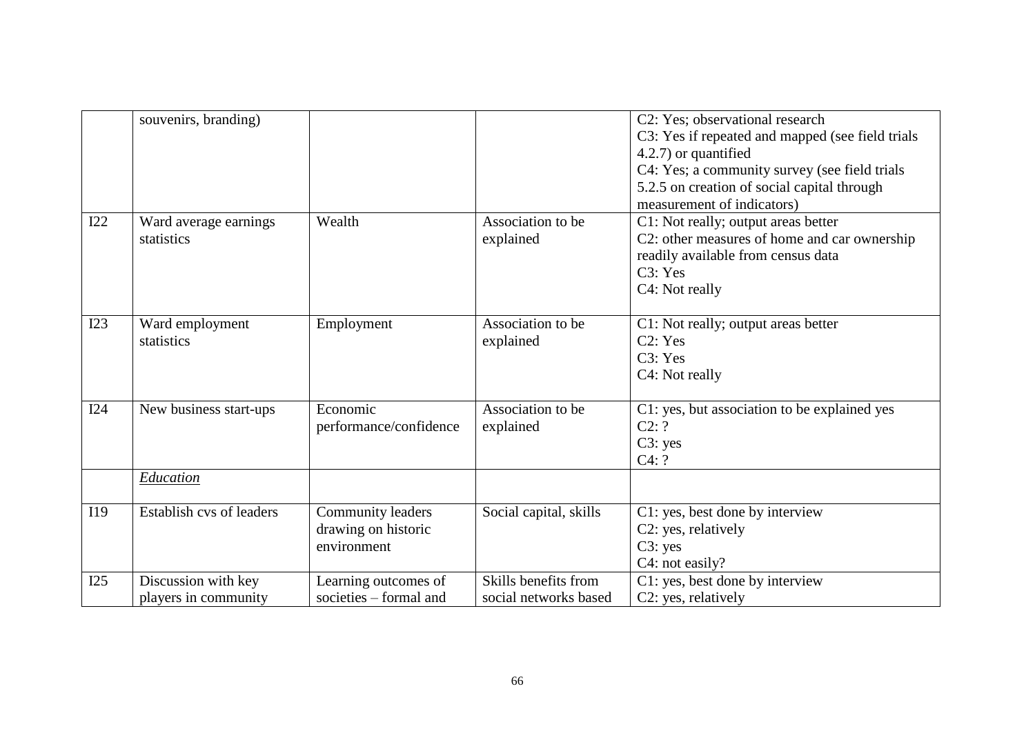|  | souvenirs, branding) |  |  | C2: Yes; observational research<br>C3: Yes if repeated and mapped (see field trials 4.2.7) or quantified<br>C4: Yes; a community survey (see field trials 5.2.5 on creation of social capital through measurement of indicators) |
|---|---|---|---|---|
| I22 | Ward average earnings statistics | Wealth | Association to be explained | C1: Not really; output areas better<br>C2: other measures of home and car ownership readily available from census data<br>C3: Yes<br>C4: Not really |
| I23 | Ward employment statistics | Employment | Association to be explained | C1: Not really; output areas better<br>C2: Yes<br>C3: Yes<br>C4: Not really |
| I24 | New business start-ups | Economic performance/confidence | Association to be explained | C1: yes, but association to be explained yes<br>C2: ?<br>C3: yes<br>C4: ? |
|  | *Education* |  |  |  |
| I19 | Establish cvs of leaders | Community leaders drawing on historic environment | Social capital, skills | C1: yes, best done by interview<br>C2: yes, relatively<br>C3: yes<br>C4: not easily? |
| I25 | Discussion with key players in community | Learning outcomes of societies – formal and | Skills benefits from social networks based | C1: yes, best done by interview<br>C2: yes, relatively |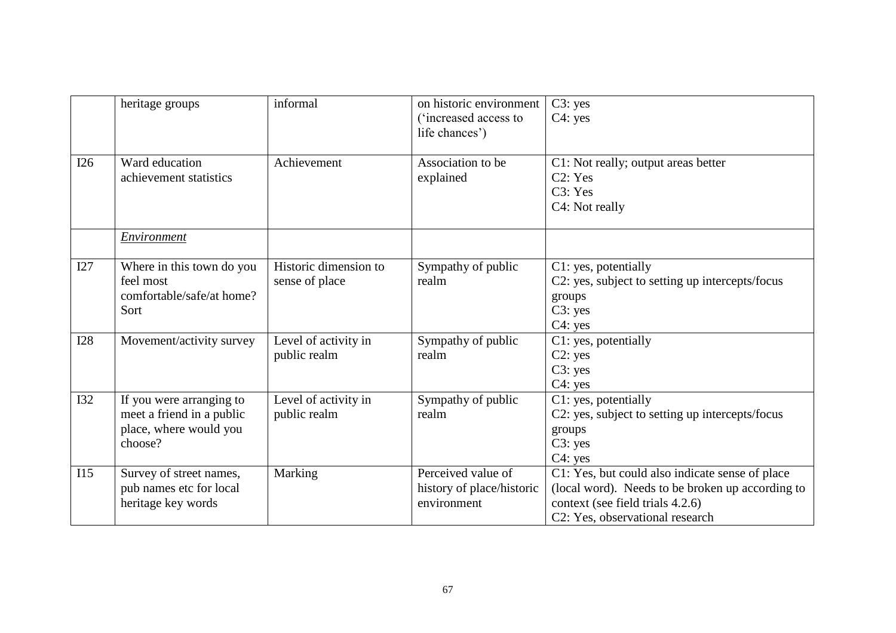| | | | | |
|---|---|---|---|---|
| | heritage groups | informal | on historic environment ('increased access to life chances') | C3: yes<br>C4: yes |
| I26 | Ward education achievement statistics | Achievement | Association to be explained | C1: Not really; output areas better<br>C2: Yes<br>C3: Yes<br>C4: Not really |
| | *Environment* | | | |
| I27 | Where in this town do you feel most comfortable/safe/at home? Sort | Historic dimension to sense of place | Sympathy of public realm | C1: yes, potentially<br>C2: yes, subject to setting up intercepts/focus groups<br>C3: yes<br>C4: yes |
| I28 | Movement/activity survey | Level of activity in public realm | Sympathy of public realm | C1: yes, potentially<br>C2: yes<br>C3: yes<br>C4: yes |
| I32 | If you were arranging to meet a friend in a public place, where would you choose? | Level of activity in public realm | Sympathy of public realm | C1: yes, potentially<br>C2: yes, subject to setting up intercepts/focus groups<br>C3: yes<br>C4: yes |
| I15 | Survey of street names, pub names etc for local heritage key words | Marking | Perceived value of history of place/historic environment | C1: Yes, but could also indicate sense of place (local word). Needs to be broken up according to context (see field trials 4.2.6)<br>C2: Yes, observational research |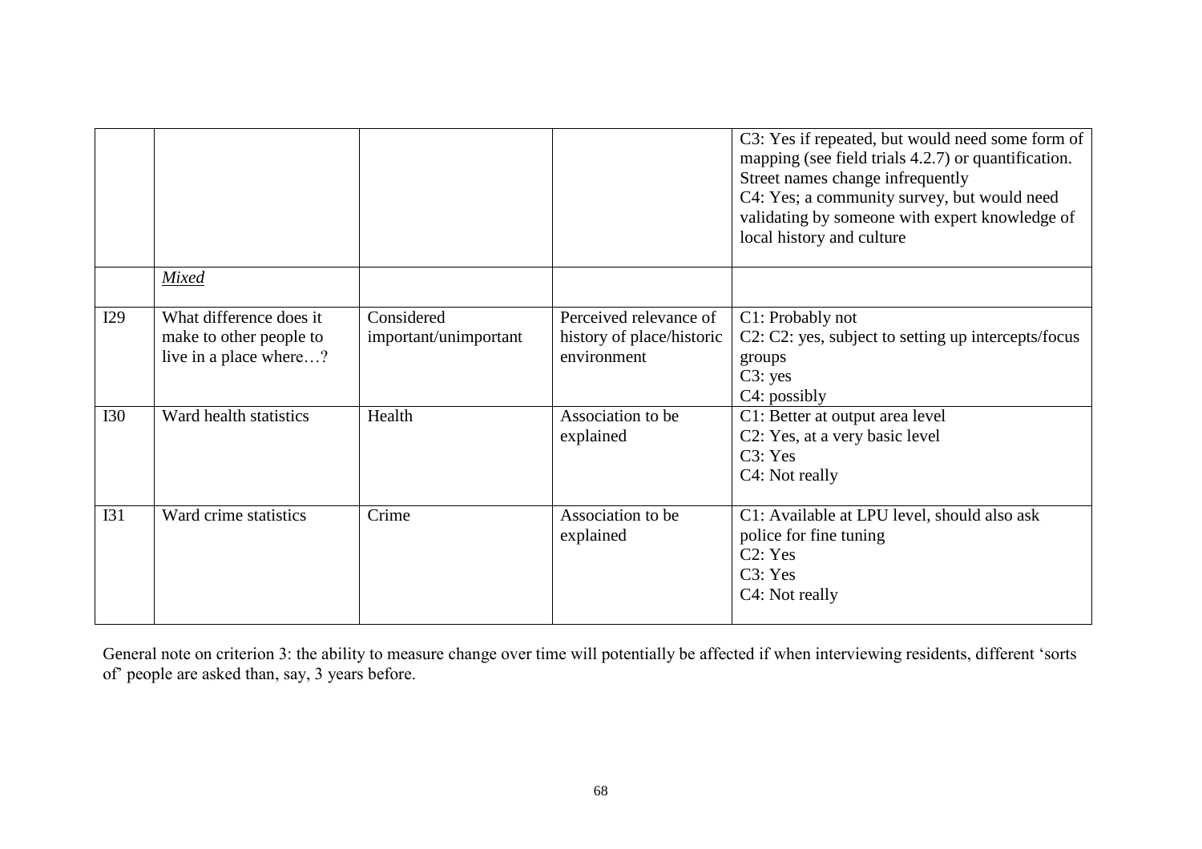| | | | | |
|---|---|---|---|---|
| | | | | C3: Yes if repeated, but would need some form of mapping (see field trials 4.2.7) or quantification. Street names change infrequently<br>C4: Yes; a community survey, but would need validating by someone with expert knowledge of local history and culture |
| | *Mixed* | | | |
| I29 | What difference does it make to other people to live in a place where…? | Considered important/unimportant | Perceived relevance of history of place/historic environment | C1: Probably not<br>C2: C2: yes, subject to setting up intercepts/focus groups<br>C3: yes<br>C4: possibly |
| I30 | Ward health statistics | Health | Association to be explained | C1: Better at output area level<br>C2: Yes, at a very basic level<br>C3: Yes<br>C4: Not really |
| I31 | Ward crime statistics | Crime | Association to be explained | C1: Available at LPU level, should also ask police for fine tuning<br>C2: Yes<br>C3: Yes<br>C4: Not really |

General note on criterion 3: the ability to measure change over time will potentially be affected if when interviewing residents, different 'sorts of' people are asked than, say, 3 years before.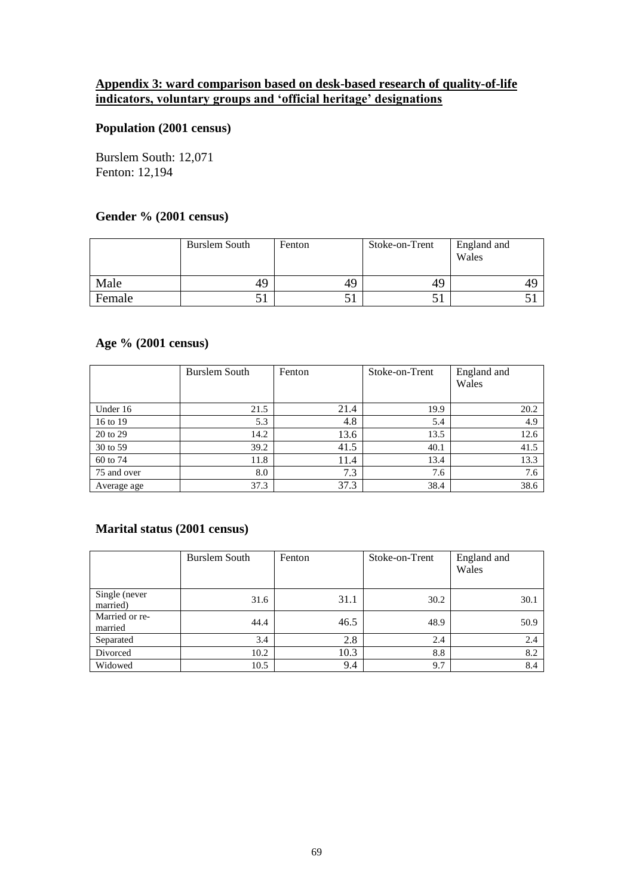## Appendix 3: ward comparison based on desk-based research of quality-of-life indicators, voluntary groups and 'official heritage' designations

### Population (2001 census)

Burslem South: 12,071
Fenton: 12,194

### Gender % (2001 census)

| | Burslem South | Fenton | Stoke-on-Trent | England and Wales |
|---|---|---|---|---|
| Male | 49 | 49 | 49 | 49 |
| Female | 51 | 51 | 51 | 51 |

### Age % (2001 census)

| | Burslem South | Fenton | Stoke-on-Trent | England and Wales |
|---|---|---|---|---|
| Under 16 | 21.5 | 21.4 | 19.9 | 20.2 |
| 16 to 19 | 5.3 | 4.8 | 5.4 | 4.9 |
| 20 to 29 | 14.2 | 13.6 | 13.5 | 12.6 |
| 30 to 59 | 39.2 | 41.5 | 40.1 | 41.5 |
| 60 to 74 | 11.8 | 11.4 | 13.4 | 13.3 |
| 75 and over | 8.0 | 7.3 | 7.6 | 7.6 |
| Average age | 37.3 | 37.3 | 38.4 | 38.6 |

### Marital status (2001 census)

| | Burslem South | Fenton | Stoke-on-Trent | England and Wales |
|---|---|---|---|---|
| Single (never married) | 31.6 | 31.1 | 30.2 | 30.1 |
| Married or re-married | 44.4 | 46.5 | 48.9 | 50.9 |
| Separated | 3.4 | 2.8 | 2.4 | 2.4 |
| Divorced | 10.2 | 10.3 | 8.8 | 8.2 |
| Widowed | 10.5 | 9.4 | 9.7 | 8.4 |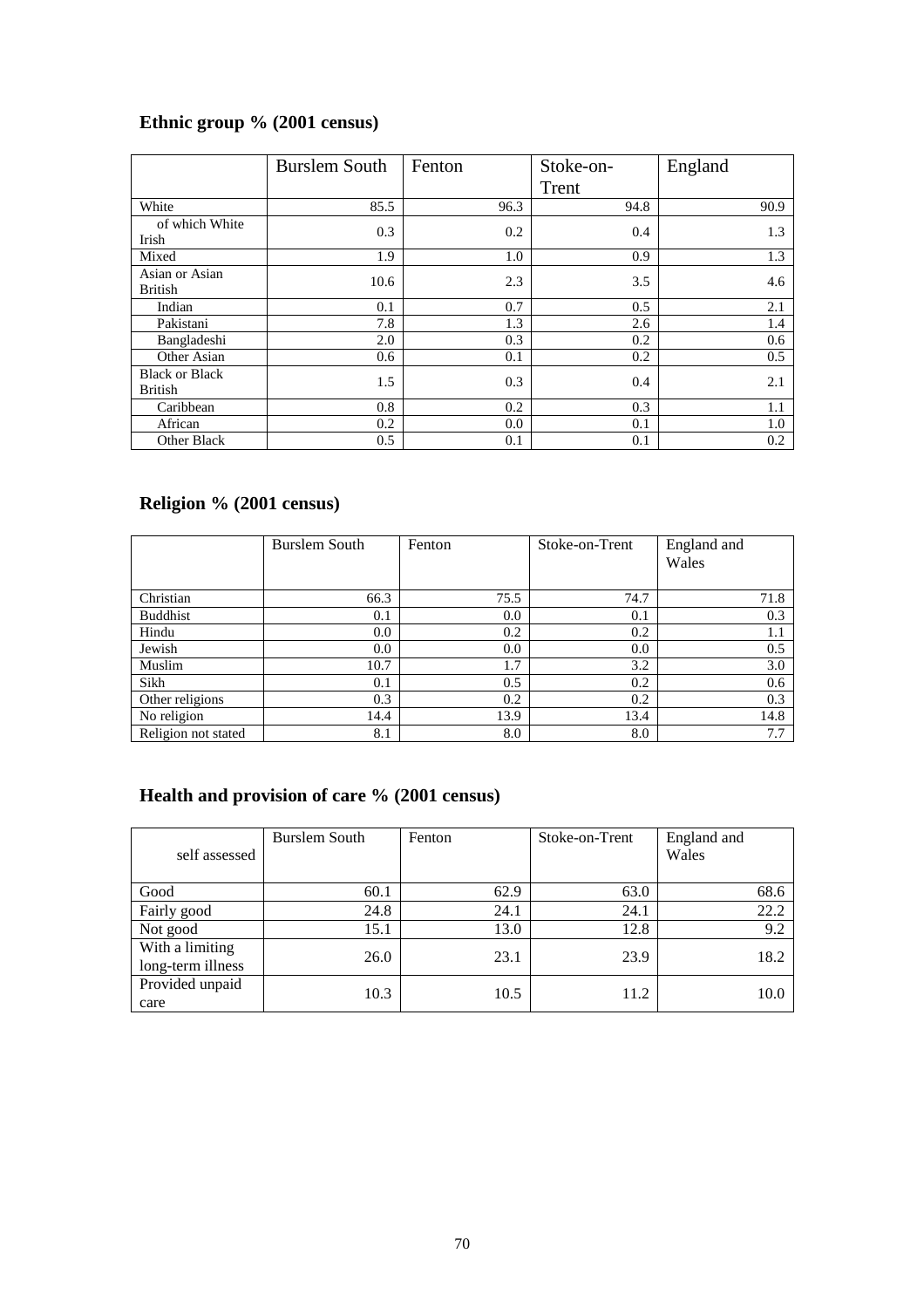## Ethnic group % (2001 census)

| | Burslem South | Fenton | Stoke-on-Trent | England |
|---|---|---|---|---|
| White | 85.5 | 96.3 | 94.8 | 90.9 |
| of which White Irish | 0.3 | 0.2 | 0.4 | 1.3 |
| Mixed | 1.9 | 1.0 | 0.9 | 1.3 |
| Asian or Asian British | 10.6 | 2.3 | 3.5 | 4.6 |
| Indian | 0.1 | 0.7 | 0.5 | 2.1 |
| Pakistani | 7.8 | 1.3 | 2.6 | 1.4 |
| Bangladeshi | 2.0 | 0.3 | 0.2 | 0.6 |
| Other Asian | 0.6 | 0.1 | 0.2 | 0.5 |
| Black or Black British | 1.5 | 0.3 | 0.4 | 2.1 |
| Caribbean | 0.8 | 0.2 | 0.3 | 1.1 |
| African | 0.2 | 0.0 | 0.1 | 1.0 |
| Other Black | 0.5 | 0.1 | 0.1 | 0.2 |

## Religion % (2001 census)

| | Burslem South | Fenton | Stoke-on-Trent | England and Wales |
|---|---|---|---|---|
| Christian | 66.3 | 75.5 | 74.7 | 71.8 |
| Buddhist | 0.1 | 0.0 | 0.1 | 0.3 |
| Hindu | 0.0 | 0.2 | 0.2 | 1.1 |
| Jewish | 0.0 | 0.0 | 0.0 | 0.5 |
| Muslim | 10.7 | 1.7 | 3.2 | 3.0 |
| Sikh | 0.1 | 0.5 | 0.2 | 0.6 |
| Other religions | 0.3 | 0.2 | 0.2 | 0.3 |
| No religion | 14.4 | 13.9 | 13.4 | 14.8 |
| Religion not stated | 8.1 | 8.0 | 8.0 | 7.7 |

## Health and provision of care % (2001 census)

| self assessed | Burslem South | Fenton | Stoke-on-Trent | England and Wales |
|---|---|---|---|---|
| Good | 60.1 | 62.9 | 63.0 | 68.6 |
| Fairly good | 24.8 | 24.1 | 24.1 | 22.2 |
| Not good | 15.1 | 13.0 | 12.8 | 9.2 |
| With a limiting long-term illness | 26.0 | 23.1 | 23.9 | 18.2 |
| Provided unpaid care | 10.3 | 10.5 | 11.2 | 10.0 |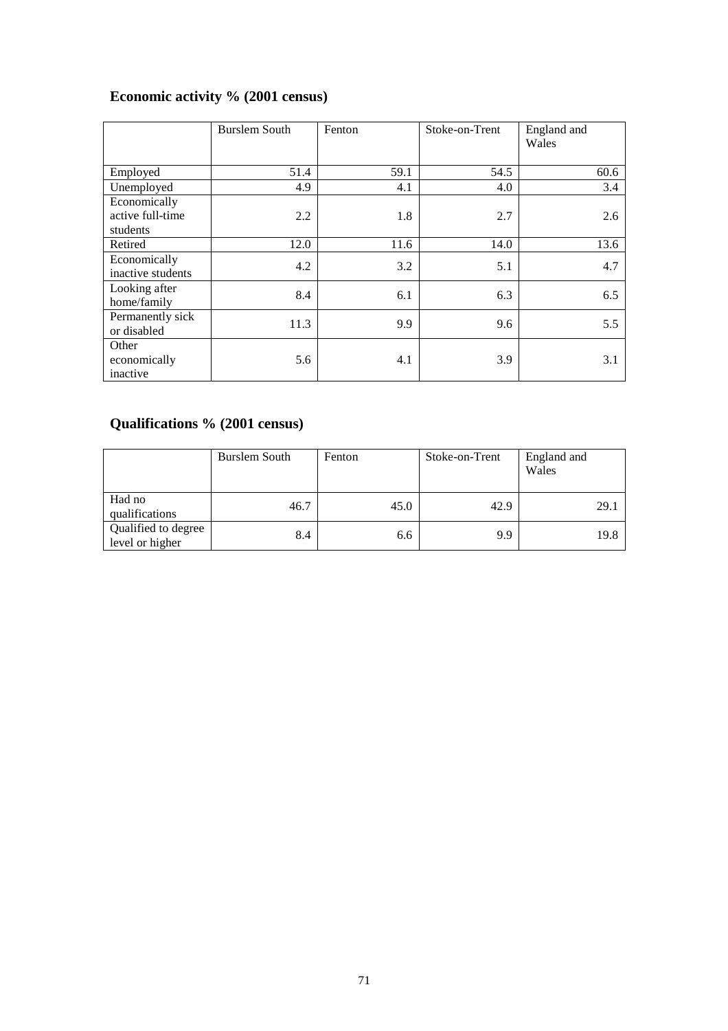## Economic activity % (2001 census)

| | Burslem South | Fenton | Stoke-on-Trent | England and Wales |
|---|---|---|---|---|
| Employed | 51.4 | 59.1 | 54.5 | 60.6 |
| Unemployed | 4.9 | 4.1 | 4.0 | 3.4 |
| Economically active full-time students | 2.2 | 1.8 | 2.7 | 2.6 |
| Retired | 12.0 | 11.6 | 14.0 | 13.6 |
| Economically inactive students | 4.2 | 3.2 | 5.1 | 4.7 |
| Looking after home/family | 8.4 | 6.1 | 6.3 | 6.5 |
| Permanently sick or disabled | 11.3 | 9.9 | 9.6 | 5.5 |
| Other economically inactive | 5.6 | 4.1 | 3.9 | 3.1 |

## Qualifications % (2001 census)

| | Burslem South | Fenton | Stoke-on-Trent | England and Wales |
|---|---|---|---|---|
| Had no qualifications | 46.7 | 45.0 | 42.9 | 29.1 |
| Qualified to degree level or higher | 8.4 | 6.6 | 9.9 | 19.8 |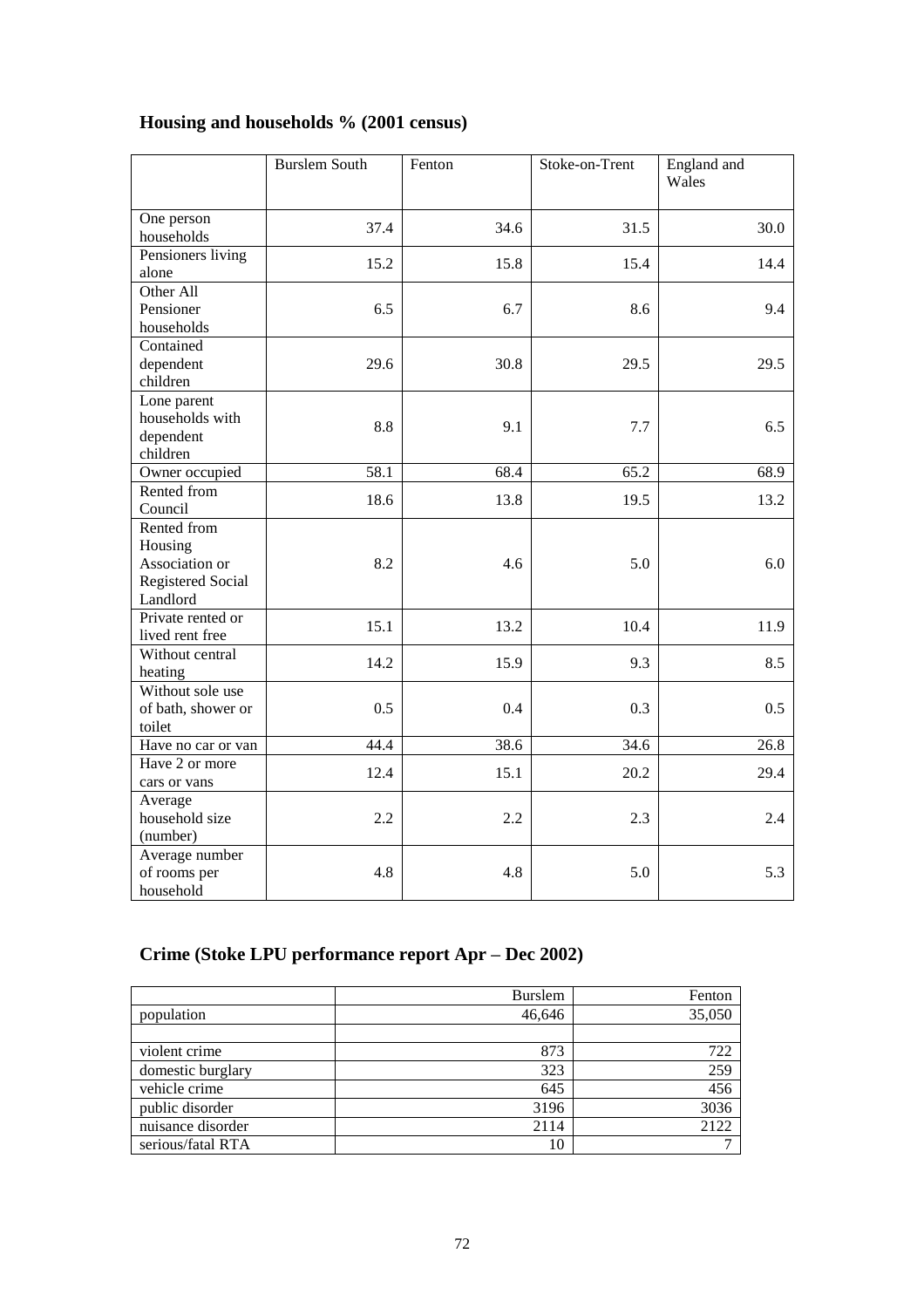## Housing and households % (2001 census)

| | Burslem South | Fenton | Stoke-on-Trent | England and Wales |
|---|---|---|---|---|
| One person households | 37.4 | 34.6 | 31.5 | 30.0 |
| Pensioners living alone | 15.2 | 15.8 | 15.4 | 14.4 |
| Other All Pensioner households | 6.5 | 6.7 | 8.6 | 9.4 |
| Contained dependent children | 29.6 | 30.8 | 29.5 | 29.5 |
| Lone parent households with dependent children | 8.8 | 9.1 | 7.7 | 6.5 |
| Owner occupied | 58.1 | 68.4 | 65.2 | 68.9 |
| Rented from Council | 18.6 | 13.8 | 19.5 | 13.2 |
| Rented from Housing Association or Registered Social Landlord | 8.2 | 4.6 | 5.0 | 6.0 |
| Private rented or lived rent free | 15.1 | 13.2 | 10.4 | 11.9 |
| Without central heating | 14.2 | 15.9 | 9.3 | 8.5 |
| Without sole use of bath, shower or toilet | 0.5 | 0.4 | 0.3 | 0.5 |
| Have no car or van | 44.4 | 38.6 | 34.6 | 26.8 |
| Have 2 or more cars or vans | 12.4 | 15.1 | 20.2 | 29.4 |
| Average household size (number) | 2.2 | 2.2 | 2.3 | 2.4 |
| Average number of rooms per household | 4.8 | 4.8 | 5.0 | 5.3 |

## Crime (Stoke LPU performance report Apr – Dec 2002)

| | Burslem | Fenton |
|---|---|---|
| population | 46,646 | 35,050 |
| | | |
| violent crime | 873 | 722 |
| domestic burglary | 323 | 259 |
| vehicle crime | 645 | 456 |
| public disorder | 3196 | 3036 |
| nuisance disorder | 2114 | 2122 |
| serious/fatal RTA | 10 | 7 |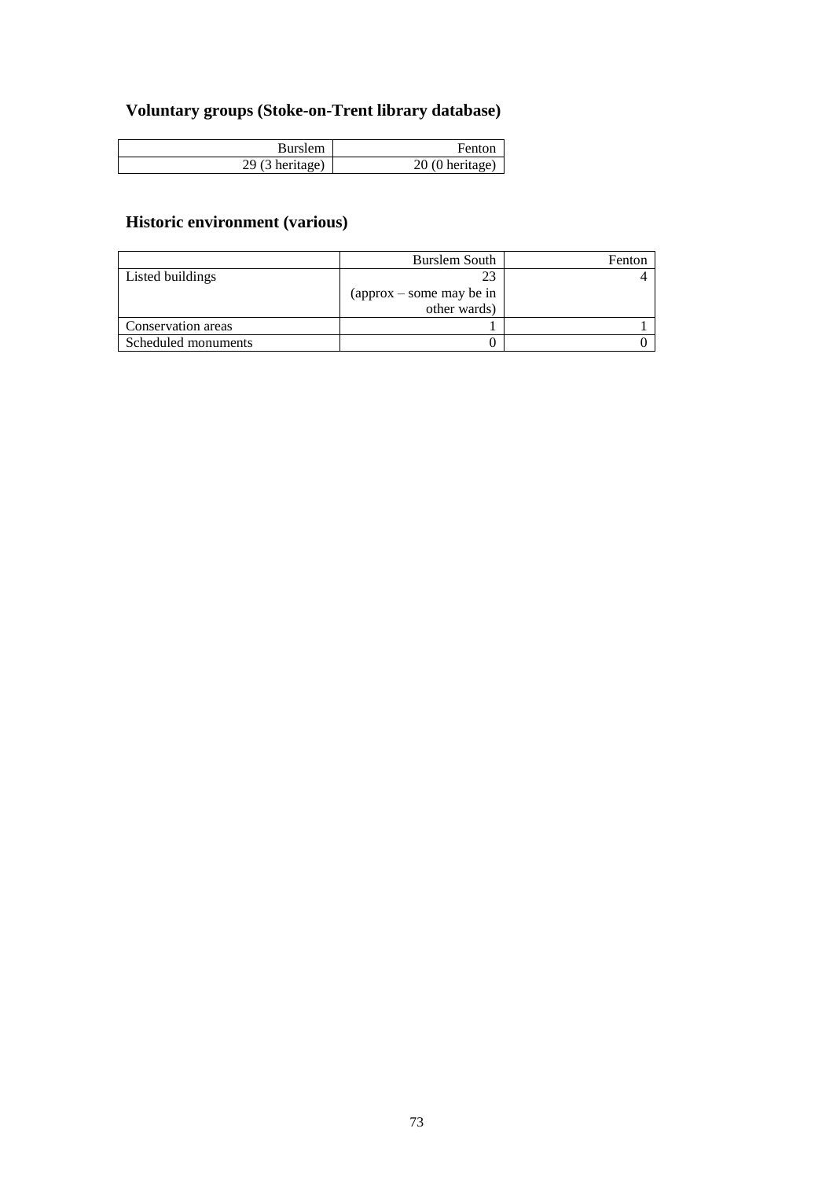## Voluntary groups (Stoke-on-Trent library database)

| Burslem | Fenton |
|---|---|
| 29 (3 heritage) | 20 (0 heritage) |

## Historic environment (various)

| | Burslem South | Fenton |
|---|---|---|
| Listed buildings | 23 (approx – some may be in other wards) | 4 |
| Conservation areas | 1 | 1 |
| Scheduled monuments | 0 | 0 |